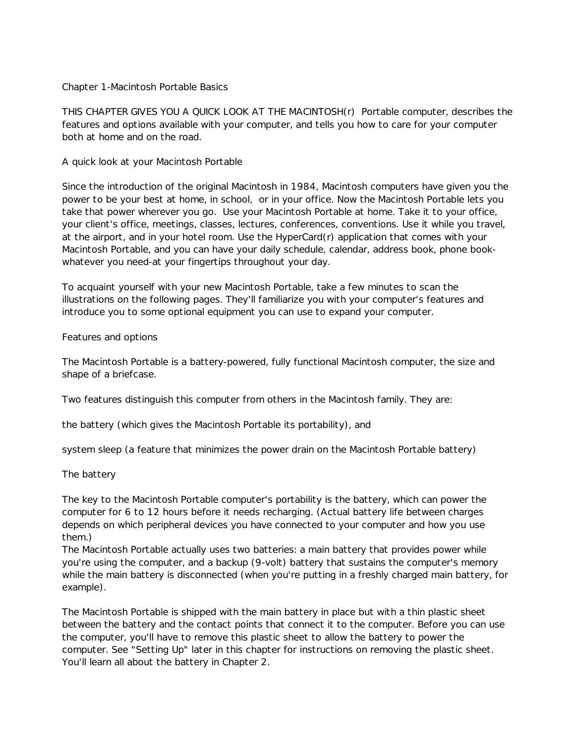# Chapter 1-Macintosh Portable Basics

THIS CHAPTER GIVES YOU A QUICK LOOK AT THE MACINTOSH(r) Portable computer, describes the features and options available with your computer, and tells you how to care for your computer both at home and on the road.

## A quick look at your Macintosh Portable

Since the introduction of the original Macintosh in 1984, Macintosh computers have given you the power to be your best at home, in school, or in your office. Now the Macintosh Portable lets you take that power wherever you go. Use your Macintosh Portable at home. Take it to your office, your client's office, meetings, classes, lectures, conferences, conventions. Use it while you travel, at the airport, and in your hotel room. Use the HyperCard(r) application that comes with your Macintosh Portable, and you can have your daily schedule, calendar, address book, phone book-whatever you need-at your fingertips throughout your day.

To acquaint yourself with your new Macintosh Portable, take a few minutes to scan the illustrations on the following pages. They'll familiarize you with your computer's features and introduce you to some optional equipment you can use to expand your computer.

## Features and options

The Macintosh Portable is a battery-powered, fully functional Macintosh computer, the size and shape of a briefcase.

Two features distinguish this computer from others in the Macintosh family. They are:

the battery (which gives the Macintosh Portable its portability), and

system sleep (a feature that minimizes the power drain on the Macintosh Portable battery)

### The battery

The key to the Macintosh Portable computer's portability is the battery, which can power the computer for 6 to 12 hours before it needs recharging. (Actual battery life between charges depends on which peripheral devices you have connected to your computer and how you use them.)
The Macintosh Portable actually uses two batteries: a main battery that provides power while you're using the computer, and a backup (9-volt) battery that sustains the computer's memory while the main battery is disconnected (when you're putting in a freshly charged main battery, for example).

The Macintosh Portable is shipped with the main battery in place but with a thin plastic sheet between the battery and the contact points that connect it to the computer. Before you can use the computer, you'll have to remove this plastic sheet to allow the battery to power the computer. See "Setting Up" later in this chapter for instructions on removing the plastic sheet. You'll learn all about the battery in Chapter 2.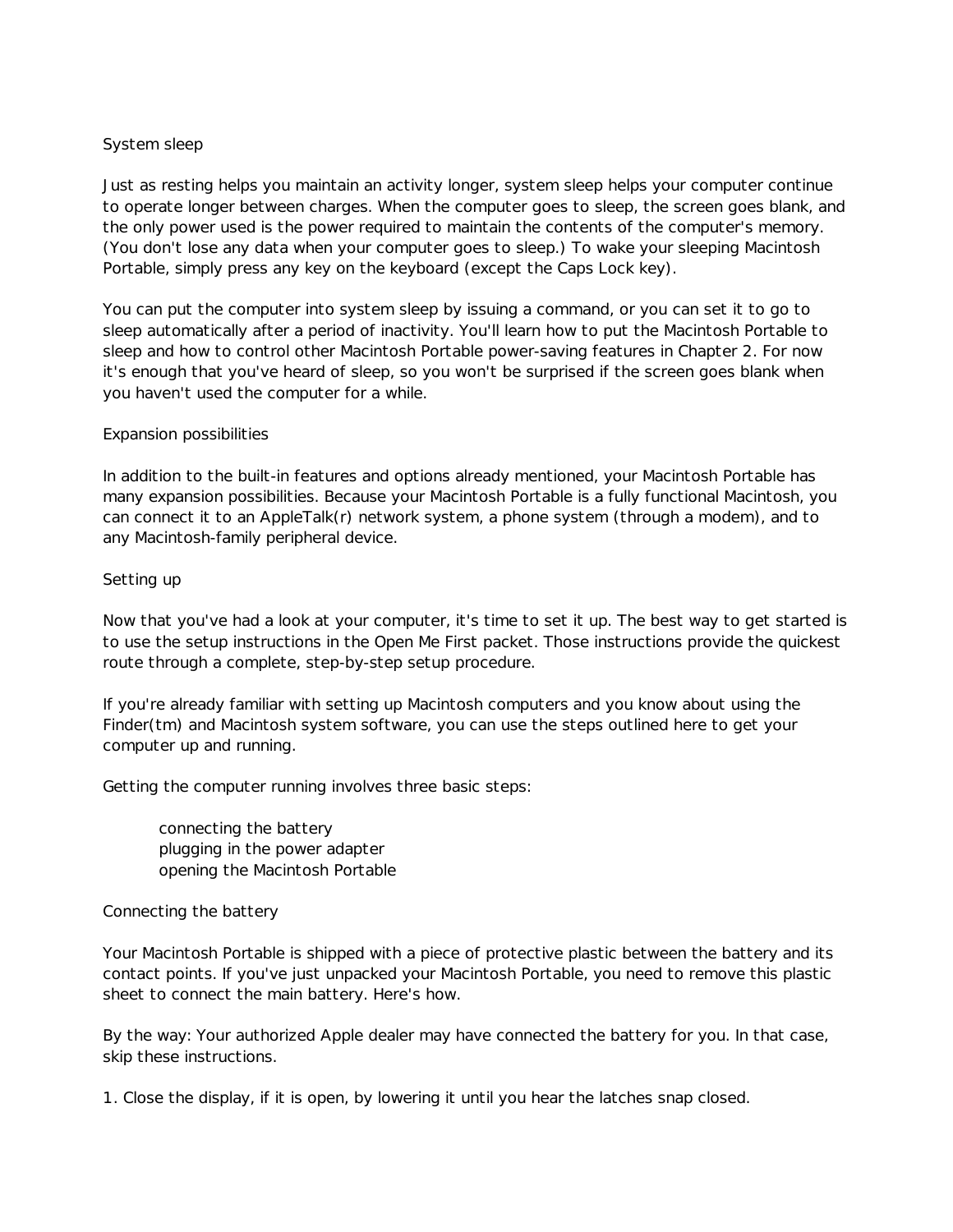## System sleep

Just as resting helps you maintain an activity longer, system sleep helps your computer continue to operate longer between charges. When the computer goes to sleep, the screen goes blank, and the only power used is the power required to maintain the contents of the computer's memory. (You don't lose any data when your computer goes to sleep.) To wake your sleeping Macintosh Portable, simply press any key on the keyboard (except the Caps Lock key).

You can put the computer into system sleep by issuing a command, or you can set it to go to sleep automatically after a period of inactivity. You'll learn how to put the Macintosh Portable to sleep and how to control other Macintosh Portable power-saving features in Chapter 2. For now it's enough that you've heard of sleep, so you won't be surprised if the screen goes blank when you haven't used the computer for a while.

## Expansion possibilities

In addition to the built-in features and options already mentioned, your Macintosh Portable has many expansion possibilities. Because your Macintosh Portable is a fully functional Macintosh, you can connect it to an AppleTalk(r) network system, a phone system (through a modem), and to any Macintosh-family peripheral device.

## Setting up

Now that you've had a look at your computer, it's time to set it up. The best way to get started is to use the setup instructions in the Open Me First packet. Those instructions provide the quickest route through a complete, step-by-step setup procedure.

If you're already familiar with setting up Macintosh computers and you know about using the Finder(tm) and Macintosh system software, you can use the steps outlined here to get your computer up and running.

Getting the computer running involves three basic steps:

- connecting the battery
- plugging in the power adapter
- opening the Macintosh Portable

### Connecting the battery

Your Macintosh Portable is shipped with a piece of protective plastic between the battery and its contact points. If you've just unpacked your Macintosh Portable, you need to remove this plastic sheet to connect the main battery. Here's how.

By the way: Your authorized Apple dealer may have connected the battery for you. In that case, skip these instructions.

1. Close the display, if it is open, by lowering it until you hear the latches snap closed.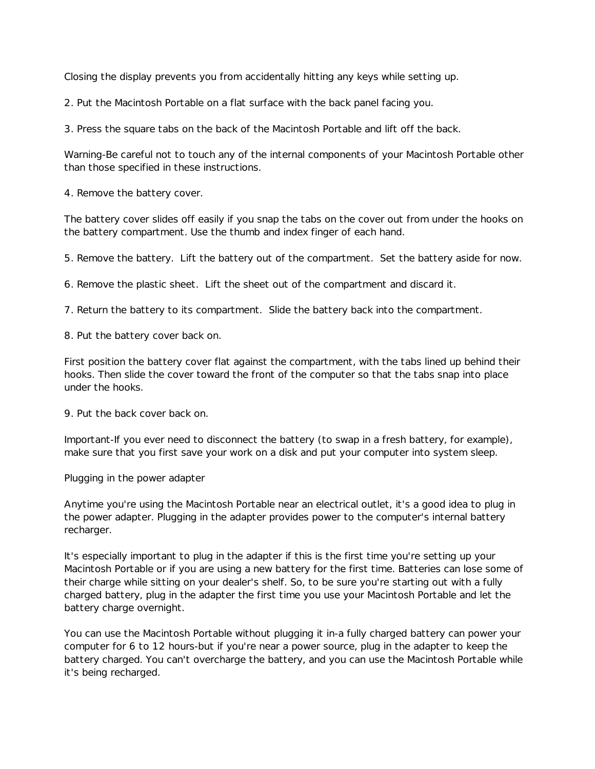Closing the display prevents you from accidentally hitting any keys while setting up.

2. Put the Macintosh Portable on a flat surface with the back panel facing you.

3. Press the square tabs on the back of the Macintosh Portable and lift off the back.

Warning-Be careful not to touch any of the internal components of your Macintosh Portable other than those specified in these instructions.

4. Remove the battery cover.

The battery cover slides off easily if you snap the tabs on the cover out from under the hooks on the battery compartment. Use the thumb and index finger of each hand.

5. Remove the battery.  Lift the battery out of the compartment.  Set the battery aside for now.

6. Remove the plastic sheet.  Lift the sheet out of the compartment and discard it.

7. Return the battery to its compartment.  Slide the battery back into the compartment.

8. Put the battery cover back on.

First position the battery cover flat against the compartment, with the tabs lined up behind their hooks. Then slide the cover toward the front of the computer so that the tabs snap into place under the hooks.

9. Put the back cover back on.

Important-If you ever need to disconnect the battery (to swap in a fresh battery, for example), make sure that you first save your work on a disk and put your computer into system sleep.

Plugging in the power adapter

Anytime you're using the Macintosh Portable near an electrical outlet, it's a good idea to plug in the power adapter. Plugging in the adapter provides power to the computer's internal battery recharger.

It's especially important to plug in the adapter if this is the first time you're setting up your Macintosh Portable or if you are using a new battery for the first time. Batteries can lose some of their charge while sitting on your dealer's shelf. So, to be sure you're starting out with a fully charged battery, plug in the adapter the first time you use your Macintosh Portable and let the battery charge overnight.

You can use the Macintosh Portable without plugging it in-a fully charged battery can power your computer for 6 to 12 hours-but if you're near a power source, plug in the adapter to keep the battery charged. You can't overcharge the battery, and you can use the Macintosh Portable while it's being recharged.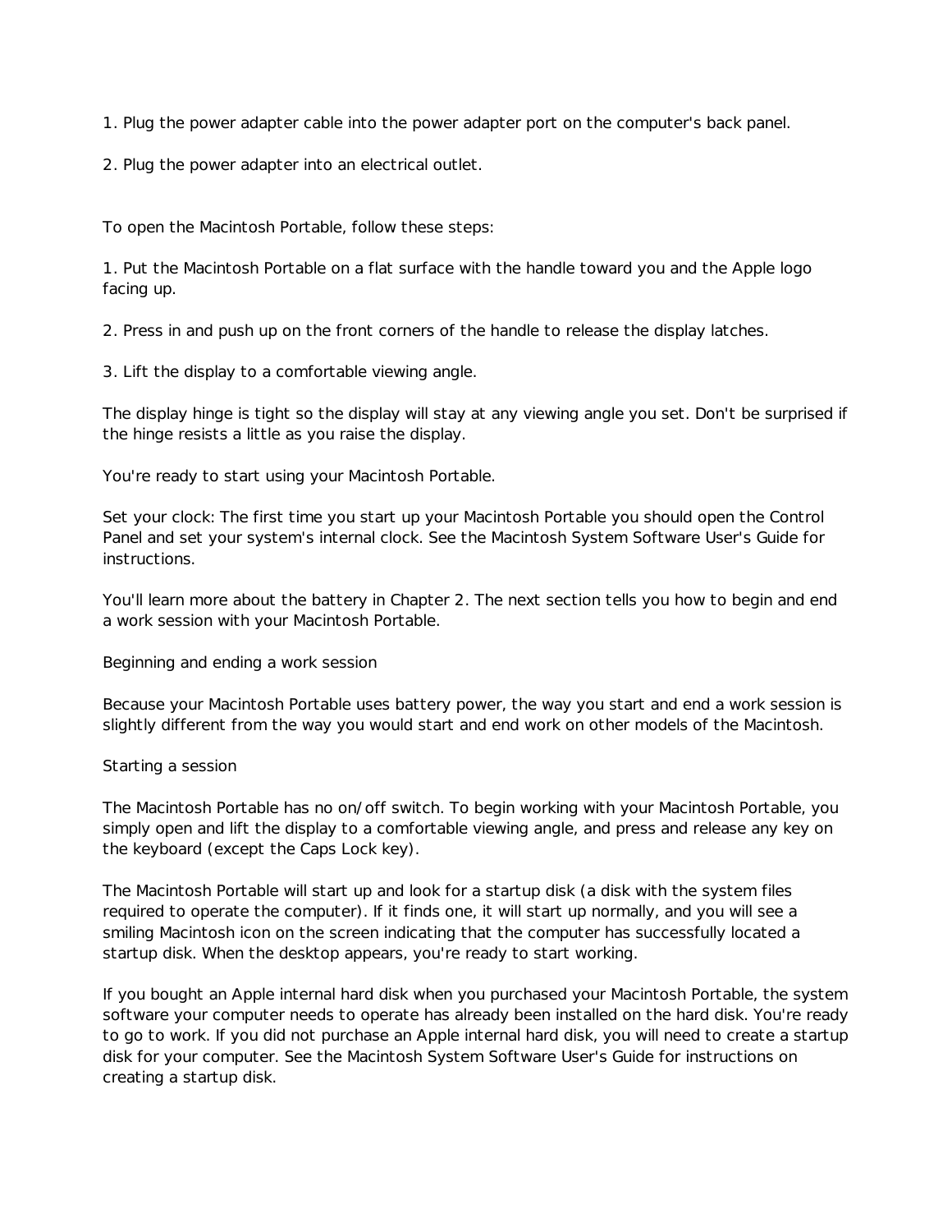1. Plug the power adapter cable into the power adapter port on the computer's back panel.

2. Plug the power adapter into an electrical outlet.

To open the Macintosh Portable, follow these steps:

1. Put the Macintosh Portable on a flat surface with the handle toward you and the Apple logo facing up.

2. Press in and push up on the front corners of the handle to release the display latches.

3. Lift the display to a comfortable viewing angle.

The display hinge is tight so the display will stay at any viewing angle you set. Don't be surprised if the hinge resists a little as you raise the display.

You're ready to start using your Macintosh Portable.

Set your clock: The first time you start up your Macintosh Portable you should open the Control Panel and set your system's internal clock. See the Macintosh System Software User's Guide for instructions.

You'll learn more about the battery in Chapter 2. The next section tells you how to begin and end a work session with your Macintosh Portable.

## Beginning and ending a work session

Because your Macintosh Portable uses battery power, the way you start and end a work session is slightly different from the way you would start and end work on other models of the Macintosh.

### Starting a session

The Macintosh Portable has no on/off switch. To begin working with your Macintosh Portable, you simply open and lift the display to a comfortable viewing angle, and press and release any key on the keyboard (except the Caps Lock key).

The Macintosh Portable will start up and look for a startup disk (a disk with the system files required to operate the computer). If it finds one, it will start up normally, and you will see a smiling Macintosh icon on the screen indicating that the computer has successfully located a startup disk. When the desktop appears, you're ready to start working.

If you bought an Apple internal hard disk when you purchased your Macintosh Portable, the system software your computer needs to operate has already been installed on the hard disk. You're ready to go to work. If you did not purchase an Apple internal hard disk, you will need to create a startup disk for your computer. See the Macintosh System Software User's Guide for instructions on creating a startup disk.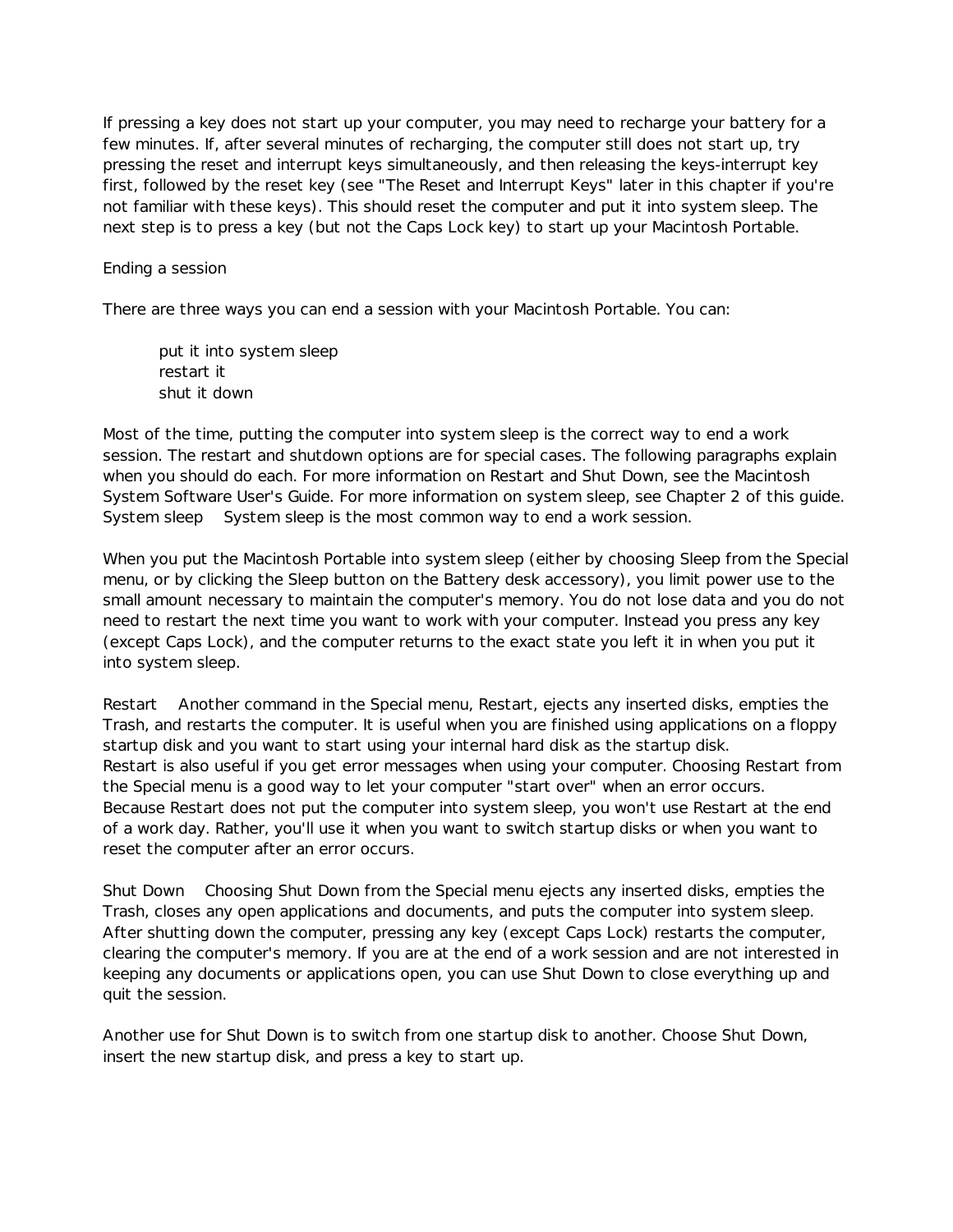If pressing a key does not start up your computer, you may need to recharge your battery for a few minutes. If, after several minutes of recharging, the computer still does not start up, try pressing the reset and interrupt keys simultaneously, and then releasing the keys-interrupt key first, followed by the reset key (see "The Reset and Interrupt Keys" later in this chapter if you're not familiar with these keys). This should reset the computer and put it into system sleep. The next step is to press a key (but not the Caps Lock key) to start up your Macintosh Portable.

## Ending a session

There are three ways you can end a session with your Macintosh Portable. You can:

- put it into system sleep
- restart it
- shut it down

Most of the time, putting the computer into system sleep is the correct way to end a work session. The restart and shutdown options are for special cases. The following paragraphs explain when you should do each. For more information on Restart and Shut Down, see the Macintosh System Software User's Guide. For more information on system sleep, see Chapter 2 of this guide.

**System sleep** System sleep is the most common way to end a work session.

When you put the Macintosh Portable into system sleep (either by choosing Sleep from the Special menu, or by clicking the Sleep button on the Battery desk accessory), you limit power use to the small amount necessary to maintain the computer's memory. You do not lose data and you do not need to restart the next time you want to work with your computer. Instead you press any key (except Caps Lock), and the computer returns to the exact state you left it in when you put it into system sleep.

**Restart** Another command in the Special menu, Restart, ejects any inserted disks, empties the Trash, and restarts the computer. It is useful when you are finished using applications on a floppy startup disk and you want to start using your internal hard disk as the startup disk.
Restart is also useful if you get error messages when using your computer. Choosing Restart from the Special menu is a good way to let your computer "start over" when an error occurs.
Because Restart does not put the computer into system sleep, you won't use Restart at the end of a work day. Rather, you'll use it when you want to switch startup disks or when you want to reset the computer after an error occurs.

**Shut Down** Choosing Shut Down from the Special menu ejects any inserted disks, empties the Trash, closes any open applications and documents, and puts the computer into system sleep. After shutting down the computer, pressing any key (except Caps Lock) restarts the computer, clearing the computer's memory. If you are at the end of a work session and are not interested in keeping any documents or applications open, you can use Shut Down to close everything up and quit the session.

Another use for Shut Down is to switch from one startup disk to another. Choose Shut Down, insert the new startup disk, and press a key to start up.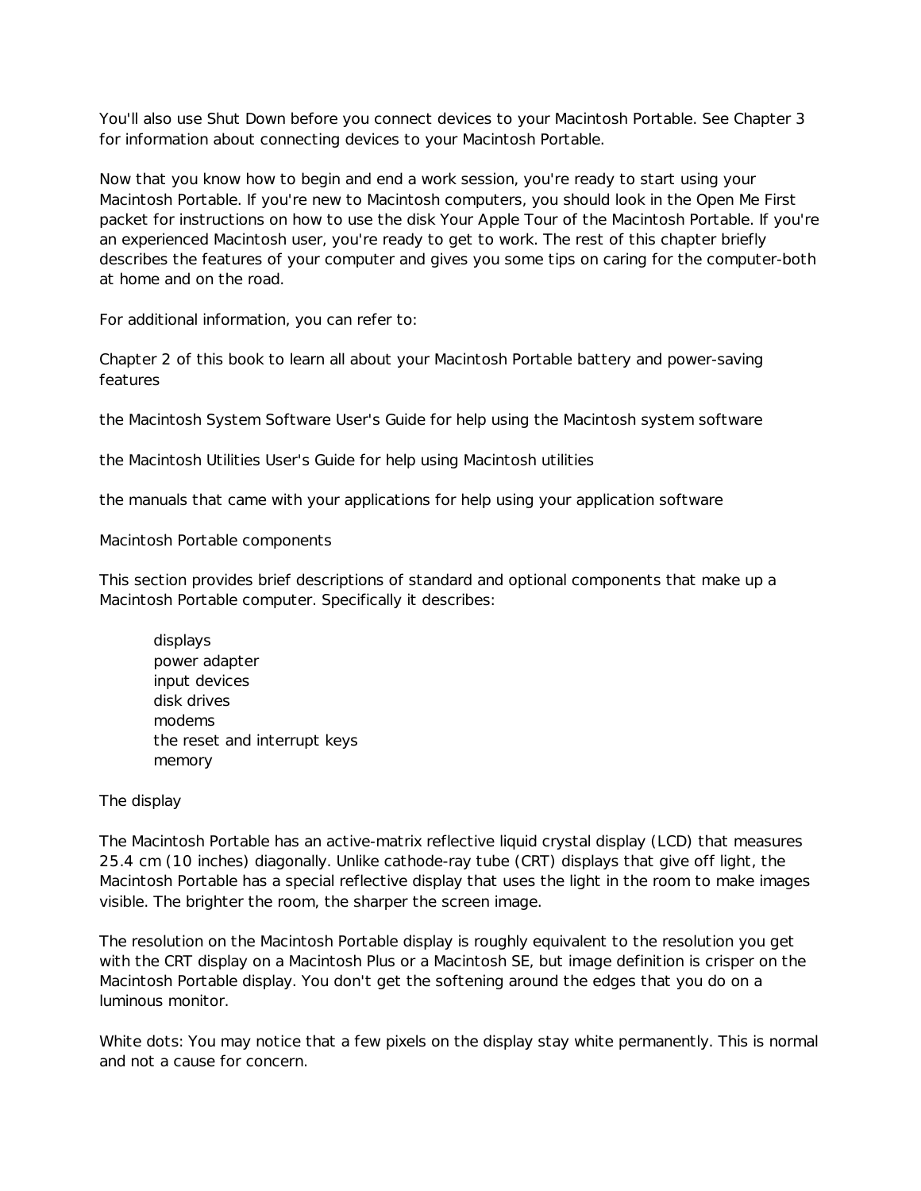You'll also use Shut Down before you connect devices to your Macintosh Portable. See Chapter 3 for information about connecting devices to your Macintosh Portable.

Now that you know how to begin and end a work session, you're ready to start using your Macintosh Portable. If you're new to Macintosh computers, you should look in the Open Me First packet for instructions on how to use the disk Your Apple Tour of the Macintosh Portable. If you're an experienced Macintosh user, you're ready to get to work. The rest of this chapter briefly describes the features of your computer and gives you some tips on caring for the computer-both at home and on the road.

For additional information, you can refer to:

Chapter 2 of this book to learn all about your Macintosh Portable battery and power-saving features

the Macintosh System Software User's Guide for help using the Macintosh system software

the Macintosh Utilities User's Guide for help using Macintosh utilities

the manuals that came with your applications for help using your application software

## Macintosh Portable components

This section provides brief descriptions of standard and optional components that make up a Macintosh Portable computer. Specifically it describes:

- displays
- power adapter
- input devices
- disk drives
- modems
- the reset and interrupt keys
- memory

### The display

The Macintosh Portable has an active-matrix reflective liquid crystal display (LCD) that measures 25.4 cm (10 inches) diagonally. Unlike cathode-ray tube (CRT) displays that give off light, the Macintosh Portable has a special reflective display that uses the light in the room to make images visible. The brighter the room, the sharper the screen image.

The resolution on the Macintosh Portable display is roughly equivalent to the resolution you get with the CRT display on a Macintosh Plus or a Macintosh SE, but image definition is crisper on the Macintosh Portable display. You don't get the softening around the edges that you do on a luminous monitor.

White dots: You may notice that a few pixels on the display stay white permanently. This is normal and not a cause for concern.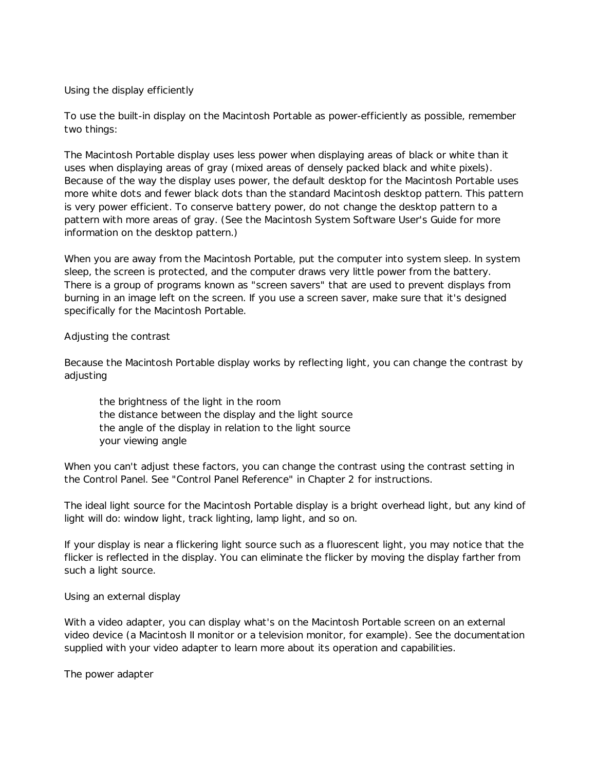## Using the display efficiently

To use the built-in display on the Macintosh Portable as power-efficiently as possible, remember two things:

The Macintosh Portable display uses less power when displaying areas of black or white than it uses when displaying areas of gray (mixed areas of densely packed black and white pixels). Because of the way the display uses power, the default desktop for the Macintosh Portable uses more white dots and fewer black dots than the standard Macintosh desktop pattern. This pattern is very power efficient. To conserve battery power, do not change the desktop pattern to a pattern with more areas of gray. (See the Macintosh System Software User's Guide for more information on the desktop pattern.)

When you are away from the Macintosh Portable, put the computer into system sleep. In system sleep, the screen is protected, and the computer draws very little power from the battery. There is a group of programs known as "screen savers" that are used to prevent displays from burning in an image left on the screen. If you use a screen saver, make sure that it's designed specifically for the Macintosh Portable.

## Adjusting the contrast

Because the Macintosh Portable display works by reflecting light, you can change the contrast by adjusting

- the brightness of the light in the room
- the distance between the display and the light source
- the angle of the display in relation to the light source
- your viewing angle

When you can't adjust these factors, you can change the contrast using the contrast setting in the Control Panel. See "Control Panel Reference" in Chapter 2 for instructions.

The ideal light source for the Macintosh Portable display is a bright overhead light, but any kind of light will do: window light, track lighting, lamp light, and so on.

If your display is near a flickering light source such as a fluorescent light, you may notice that the flicker is reflected in the display. You can eliminate the flicker by moving the display farther from such a light source.

## Using an external display

With a video adapter, you can display what's on the Macintosh Portable screen on an external video device (a Macintosh II monitor or a television monitor, for example). See the documentation supplied with your video adapter to learn more about its operation and capabilities.

## The power adapter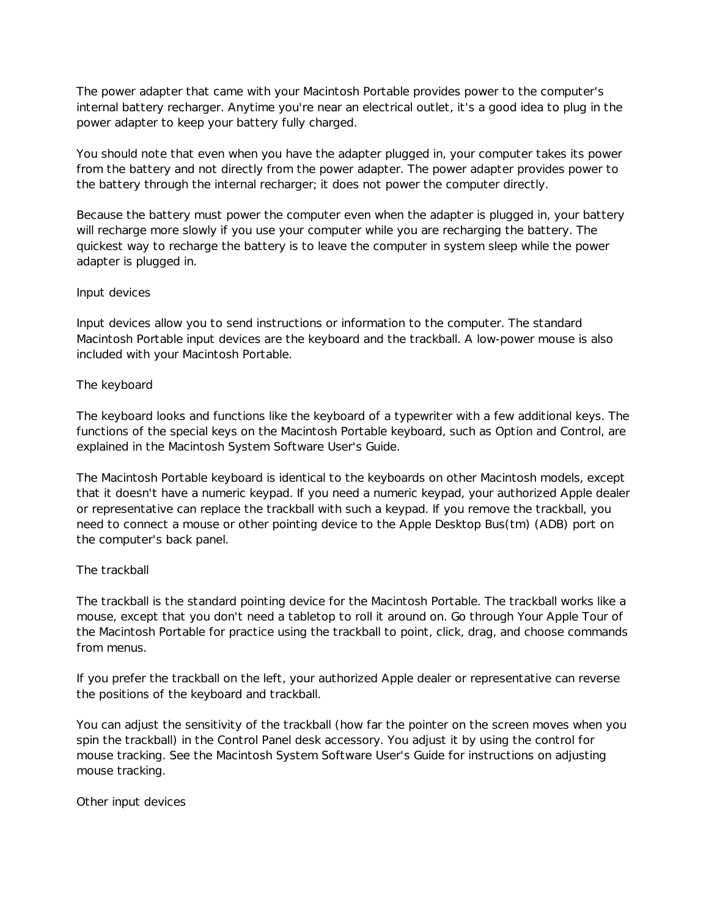The power adapter that came with your Macintosh Portable provides power to the computer's internal battery recharger. Anytime you're near an electrical outlet, it's a good idea to plug in the power adapter to keep your battery fully charged.

You should note that even when you have the adapter plugged in, your computer takes its power from the battery and not directly from the power adapter. The power adapter provides power to the battery through the internal recharger; it does not power the computer directly.

Because the battery must power the computer even when the adapter is plugged in, your battery will recharge more slowly if you use your computer while you are recharging the battery. The quickest way to recharge the battery is to leave the computer in system sleep while the power adapter is plugged in.

## Input devices

Input devices allow you to send instructions or information to the computer. The standard Macintosh Portable input devices are the keyboard and the trackball. A low-power mouse is also included with your Macintosh Portable.

### The keyboard

The keyboard looks and functions like the keyboard of a typewriter with a few additional keys. The functions of the special keys on the Macintosh Portable keyboard, such as Option and Control, are explained in the Macintosh System Software User's Guide.

The Macintosh Portable keyboard is identical to the keyboards on other Macintosh models, except that it doesn't have a numeric keypad. If you need a numeric keypad, your authorized Apple dealer or representative can replace the trackball with such a keypad. If you remove the trackball, you need to connect a mouse or other pointing device to the Apple Desktop Bus(tm) (ADB) port on the computer's back panel.

### The trackball

The trackball is the standard pointing device for the Macintosh Portable. The trackball works like a mouse, except that you don't need a tabletop to roll it around on. Go through Your Apple Tour of the Macintosh Portable for practice using the trackball to point, click, drag, and choose commands from menus.

If you prefer the trackball on the left, your authorized Apple dealer or representative can reverse the positions of the keyboard and trackball.

You can adjust the sensitivity of the trackball (how far the pointer on the screen moves when you spin the trackball) in the Control Panel desk accessory. You adjust it by using the control for mouse tracking. See the Macintosh System Software User's Guide for instructions on adjusting mouse tracking.

### Other input devices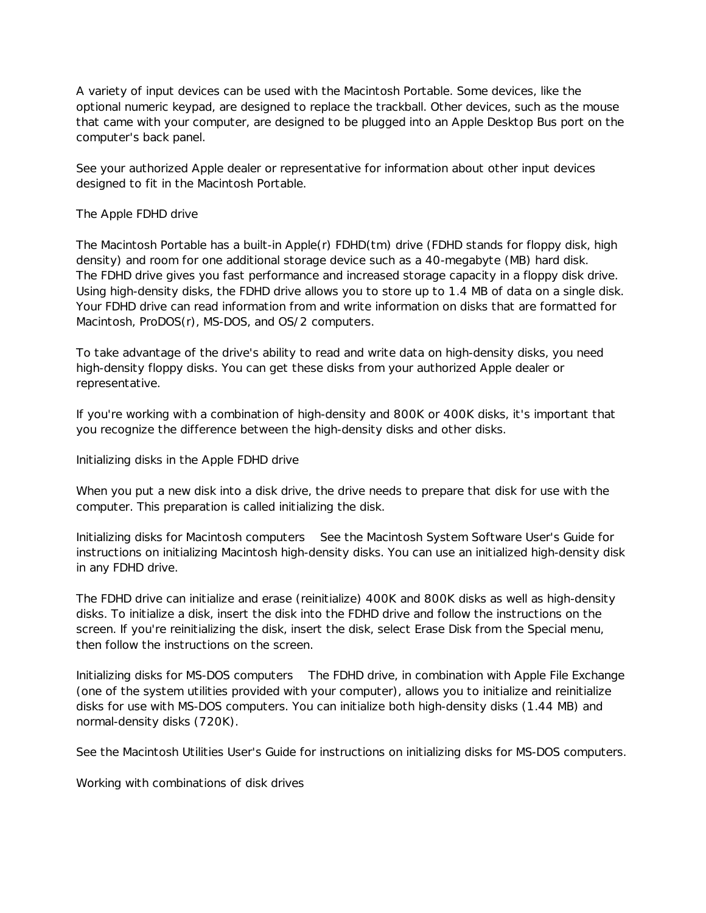A variety of input devices can be used with the Macintosh Portable. Some devices, like the optional numeric keypad, are designed to replace the trackball. Other devices, such as the mouse that came with your computer, are designed to be plugged into an Apple Desktop Bus port on the computer's back panel.

See your authorized Apple dealer or representative for information about other input devices designed to fit in the Macintosh Portable.

## The Apple FDHD drive

The Macintosh Portable has a built-in Apple(r) FDHD(tm) drive (FDHD stands for floppy disk, high density) and room for one additional storage device such as a 40-megabyte (MB) hard disk. The FDHD drive gives you fast performance and increased storage capacity in a floppy disk drive. Using high-density disks, the FDHD drive allows you to store up to 1.4 MB of data on a single disk. Your FDHD drive can read information from and write information on disks that are formatted for Macintosh, ProDOS(r), MS-DOS, and OS/2 computers.

To take advantage of the drive's ability to read and write data on high-density disks, you need high-density floppy disks. You can get these disks from your authorized Apple dealer or representative.

If you're working with a combination of high-density and 800K or 400K disks, it's important that you recognize the difference between the high-density disks and other disks.

## Initializing disks in the Apple FDHD drive

When you put a new disk into a disk drive, the drive needs to prepare that disk for use with the computer. This preparation is called initializing the disk.

Initializing disks for Macintosh computers    See the Macintosh System Software User's Guide for instructions on initializing Macintosh high-density disks. You can use an initialized high-density disk in any FDHD drive.

The FDHD drive can initialize and erase (reinitialize) 400K and 800K disks as well as high-density disks. To initialize a disk, insert the disk into the FDHD drive and follow the instructions on the screen. If you're reinitializing the disk, insert the disk, select Erase Disk from the Special menu, then follow the instructions on the screen.

Initializing disks for MS-DOS computers    The FDHD drive, in combination with Apple File Exchange (one of the system utilities provided with your computer), allows you to initialize and reinitialize disks for use with MS-DOS computers. You can initialize both high-density disks (1.44 MB) and normal-density disks (720K).

See the Macintosh Utilities User's Guide for instructions on initializing disks for MS-DOS computers.

## Working with combinations of disk drives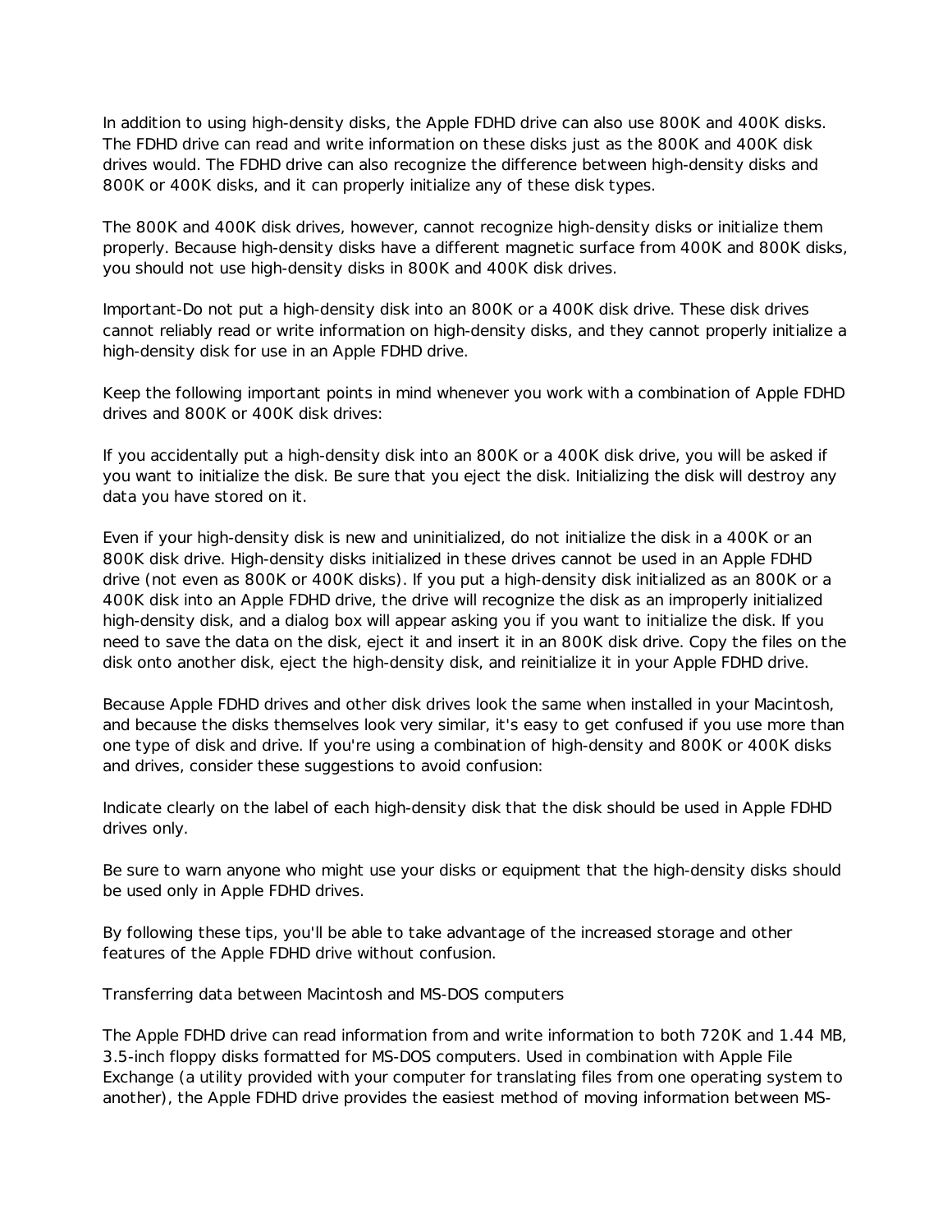In addition to using high-density disks, the Apple FDHD drive can also use 800K and 400K disks. The FDHD drive can read and write information on these disks just as the 800K and 400K disk drives would. The FDHD drive can also recognize the difference between high-density disks and 800K or 400K disks, and it can properly initialize any of these disk types.

The 800K and 400K disk drives, however, cannot recognize high-density disks or initialize them properly. Because high-density disks have a different magnetic surface from 400K and 800K disks, you should not use high-density disks in 800K and 400K disk drives.

Important-Do not put a high-density disk into an 800K or a 400K disk drive. These disk drives cannot reliably read or write information on high-density disks, and they cannot properly initialize a high-density disk for use in an Apple FDHD drive.

Keep the following important points in mind whenever you work with a combination of Apple FDHD drives and 800K or 400K disk drives:

If you accidentally put a high-density disk into an 800K or a 400K disk drive, you will be asked if you want to initialize the disk. Be sure that you eject the disk. Initializing the disk will destroy any data you have stored on it.

Even if your high-density disk is new and uninitialized, do not initialize the disk in a 400K or an 800K disk drive. High-density disks initialized in these drives cannot be used in an Apple FDHD drive (not even as 800K or 400K disks). If you put a high-density disk initialized as an 800K or a 400K disk into an Apple FDHD drive, the drive will recognize the disk as an improperly initialized high-density disk, and a dialog box will appear asking you if you want to initialize the disk. If you need to save the data on the disk, eject it and insert it in an 800K disk drive. Copy the files on the disk onto another disk, eject the high-density disk, and reinitialize it in your Apple FDHD drive.

Because Apple FDHD drives and other disk drives look the same when installed in your Macintosh, and because the disks themselves look very similar, it's easy to get confused if you use more than one type of disk and drive. If you're using a combination of high-density and 800K or 400K disks and drives, consider these suggestions to avoid confusion:

Indicate clearly on the label of each high-density disk that the disk should be used in Apple FDHD drives only.

Be sure to warn anyone who might use your disks or equipment that the high-density disks should be used only in Apple FDHD drives.

By following these tips, you'll be able to take advantage of the increased storage and other features of the Apple FDHD drive without confusion.

Transferring data between Macintosh and MS-DOS computers

The Apple FDHD drive can read information from and write information to both 720K and 1.44 MB, 3.5-inch floppy disks formatted for MS-DOS computers. Used in combination with Apple File Exchange (a utility provided with your computer for translating files from one operating system to another), the Apple FDHD drive provides the easiest method of moving information between MS-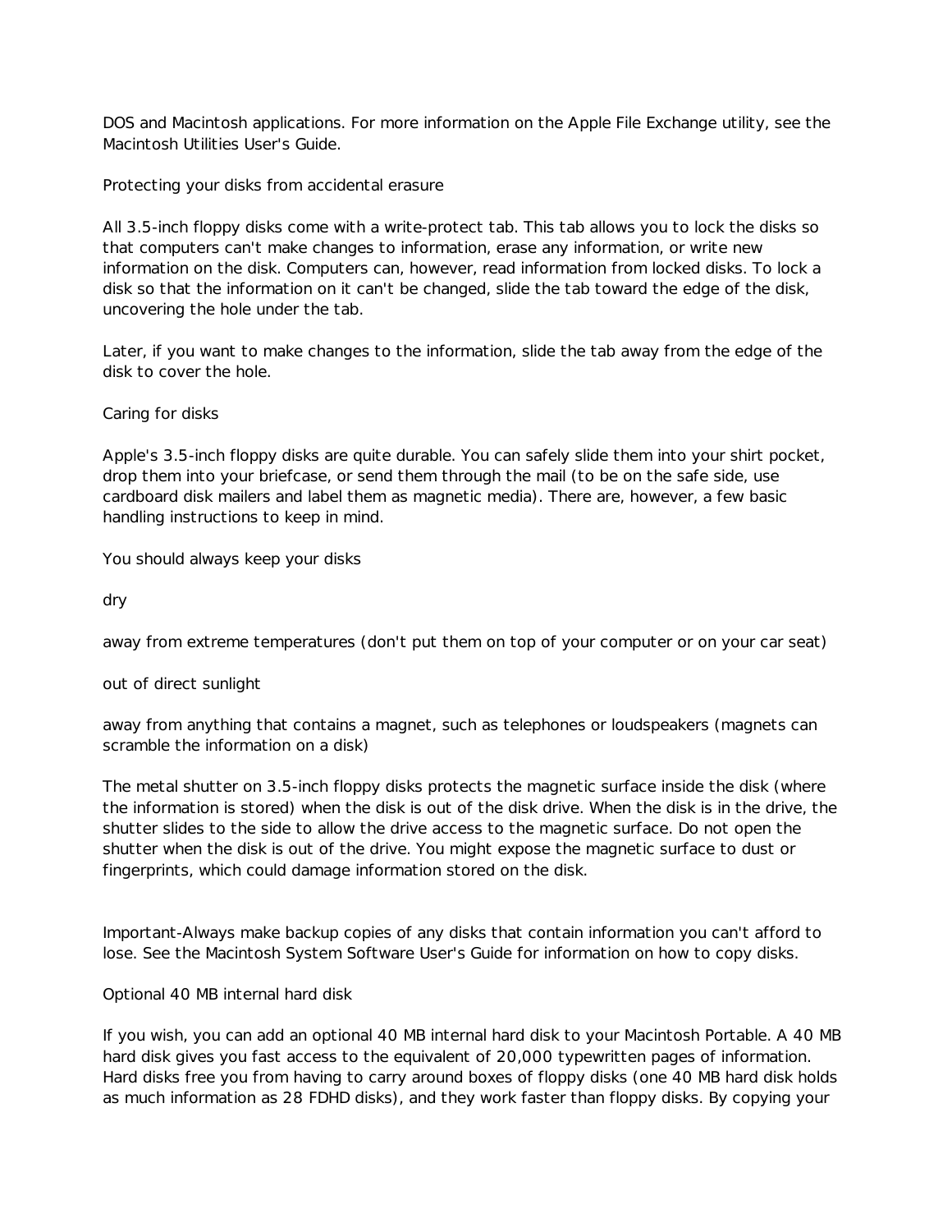DOS and Macintosh applications. For more information on the Apple File Exchange utility, see the Macintosh Utilities User's Guide.

## Protecting your disks from accidental erasure

All 3.5-inch floppy disks come with a write-protect tab. This tab allows you to lock the disks so that computers can't make changes to information, erase any information, or write new information on the disk. Computers can, however, read information from locked disks. To lock a disk so that the information on it can't be changed, slide the tab toward the edge of the disk, uncovering the hole under the tab.

Later, if you want to make changes to the information, slide the tab away from the edge of the disk to cover the hole.

## Caring for disks

Apple's 3.5-inch floppy disks are quite durable. You can safely slide them into your shirt pocket, drop them into your briefcase, or send them through the mail (to be on the safe side, use cardboard disk mailers and label them as magnetic media). There are, however, a few basic handling instructions to keep in mind.

You should always keep your disks

- dry
- away from extreme temperatures (don't put them on top of your computer or on your car seat)
- out of direct sunlight
- away from anything that contains a magnet, such as telephones or loudspeakers (magnets can scramble the information on a disk)

The metal shutter on 3.5-inch floppy disks protects the magnetic surface inside the disk (where the information is stored) when the disk is out of the disk drive. When the disk is in the drive, the shutter slides to the side to allow the drive access to the magnetic surface. Do not open the shutter when the disk is out of the drive. You might expose the magnetic surface to dust or fingerprints, which could damage information stored on the disk.

Important-Always make backup copies of any disks that contain information you can't afford to lose. See the Macintosh System Software User's Guide for information on how to copy disks.

## Optional 40 MB internal hard disk

If you wish, you can add an optional 40 MB internal hard disk to your Macintosh Portable. A 40 MB hard disk gives you fast access to the equivalent of 20,000 typewritten pages of information. Hard disks free you from having to carry around boxes of floppy disks (one 40 MB hard disk holds as much information as 28 FDHD disks), and they work faster than floppy disks. By copying your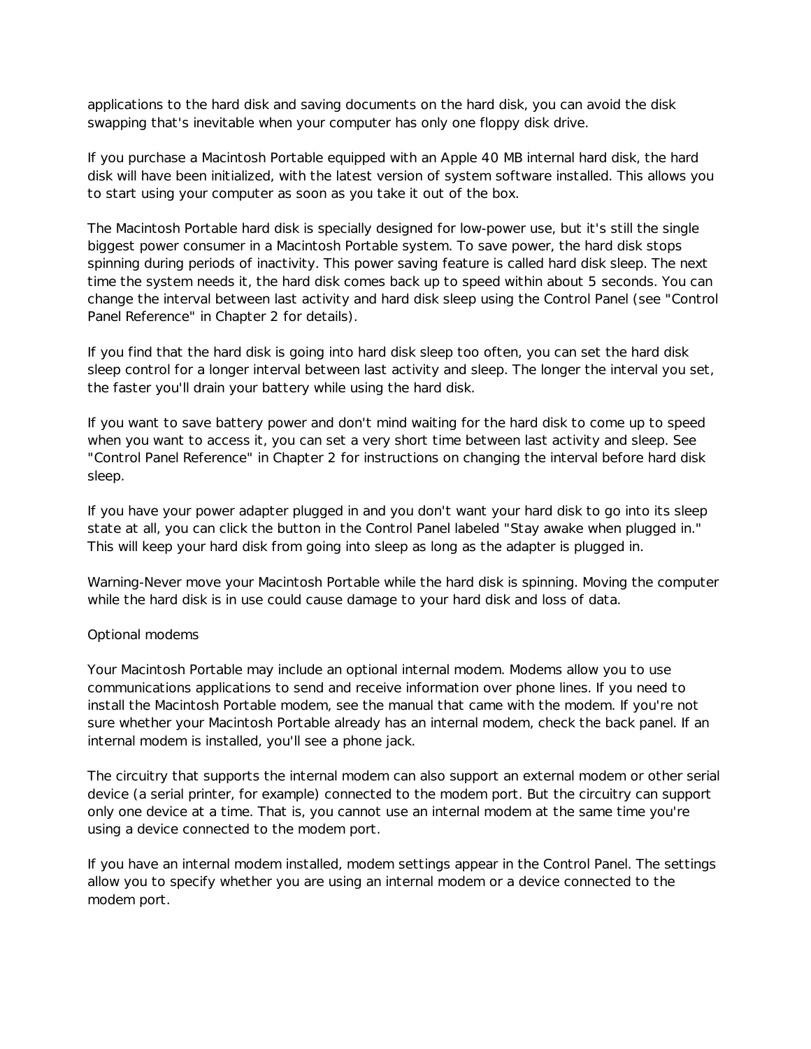applications to the hard disk and saving documents on the hard disk, you can avoid the disk swapping that's inevitable when your computer has only one floppy disk drive.

If you purchase a Macintosh Portable equipped with an Apple 40 MB internal hard disk, the hard disk will have been initialized, with the latest version of system software installed. This allows you to start using your computer as soon as you take it out of the box.

The Macintosh Portable hard disk is specially designed for low-power use, but it's still the single biggest power consumer in a Macintosh Portable system. To save power, the hard disk stops spinning during periods of inactivity. This power saving feature is called hard disk sleep. The next time the system needs it, the hard disk comes back up to speed within about 5 seconds. You can change the interval between last activity and hard disk sleep using the Control Panel (see "Control Panel Reference" in Chapter 2 for details).

If you find that the hard disk is going into hard disk sleep too often, you can set the hard disk sleep control for a longer interval between last activity and sleep. The longer the interval you set, the faster you'll drain your battery while using the hard disk.

If you want to save battery power and don't mind waiting for the hard disk to come up to speed when you want to access it, you can set a very short time between last activity and sleep. See "Control Panel Reference" in Chapter 2 for instructions on changing the interval before hard disk sleep.

If you have your power adapter plugged in and you don't want your hard disk to go into its sleep state at all, you can click the button in the Control Panel labeled "Stay awake when plugged in." This will keep your hard disk from going into sleep as long as the adapter is plugged in.

Warning-Never move your Macintosh Portable while the hard disk is spinning. Moving the computer while the hard disk is in use could cause damage to your hard disk and loss of data.

## Optional modems

Your Macintosh Portable may include an optional internal modem. Modems allow you to use communications applications to send and receive information over phone lines. If you need to install the Macintosh Portable modem, see the manual that came with the modem. If you're not sure whether your Macintosh Portable already has an internal modem, check the back panel. If an internal modem is installed, you'll see a phone jack.

The circuitry that supports the internal modem can also support an external modem or other serial device (a serial printer, for example) connected to the modem port. But the circuitry can support only one device at a time. That is, you cannot use an internal modem at the same time you're using a device connected to the modem port.

If you have an internal modem installed, modem settings appear in the Control Panel. The settings allow you to specify whether you are using an internal modem or a device connected to the modem port.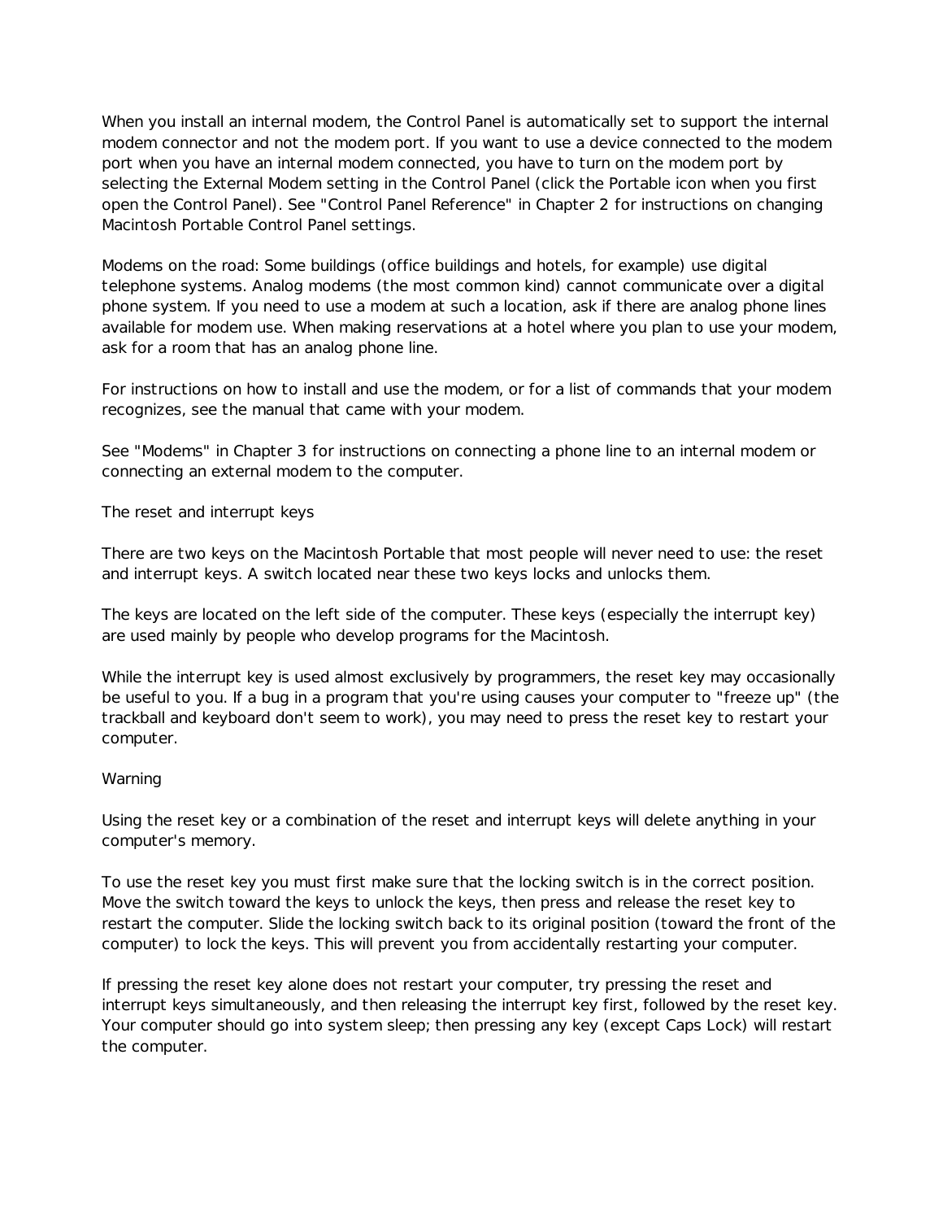When you install an internal modem, the Control Panel is automatically set to support the internal modem connector and not the modem port. If you want to use a device connected to the modem port when you have an internal modem connected, you have to turn on the modem port by selecting the External Modem setting in the Control Panel (click the Portable icon when you first open the Control Panel). See "Control Panel Reference" in Chapter 2 for instructions on changing Macintosh Portable Control Panel settings.

Modems on the road: Some buildings (office buildings and hotels, for example) use digital telephone systems. Analog modems (the most common kind) cannot communicate over a digital phone system. If you need to use a modem at such a location, ask if there are analog phone lines available for modem use. When making reservations at a hotel where you plan to use your modem, ask for a room that has an analog phone line.

For instructions on how to install and use the modem, or for a list of commands that your modem recognizes, see the manual that came with your modem.

See "Modems" in Chapter 3 for instructions on connecting a phone line to an internal modem or connecting an external modem to the computer.

## The reset and interrupt keys

There are two keys on the Macintosh Portable that most people will never need to use: the reset and interrupt keys. A switch located near these two keys locks and unlocks them.

The keys are located on the left side of the computer. These keys (especially the interrupt key) are used mainly by people who develop programs for the Macintosh.

While the interrupt key is used almost exclusively by programmers, the reset key may occasionally be useful to you. If a bug in a program that you're using causes your computer to "freeze up" (the trackball and keyboard don't seem to work), you may need to press the reset key to restart your computer.

**Warning**

Using the reset key or a combination of the reset and interrupt keys will delete anything in your computer's memory.

To use the reset key you must first make sure that the locking switch is in the correct position. Move the switch toward the keys to unlock the keys, then press and release the reset key to restart the computer. Slide the locking switch back to its original position (toward the front of the computer) to lock the keys. This will prevent you from accidentally restarting your computer.

If pressing the reset key alone does not restart your computer, try pressing the reset and interrupt keys simultaneously, and then releasing the interrupt key first, followed by the reset key. Your computer should go into system sleep; then pressing any key (except Caps Lock) will restart the computer.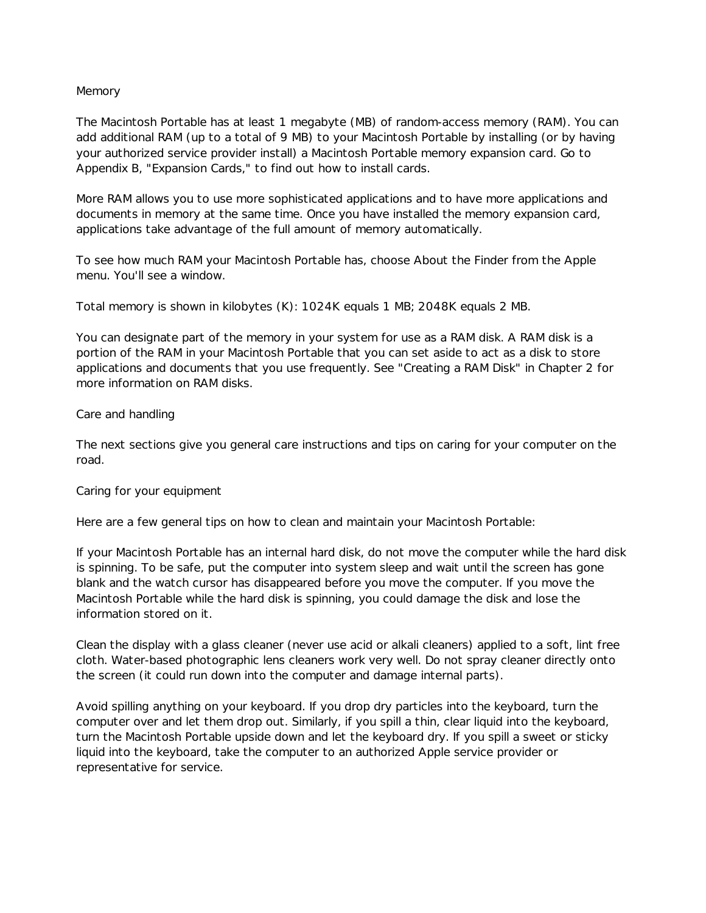## Memory

The Macintosh Portable has at least 1 megabyte (MB) of random-access memory (RAM). You can add additional RAM (up to a total of 9 MB) to your Macintosh Portable by installing (or by having your authorized service provider install) a Macintosh Portable memory expansion card. Go to Appendix B, "Expansion Cards," to find out how to install cards.

More RAM allows you to use more sophisticated applications and to have more applications and documents in memory at the same time. Once you have installed the memory expansion card, applications take advantage of the full amount of memory automatically.

To see how much RAM your Macintosh Portable has, choose About the Finder from the Apple menu. You'll see a window.

Total memory is shown in kilobytes (K): 1024K equals 1 MB; 2048K equals 2 MB.

You can designate part of the memory in your system for use as a RAM disk. A RAM disk is a portion of the RAM in your Macintosh Portable that you can set aside to act as a disk to store applications and documents that you use frequently. See "Creating a RAM Disk" in Chapter 2 for more information on RAM disks.

## Care and handling

The next sections give you general care instructions and tips on caring for your computer on the road.

### Caring for your equipment

Here are a few general tips on how to clean and maintain your Macintosh Portable:

If your Macintosh Portable has an internal hard disk, do not move the computer while the hard disk is spinning. To be safe, put the computer into system sleep and wait until the screen has gone blank and the watch cursor has disappeared before you move the computer. If you move the Macintosh Portable while the hard disk is spinning, you could damage the disk and lose the information stored on it.

Clean the display with a glass cleaner (never use acid or alkali cleaners) applied to a soft, lint free cloth. Water-based photographic lens cleaners work very well. Do not spray cleaner directly onto the screen (it could run down into the computer and damage internal parts).

Avoid spilling anything on your keyboard. If you drop dry particles into the keyboard, turn the computer over and let them drop out. Similarly, if you spill a thin, clear liquid into the keyboard, turn the Macintosh Portable upside down and let the keyboard dry. If you spill a sweet or sticky liquid into the keyboard, take the computer to an authorized Apple service provider or representative for service.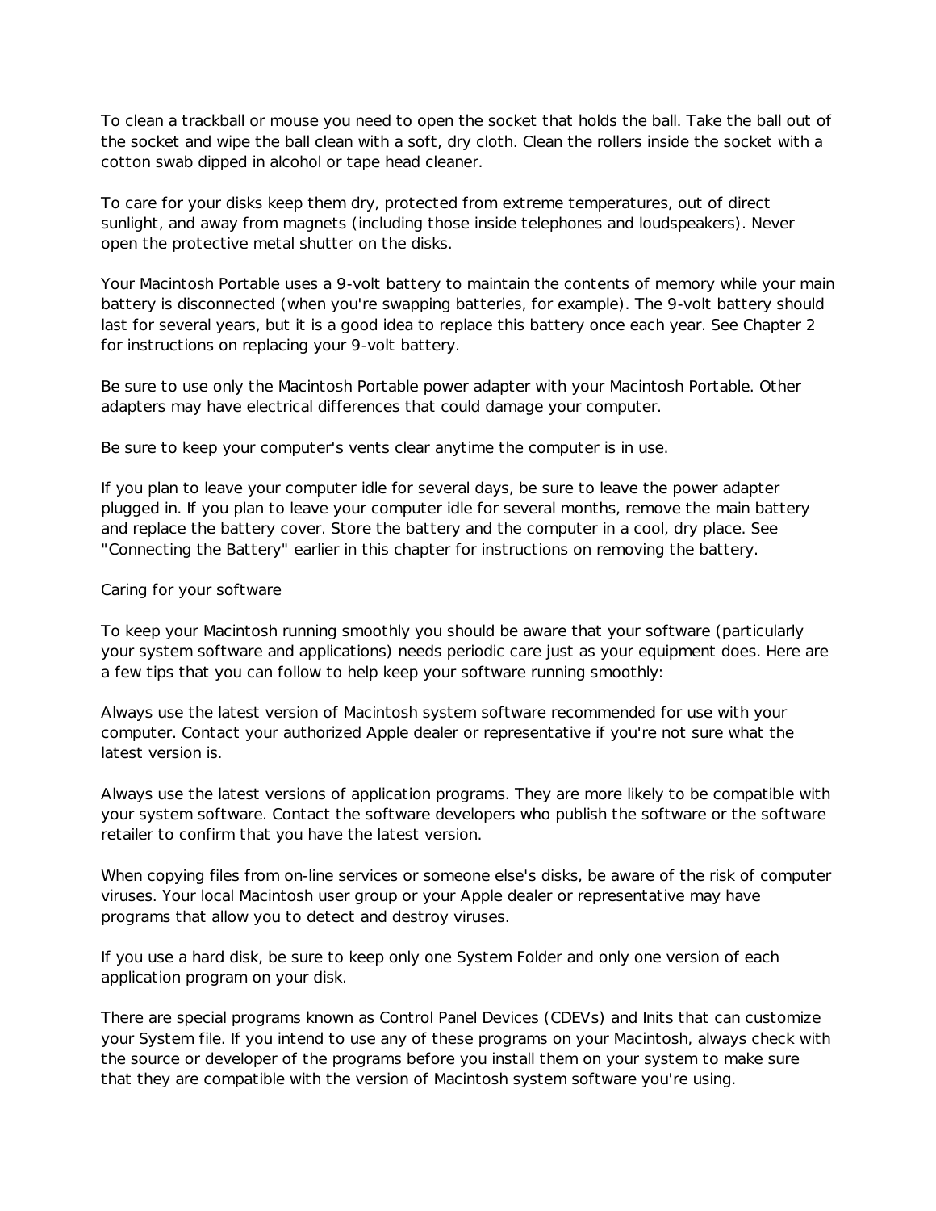To clean a trackball or mouse you need to open the socket that holds the ball. Take the ball out of the socket and wipe the ball clean with a soft, dry cloth. Clean the rollers inside the socket with a cotton swab dipped in alcohol or tape head cleaner.

To care for your disks keep them dry, protected from extreme temperatures, out of direct sunlight, and away from magnets (including those inside telephones and loudspeakers). Never open the protective metal shutter on the disks.

Your Macintosh Portable uses a 9-volt battery to maintain the contents of memory while your main battery is disconnected (when you're swapping batteries, for example). The 9-volt battery should last for several years, but it is a good idea to replace this battery once each year. See Chapter 2 for instructions on replacing your 9-volt battery.

Be sure to use only the Macintosh Portable power adapter with your Macintosh Portable. Other adapters may have electrical differences that could damage your computer.

Be sure to keep your computer's vents clear anytime the computer is in use.

If you plan to leave your computer idle for several days, be sure to leave the power adapter plugged in. If you plan to leave your computer idle for several months, remove the main battery and replace the battery cover. Store the battery and the computer in a cool, dry place. See "Connecting the Battery" earlier in this chapter for instructions on removing the battery.

## Caring for your software

To keep your Macintosh running smoothly you should be aware that your software (particularly your system software and applications) needs periodic care just as your equipment does. Here are a few tips that you can follow to help keep your software running smoothly:

Always use the latest version of Macintosh system software recommended for use with your computer. Contact your authorized Apple dealer or representative if you're not sure what the latest version is.

Always use the latest versions of application programs. They are more likely to be compatible with your system software. Contact the software developers who publish the software or the software retailer to confirm that you have the latest version.

When copying files from on-line services or someone else's disks, be aware of the risk of computer viruses. Your local Macintosh user group or your Apple dealer or representative may have programs that allow you to detect and destroy viruses.

If you use a hard disk, be sure to keep only one System Folder and only one version of each application program on your disk.

There are special programs known as Control Panel Devices (CDEVs) and Inits that can customize your System file. If you intend to use any of these programs on your Macintosh, always check with the source or developer of the programs before you install them on your system to make sure that they are compatible with the version of Macintosh system software you're using.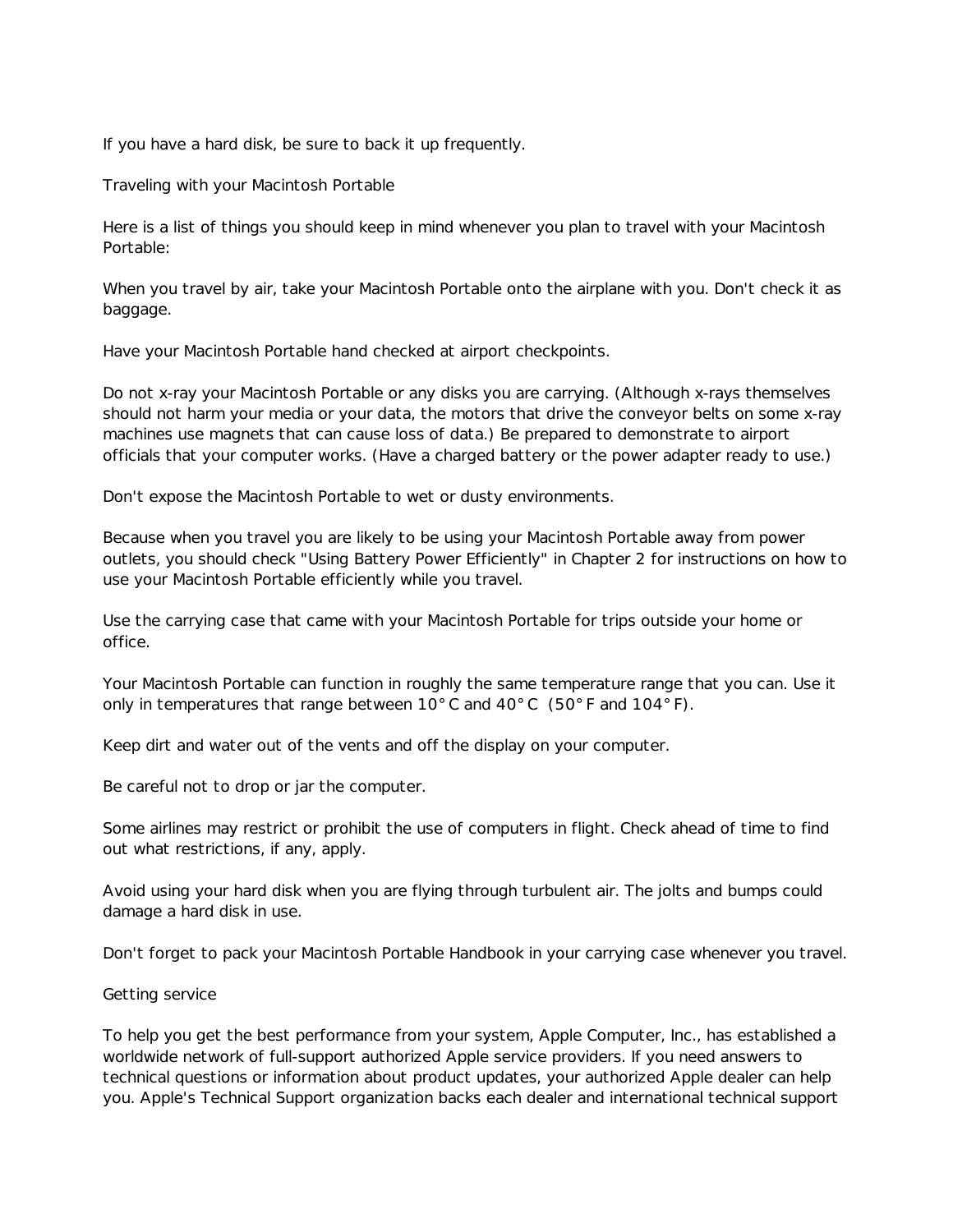If you have a hard disk, be sure to back it up frequently.

## Traveling with your Macintosh Portable

Here is a list of things you should keep in mind whenever you plan to travel with your Macintosh Portable:

When you travel by air, take your Macintosh Portable onto the airplane with you. Don't check it as baggage.

Have your Macintosh Portable hand checked at airport checkpoints.

Do not x-ray your Macintosh Portable or any disks you are carrying. (Although x-rays themselves should not harm your media or your data, the motors that drive the conveyor belts on some x-ray machines use magnets that can cause loss of data.) Be prepared to demonstrate to airport officials that your computer works. (Have a charged battery or the power adapter ready to use.)

Don't expose the Macintosh Portable to wet or dusty environments.

Because when you travel you are likely to be using your Macintosh Portable away from power outlets, you should check "Using Battery Power Efficiently" in Chapter 2 for instructions on how to use your Macintosh Portable efficiently while you travel.

Use the carrying case that came with your Macintosh Portable for trips outside your home or office.

Your Macintosh Portable can function in roughly the same temperature range that you can. Use it only in temperatures that range between 10° C and 40° C (50° F and 104° F).

Keep dirt and water out of the vents and off the display on your computer.

Be careful not to drop or jar the computer.

Some airlines may restrict or prohibit the use of computers in flight. Check ahead of time to find out what restrictions, if any, apply.

Avoid using your hard disk when you are flying through turbulent air. The jolts and bumps could damage a hard disk in use.

Don't forget to pack your Macintosh Portable Handbook in your carrying case whenever you travel.

## Getting service

To help you get the best performance from your system, Apple Computer, Inc., has established a worldwide network of full-support authorized Apple service providers. If you need answers to technical questions or information about product updates, your authorized Apple dealer can help you. Apple's Technical Support organization backs each dealer and international technical support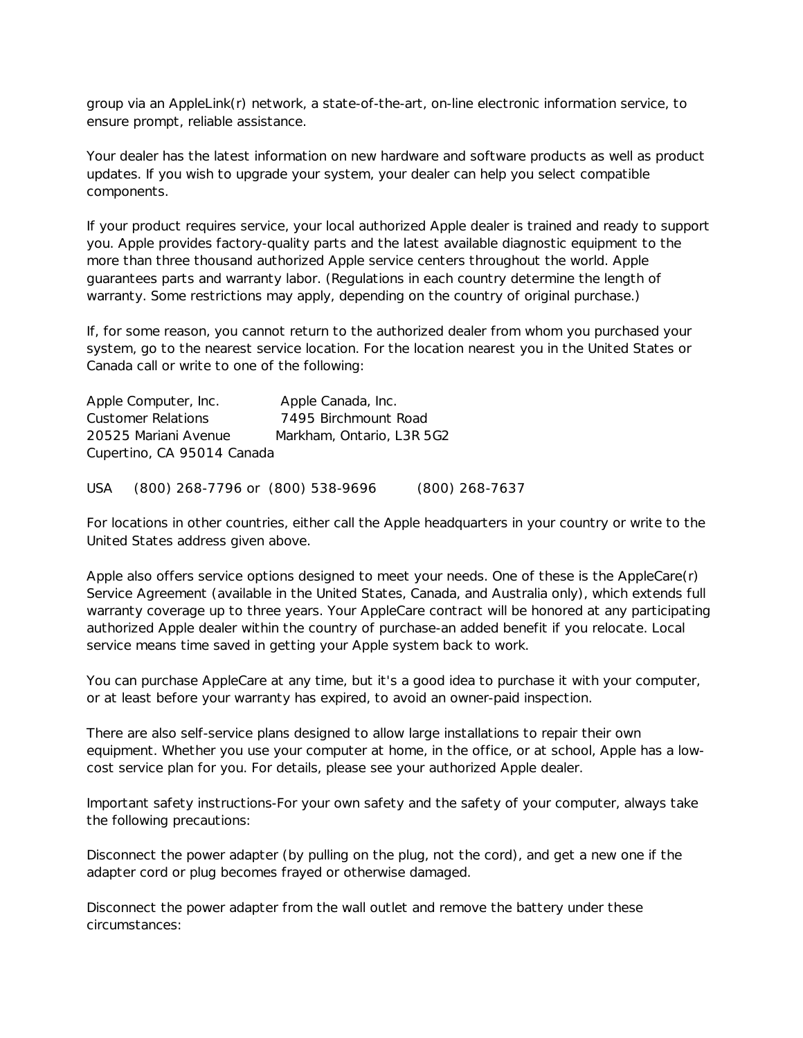group via an AppleLink(r) network, a state-of-the-art, on-line electronic information service, to ensure prompt, reliable assistance.

Your dealer has the latest information on new hardware and software products as well as product updates. If you wish to upgrade your system, your dealer can help you select compatible components.

If your product requires service, your local authorized Apple dealer is trained and ready to support you. Apple provides factory-quality parts and the latest available diagnostic equipment to the more than three thousand authorized Apple service centers throughout the world. Apple guarantees parts and warranty labor. (Regulations in each country determine the length of warranty. Some restrictions may apply, depending on the country of original purchase.)

If, for some reason, you cannot return to the authorized dealer from whom you purchased your system, go to the nearest service location. For the location nearest you in the United States or Canada call or write to one of the following:

Apple Computer, Inc. Apple Canada, Inc.
Customer Relations 7495 Birchmount Road
20525 Mariani Avenue Markham, Ontario, L3R 5G2
Cupertino, CA 95014 Canada

USA (800) 268-7796 or (800) 538-9696 (800) 268-7637

For locations in other countries, either call the Apple headquarters in your country or write to the United States address given above.

Apple also offers service options designed to meet your needs. One of these is the AppleCare(r) Service Agreement (available in the United States, Canada, and Australia only), which extends full warranty coverage up to three years. Your AppleCare contract will be honored at any participating authorized Apple dealer within the country of purchase-an added benefit if you relocate. Local service means time saved in getting your Apple system back to work.

You can purchase AppleCare at any time, but it's a good idea to purchase it with your computer, or at least before your warranty has expired, to avoid an owner-paid inspection.

There are also self-service plans designed to allow large installations to repair their own equipment. Whether you use your computer at home, in the office, or at school, Apple has a low-cost service plan for you. For details, please see your authorized Apple dealer.

Important safety instructions-For your own safety and the safety of your computer, always take the following precautions:

Disconnect the power adapter (by pulling on the plug, not the cord), and get a new one if the adapter cord or plug becomes frayed or otherwise damaged.

Disconnect the power adapter from the wall outlet and remove the battery under these circumstances: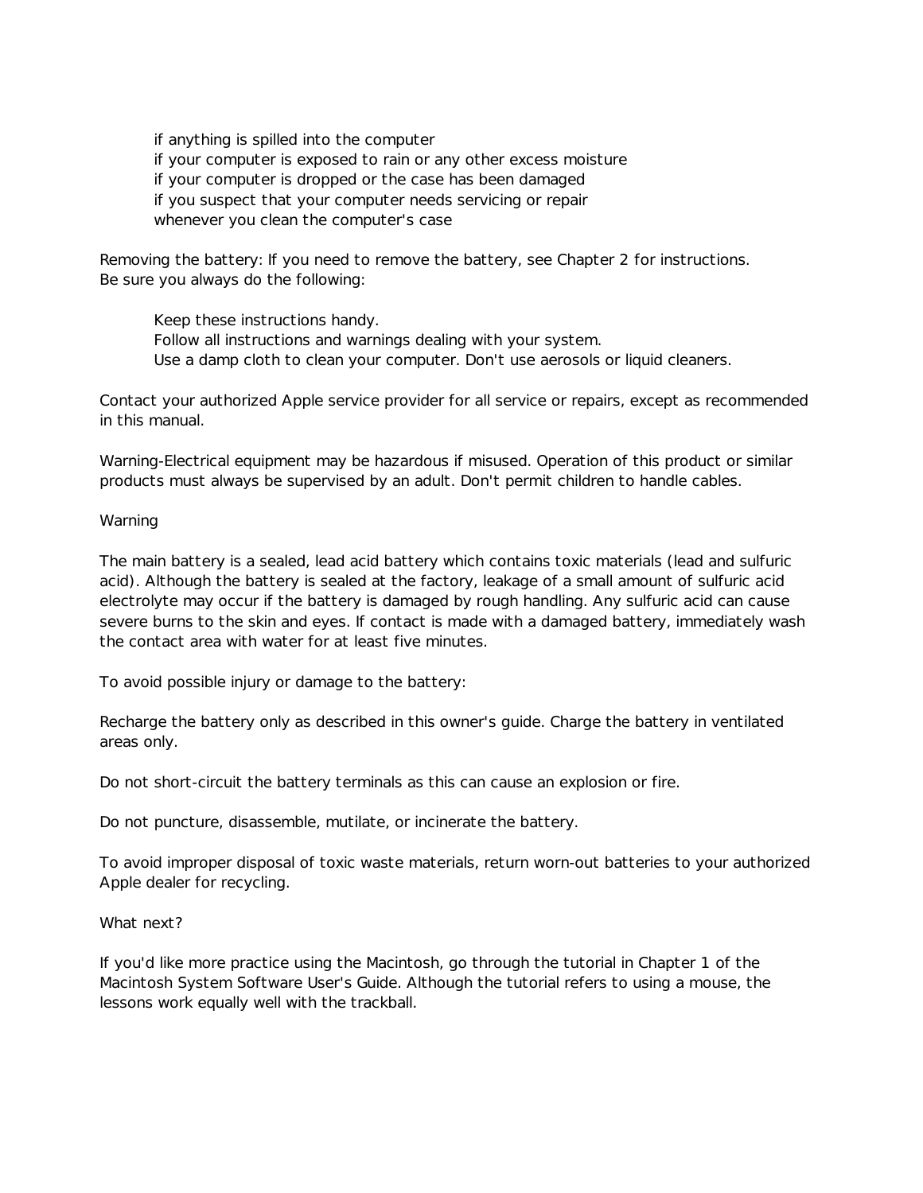- if anything is spilled into the computer
- if your computer is exposed to rain or any other excess moisture
- if your computer is dropped or the case has been damaged
- if you suspect that your computer needs servicing or repair
- whenever you clean the computer's case

Removing the battery: If you need to remove the battery, see Chapter 2 for instructions.
Be sure you always do the following:

- Keep these instructions handy.
- Follow all instructions and warnings dealing with your system.
- Use a damp cloth to clean your computer. Don't use aerosols or liquid cleaners.

Contact your authorized Apple service provider for all service or repairs, except as recommended in this manual.

Warning-Electrical equipment may be hazardous if misused. Operation of this product or similar products must always be supervised by an adult. Don't permit children to handle cables.

Warning

The main battery is a sealed, lead acid battery which contains toxic materials (lead and sulfuric acid). Although the battery is sealed at the factory, leakage of a small amount of sulfuric acid electrolyte may occur if the battery is damaged by rough handling. Any sulfuric acid can cause severe burns to the skin and eyes. If contact is made with a damaged battery, immediately wash the contact area with water for at least five minutes.

To avoid possible injury or damage to the battery:

Recharge the battery only as described in this owner's guide. Charge the battery in ventilated areas only.

Do not short-circuit the battery terminals as this can cause an explosion or fire.

Do not puncture, disassemble, mutilate, or incinerate the battery.

To avoid improper disposal of toxic waste materials, return worn-out batteries to your authorized Apple dealer for recycling.

What next?

If you'd like more practice using the Macintosh, go through the tutorial in Chapter 1 of the Macintosh System Software User's Guide. Although the tutorial refers to using a mouse, the lessons work equally well with the trackball.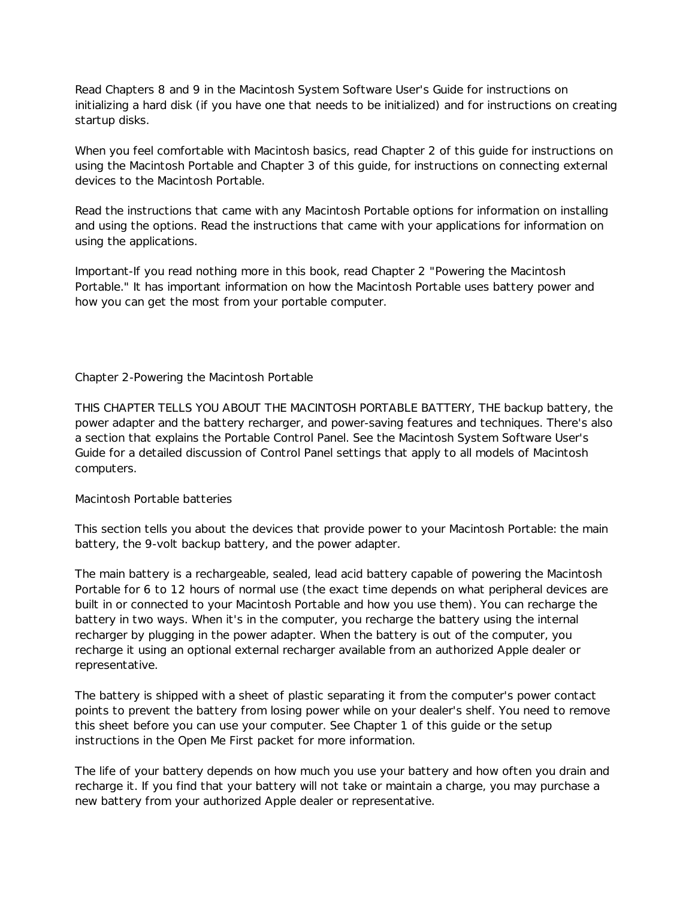Read Chapters 8 and 9 in the Macintosh System Software User's Guide for instructions on initializing a hard disk (if you have one that needs to be initialized) and for instructions on creating startup disks.

When you feel comfortable with Macintosh basics, read Chapter 2 of this guide for instructions on using the Macintosh Portable and Chapter 3 of this guide, for instructions on connecting external devices to the Macintosh Portable.

Read the instructions that came with any Macintosh Portable options for information on installing and using the options. Read the instructions that came with your applications for information on using the applications.

Important-If you read nothing more in this book, read Chapter 2 "Powering the Macintosh Portable." It has important information on how the Macintosh Portable uses battery power and how you can get the most from your portable computer.

# Chapter 2-Powering the Macintosh Portable

THIS CHAPTER TELLS YOU ABOUT THE MACINTOSH PORTABLE BATTERY, THE backup battery, the power adapter and the battery recharger, and power-saving features and techniques. There's also a section that explains the Portable Control Panel. See the Macintosh System Software User's Guide for a detailed discussion of Control Panel settings that apply to all models of Macintosh computers.

## Macintosh Portable batteries

This section tells you about the devices that provide power to your Macintosh Portable: the main battery, the 9-volt backup battery, and the power adapter.

The main battery is a rechargeable, sealed, lead acid battery capable of powering the Macintosh Portable for 6 to 12 hours of normal use (the exact time depends on what peripheral devices are built in or connected to your Macintosh Portable and how you use them). You can recharge the battery in two ways. When it's in the computer, you recharge the battery using the internal recharger by plugging in the power adapter. When the battery is out of the computer, you recharge it using an optional external recharger available from an authorized Apple dealer or representative.

The battery is shipped with a sheet of plastic separating it from the computer's power contact points to prevent the battery from losing power while on your dealer's shelf. You need to remove this sheet before you can use your computer. See Chapter 1 of this guide or the setup instructions in the Open Me First packet for more information.

The life of your battery depends on how much you use your battery and how often you drain and recharge it. If you find that your battery will not take or maintain a charge, you may purchase a new battery from your authorized Apple dealer or representative.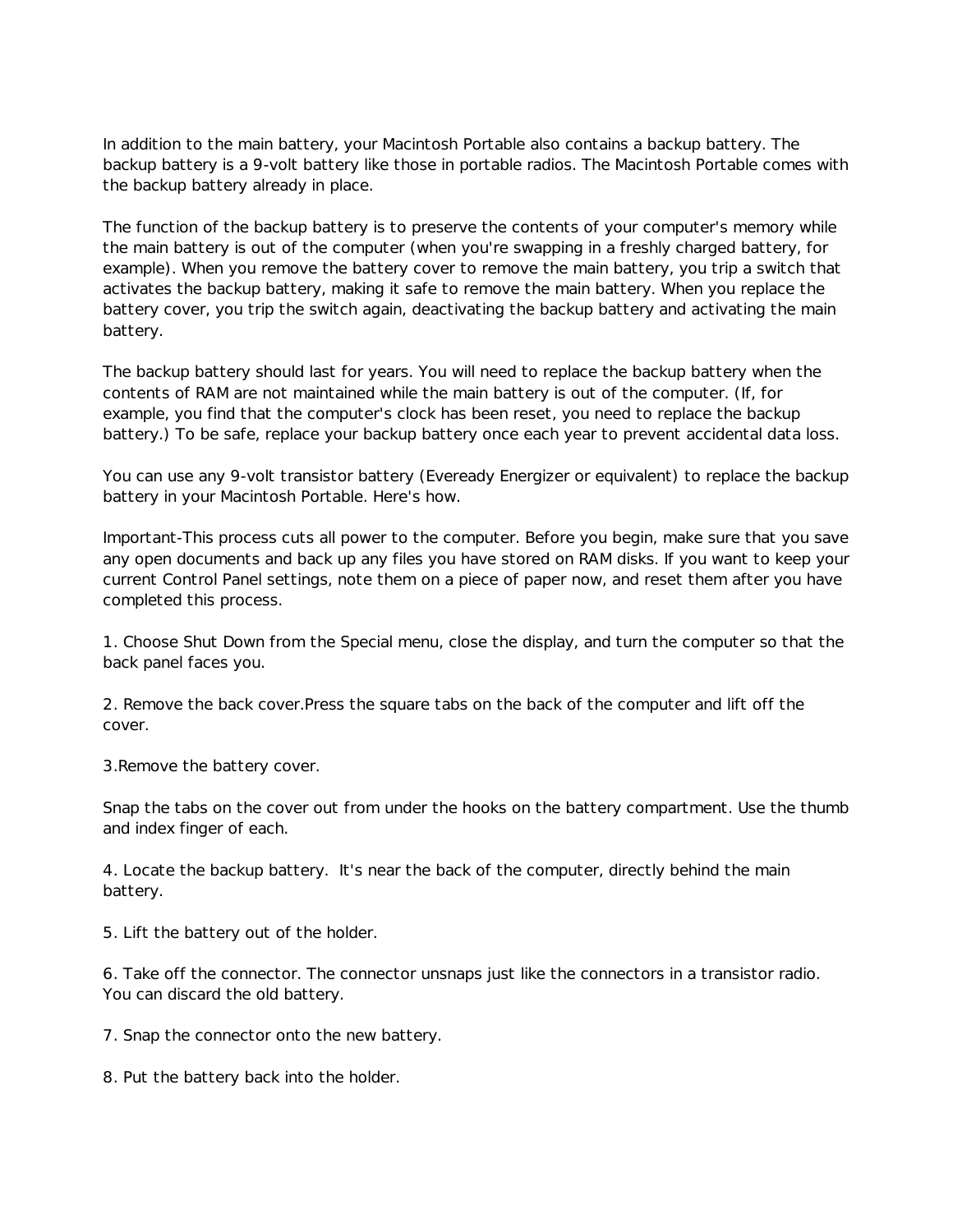In addition to the main battery, your Macintosh Portable also contains a backup battery. The backup battery is a 9-volt battery like those in portable radios. The Macintosh Portable comes with the backup battery already in place.

The function of the backup battery is to preserve the contents of your computer's memory while the main battery is out of the computer (when you're swapping in a freshly charged battery, for example). When you remove the battery cover to remove the main battery, you trip a switch that activates the backup battery, making it safe to remove the main battery. When you replace the battery cover, you trip the switch again, deactivating the backup battery and activating the main battery.

The backup battery should last for years. You will need to replace the backup battery when the contents of RAM are not maintained while the main battery is out of the computer. (If, for example, you find that the computer's clock has been reset, you need to replace the backup battery.) To be safe, replace your backup battery once each year to prevent accidental data loss.

You can use any 9-volt transistor battery (Eveready Energizer or equivalent) to replace the backup battery in your Macintosh Portable. Here's how.

Important-This process cuts all power to the computer. Before you begin, make sure that you save any open documents and back up any files you have stored on RAM disks. If you want to keep your current Control Panel settings, note them on a piece of paper now, and reset them after you have completed this process.

1. Choose Shut Down from the Special menu, close the display, and turn the computer so that the back panel faces you.

2. Remove the back cover.Press the square tabs on the back of the computer and lift off the cover.

3.Remove the battery cover.

Snap the tabs on the cover out from under the hooks on the battery compartment. Use the thumb and index finger of each.

4. Locate the backup battery. It's near the back of the computer, directly behind the main battery.

5. Lift the battery out of the holder.

6. Take off the connector. The connector unsnaps just like the connectors in a transistor radio. You can discard the old battery.

7. Snap the connector onto the new battery.

8. Put the battery back into the holder.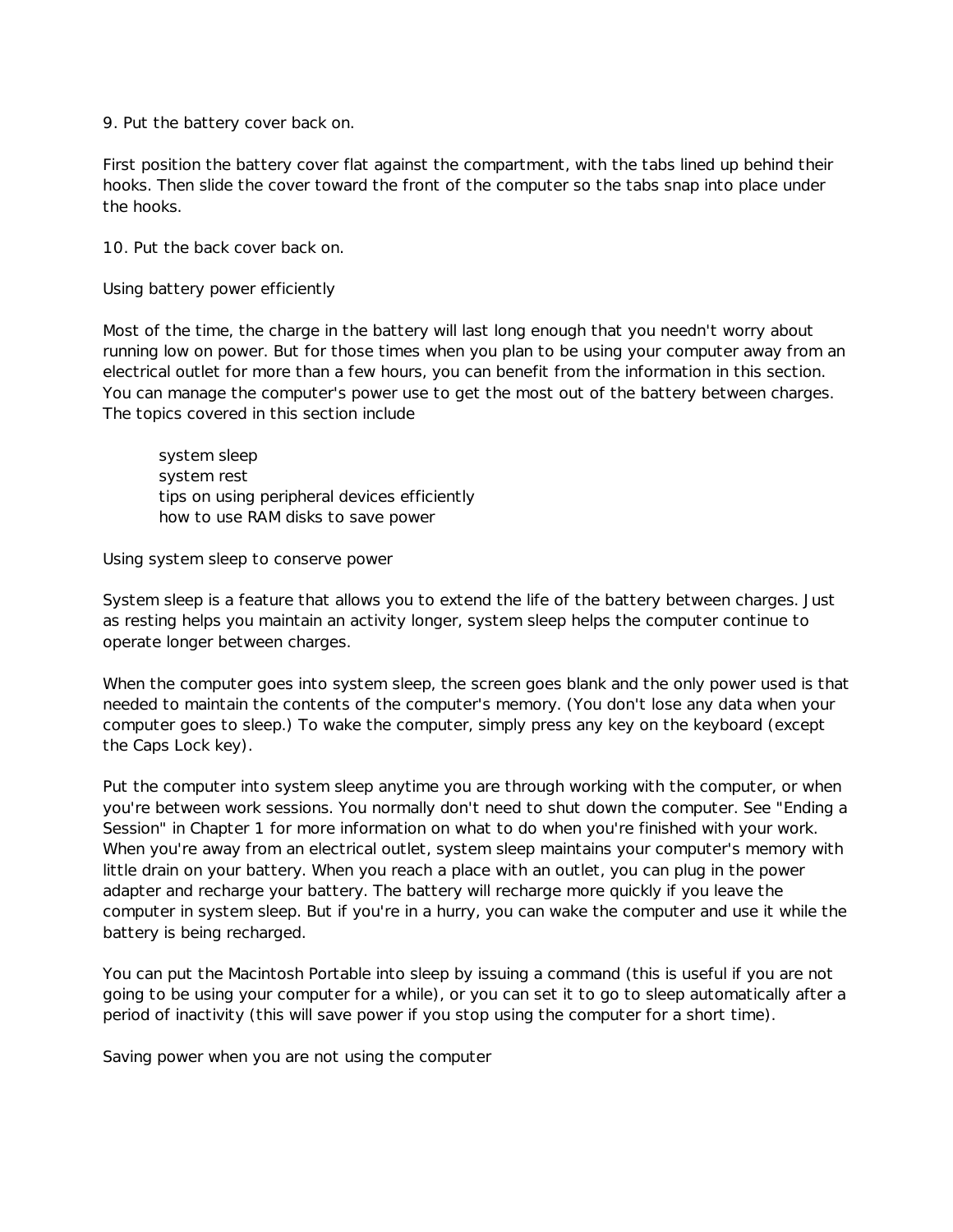9. Put the battery cover back on.

First position the battery cover flat against the compartment, with the tabs lined up behind their hooks. Then slide the cover toward the front of the computer so the tabs snap into place under the hooks.

10. Put the back cover back on.

## Using battery power efficiently

Most of the time, the charge in the battery will last long enough that you needn't worry about running low on power. But for those times when you plan to be using your computer away from an electrical outlet for more than a few hours, you can benefit from the information in this section. You can manage the computer's power use to get the most out of the battery between charges. The topics covered in this section include

- system sleep
- system rest
- tips on using peripheral devices efficiently
- how to use RAM disks to save power

### Using system sleep to conserve power

System sleep is a feature that allows you to extend the life of the battery between charges. Just as resting helps you maintain an activity longer, system sleep helps the computer continue to operate longer between charges.

When the computer goes into system sleep, the screen goes blank and the only power used is that needed to maintain the contents of the computer's memory. (You don't lose any data when your computer goes to sleep.) To wake the computer, simply press any key on the keyboard (except the Caps Lock key).

Put the computer into system sleep anytime you are through working with the computer, or when you're between work sessions. You normally don't need to shut down the computer. See "Ending a Session" in Chapter 1 for more information on what to do when you're finished with your work. When you're away from an electrical outlet, system sleep maintains your computer's memory with little drain on your battery. When you reach a place with an outlet, you can plug in the power adapter and recharge your battery. The battery will recharge more quickly if you leave the computer in system sleep. But if you're in a hurry, you can wake the computer and use it while the battery is being recharged.

You can put the Macintosh Portable into sleep by issuing a command (this is useful if you are not going to be using your computer for a while), or you can set it to go to sleep automatically after a period of inactivity (this will save power if you stop using the computer for a short time).

#### Saving power when you are not using the computer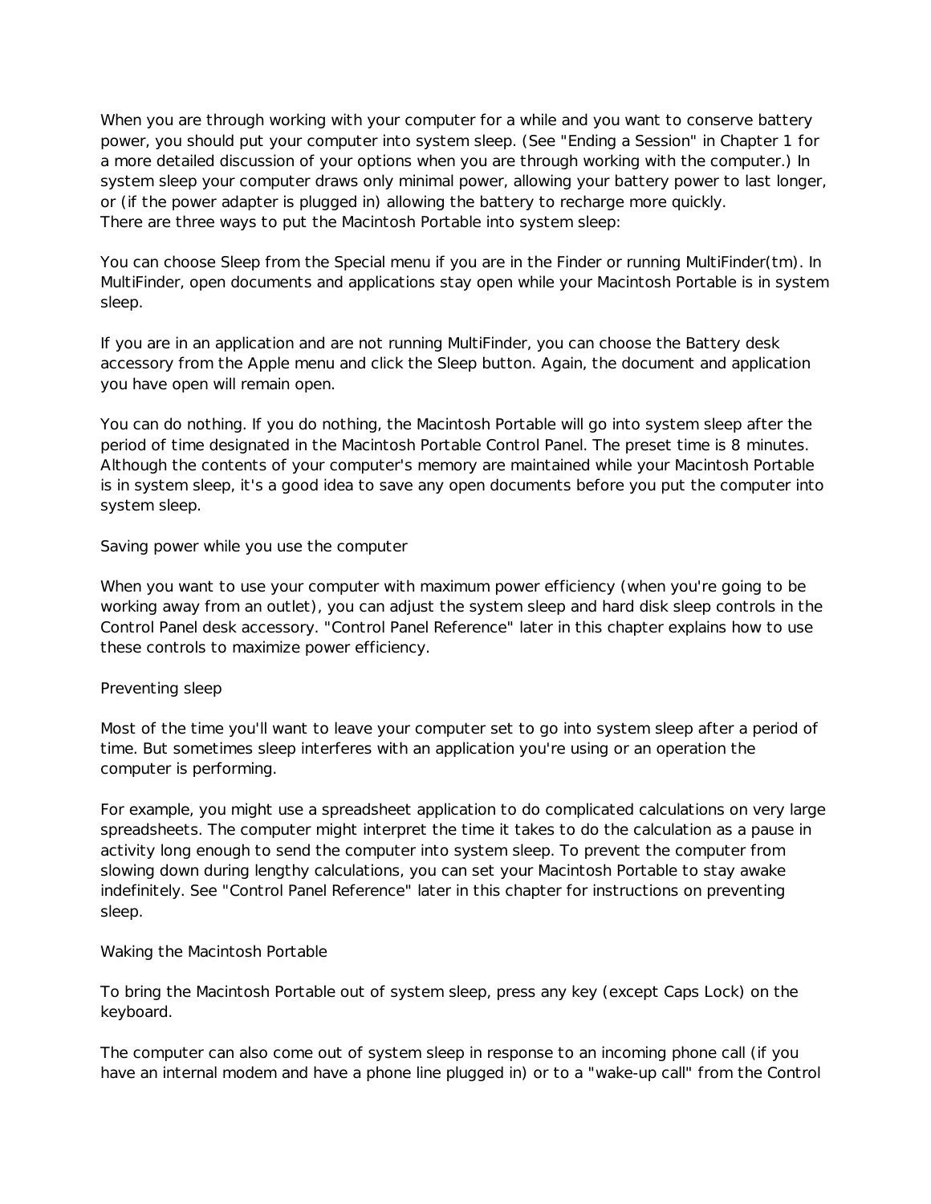When you are through working with your computer for a while and you want to conserve battery power, you should put your computer into system sleep. (See "Ending a Session" in Chapter 1 for a more detailed discussion of your options when you are through working with the computer.) In system sleep your computer draws only minimal power, allowing your battery power to last longer, or (if the power adapter is plugged in) allowing the battery to recharge more quickly.
There are three ways to put the Macintosh Portable into system sleep:

You can choose Sleep from the Special menu if you are in the Finder or running MultiFinder(tm). In MultiFinder, open documents and applications stay open while your Macintosh Portable is in system sleep.

If you are in an application and are not running MultiFinder, you can choose the Battery desk accessory from the Apple menu and click the Sleep button. Again, the document and application you have open will remain open.

You can do nothing. If you do nothing, the Macintosh Portable will go into system sleep after the period of time designated in the Macintosh Portable Control Panel. The preset time is 8 minutes.
Although the contents of your computer's memory are maintained while your Macintosh Portable is in system sleep, it's a good idea to save any open documents before you put the computer into system sleep.

## Saving power while you use the computer

When you want to use your computer with maximum power efficiency (when you're going to be working away from an outlet), you can adjust the system sleep and hard disk sleep controls in the Control Panel desk accessory. "Control Panel Reference" later in this chapter explains how to use these controls to maximize power efficiency.

## Preventing sleep

Most of the time you'll want to leave your computer set to go into system sleep after a period of time. But sometimes sleep interferes with an application you're using or an operation the computer is performing.

For example, you might use a spreadsheet application to do complicated calculations on very large spreadsheets. The computer might interpret the time it takes to do the calculation as a pause in activity long enough to send the computer into system sleep. To prevent the computer from slowing down during lengthy calculations, you can set your Macintosh Portable to stay awake indefinitely. See "Control Panel Reference" later in this chapter for instructions on preventing sleep.

## Waking the Macintosh Portable

To bring the Macintosh Portable out of system sleep, press any key (except Caps Lock) on the keyboard.

The computer can also come out of system sleep in response to an incoming phone call (if you have an internal modem and have a phone line plugged in) or to a "wake-up call" from the Control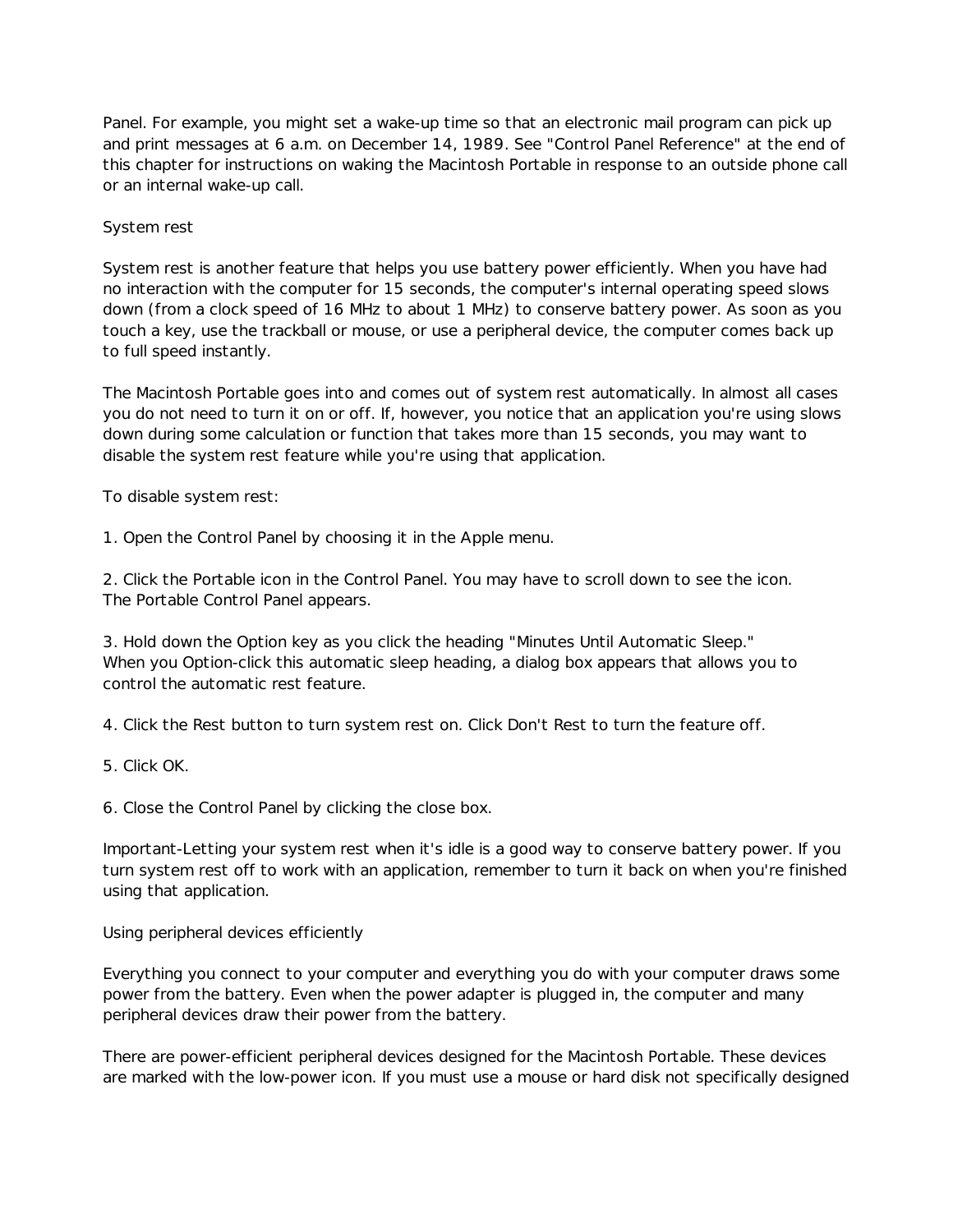Panel. For example, you might set a wake-up time so that an electronic mail program can pick up and print messages at 6 a.m. on December 14, 1989. See "Control Panel Reference" at the end of this chapter for instructions on waking the Macintosh Portable in response to an outside phone call or an internal wake-up call.

## System rest

System rest is another feature that helps you use battery power efficiently. When you have had no interaction with the computer for 15 seconds, the computer's internal operating speed slows down (from a clock speed of 16 MHz to about 1 MHz) to conserve battery power. As soon as you touch a key, use the trackball or mouse, or use a peripheral device, the computer comes back up to full speed instantly.

The Macintosh Portable goes into and comes out of system rest automatically. In almost all cases you do not need to turn it on or off. If, however, you notice that an application you're using slows down during some calculation or function that takes more than 15 seconds, you may want to disable the system rest feature while you're using that application.

To disable system rest:

1. Open the Control Panel by choosing it in the Apple menu.

2. Click the Portable icon in the Control Panel. You may have to scroll down to see the icon.
The Portable Control Panel appears.

3. Hold down the Option key as you click the heading "Minutes Until Automatic Sleep."
When you Option-click this automatic sleep heading, a dialog box appears that allows you to control the automatic rest feature.

4. Click the Rest button to turn system rest on. Click Don't Rest to turn the feature off.

5. Click OK.

6. Close the Control Panel by clicking the close box.

Important-Letting your system rest when it's idle is a good way to conserve battery power. If you turn system rest off to work with an application, remember to turn it back on when you're finished using that application.

## Using peripheral devices efficiently

Everything you connect to your computer and everything you do with your computer draws some power from the battery. Even when the power adapter is plugged in, the computer and many peripheral devices draw their power from the battery.

There are power-efficient peripheral devices designed for the Macintosh Portable. These devices are marked with the low-power icon. If you must use a mouse or hard disk not specifically designed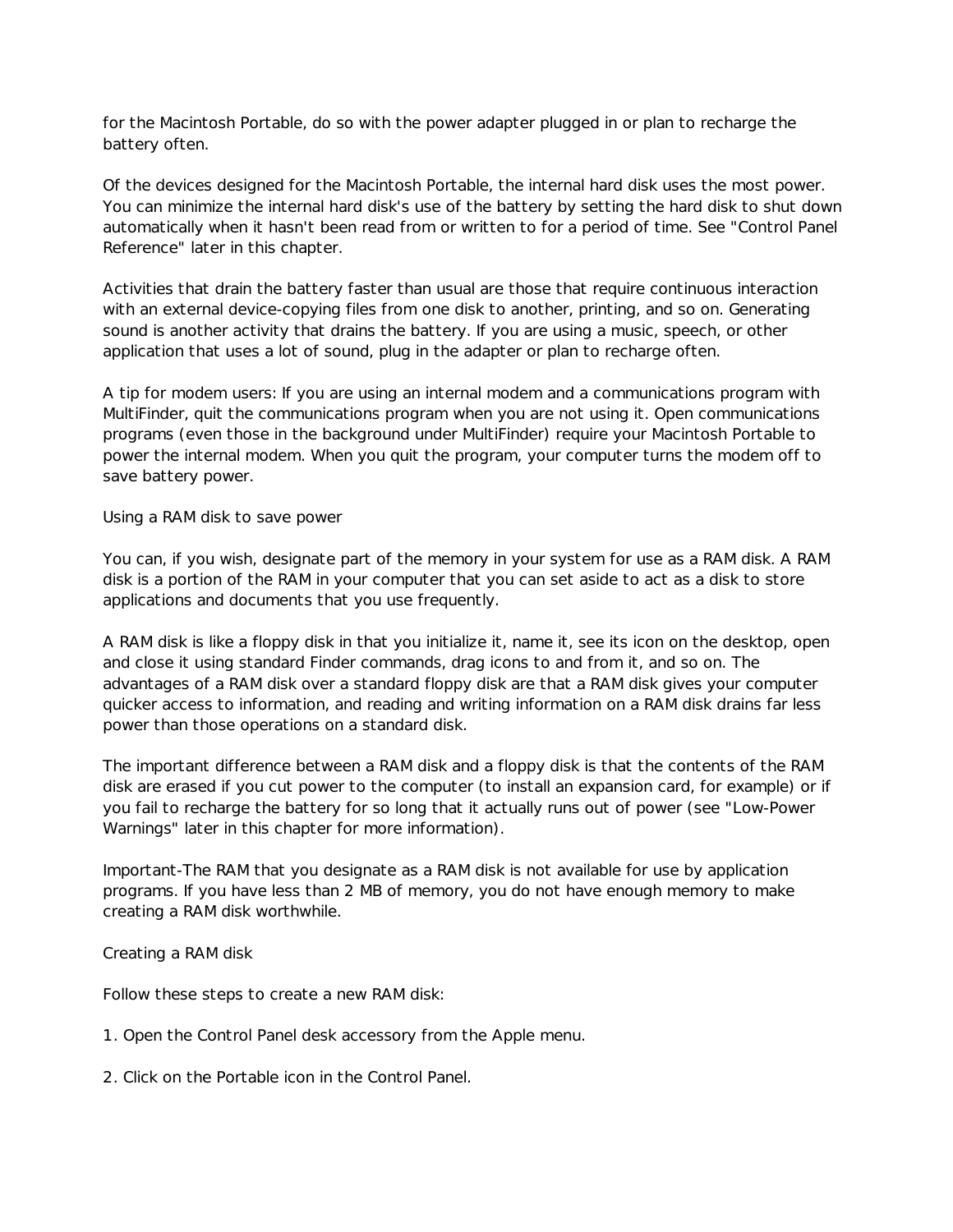for the Macintosh Portable, do so with the power adapter plugged in or plan to recharge the battery often.

Of the devices designed for the Macintosh Portable, the internal hard disk uses the most power. You can minimize the internal hard disk's use of the battery by setting the hard disk to shut down automatically when it hasn't been read from or written to for a period of time. See "Control Panel Reference" later in this chapter.

Activities that drain the battery faster than usual are those that require continuous interaction with an external device-copying files from one disk to another, printing, and so on. Generating sound is another activity that drains the battery. If you are using a music, speech, or other application that uses a lot of sound, plug in the adapter or plan to recharge often.

A tip for modem users: If you are using an internal modem and a communications program with MultiFinder, quit the communications program when you are not using it. Open communications programs (even those in the background under MultiFinder) require your Macintosh Portable to power the internal modem. When you quit the program, your computer turns the modem off to save battery power.

## Using a RAM disk to save power

You can, if you wish, designate part of the memory in your system for use as a RAM disk. A RAM disk is a portion of the RAM in your computer that you can set aside to act as a disk to store applications and documents that you use frequently.

A RAM disk is like a floppy disk in that you initialize it, name it, see its icon on the desktop, open and close it using standard Finder commands, drag icons to and from it, and so on. The advantages of a RAM disk over a standard floppy disk are that a RAM disk gives your computer quicker access to information, and reading and writing information on a RAM disk drains far less power than those operations on a standard disk.

The important difference between a RAM disk and a floppy disk is that the contents of the RAM disk are erased if you cut power to the computer (to install an expansion card, for example) or if you fail to recharge the battery for so long that it actually runs out of power (see "Low-Power Warnings" later in this chapter for more information).

Important-The RAM that you designate as a RAM disk is not available for use by application programs. If you have less than 2 MB of memory, you do not have enough memory to make creating a RAM disk worthwhile.

### Creating a RAM disk

Follow these steps to create a new RAM disk:

1. Open the Control Panel desk accessory from the Apple menu.

2. Click on the Portable icon in the Control Panel.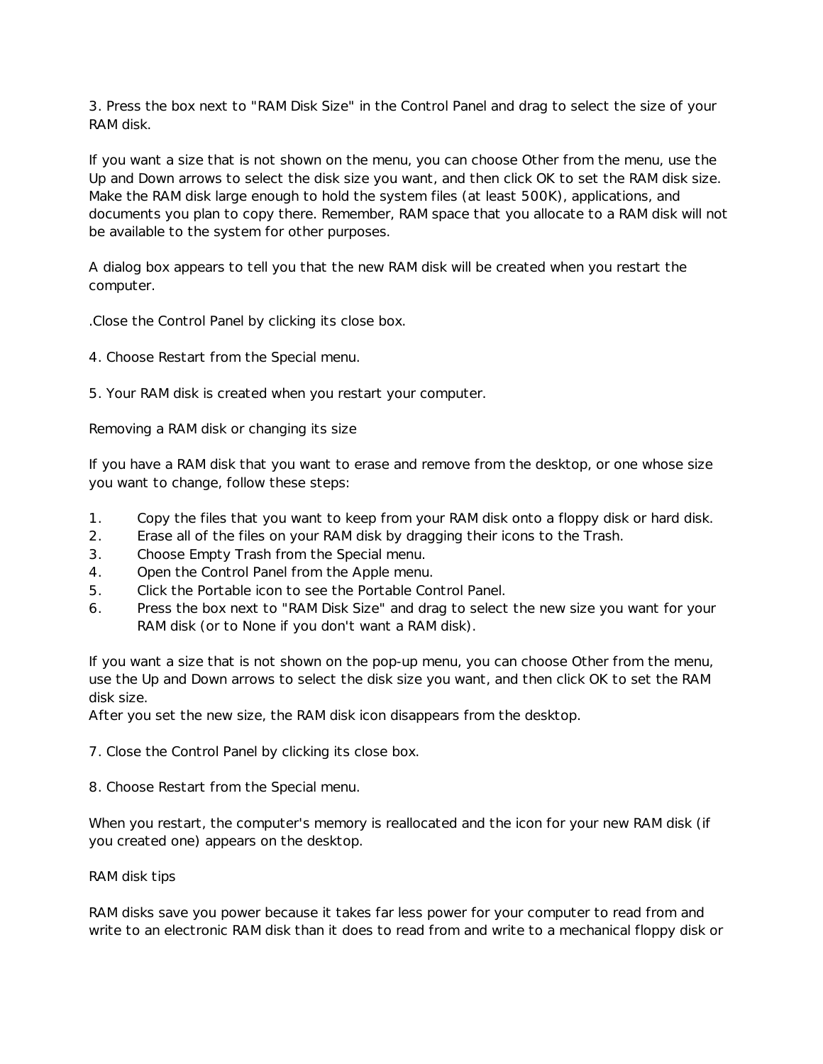3. Press the box next to "RAM Disk Size" in the Control Panel and drag to select the size of your RAM disk.

If you want a size that is not shown on the menu, you can choose Other from the menu, use the Up and Down arrows to select the disk size you want, and then click OK to set the RAM disk size. Make the RAM disk large enough to hold the system files (at least 500K), applications, and documents you plan to copy there. Remember, RAM space that you allocate to a RAM disk will not be available to the system for other purposes.

A dialog box appears to tell you that the new RAM disk will be created when you restart the computer.

.Close the Control Panel by clicking its close box.

4. Choose Restart from the Special menu.

5. Your RAM disk is created when you restart your computer.

Removing a RAM disk or changing its size

If you have a RAM disk that you want to erase and remove from the desktop, or one whose size you want to change, follow these steps:

1. Copy the files that you want to keep from your RAM disk onto a floppy disk or hard disk.
2. Erase all of the files on your RAM disk by dragging their icons to the Trash.
3. Choose Empty Trash from the Special menu.
4. Open the Control Panel from the Apple menu.
5. Click the Portable icon to see the Portable Control Panel.
6. Press the box next to "RAM Disk Size" and drag to select the new size you want for your RAM disk (or to None if you don't want a RAM disk).

If you want a size that is not shown on the pop-up menu, you can choose Other from the menu, use the Up and Down arrows to select the disk size you want, and then click OK to set the RAM disk size.
After you set the new size, the RAM disk icon disappears from the desktop.

7. Close the Control Panel by clicking its close box.

8. Choose Restart from the Special menu.

When you restart, the computer's memory is reallocated and the icon for your new RAM disk (if you created one) appears on the desktop.

RAM disk tips

RAM disks save you power because it takes far less power for your computer to read from and write to an electronic RAM disk than it does to read from and write to a mechanical floppy disk or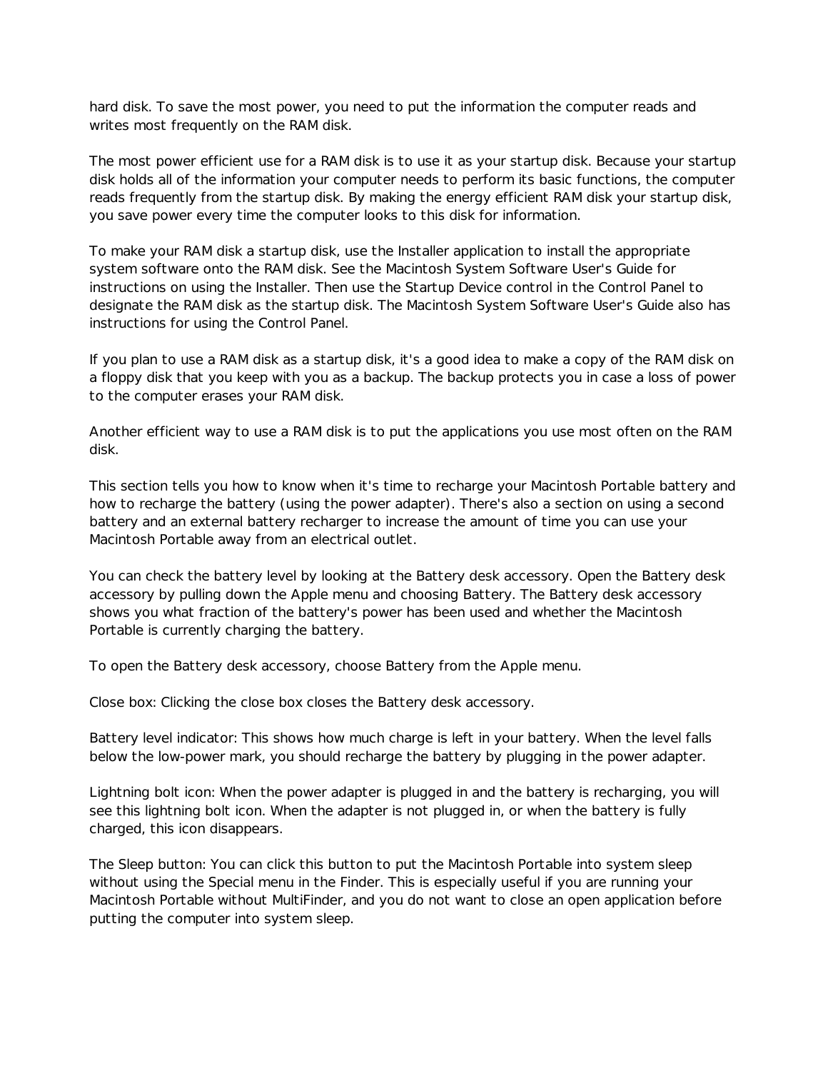hard disk. To save the most power, you need to put the information the computer reads and writes most frequently on the RAM disk.

The most power efficient use for a RAM disk is to use it as your startup disk. Because your startup disk holds all of the information your computer needs to perform its basic functions, the computer reads frequently from the startup disk. By making the energy efficient RAM disk your startup disk, you save power every time the computer looks to this disk for information.

To make your RAM disk a startup disk, use the Installer application to install the appropriate system software onto the RAM disk. See the Macintosh System Software User's Guide for instructions on using the Installer. Then use the Startup Device control in the Control Panel to designate the RAM disk as the startup disk. The Macintosh System Software User's Guide also has instructions for using the Control Panel.

If you plan to use a RAM disk as a startup disk, it's a good idea to make a copy of the RAM disk on a floppy disk that you keep with you as a backup. The backup protects you in case a loss of power to the computer erases your RAM disk.

Another efficient way to use a RAM disk is to put the applications you use most often on the RAM disk.

This section tells you how to know when it's time to recharge your Macintosh Portable battery and how to recharge the battery (using the power adapter). There's also a section on using a second battery and an external battery recharger to increase the amount of time you can use your Macintosh Portable away from an electrical outlet.

You can check the battery level by looking at the Battery desk accessory. Open the Battery desk accessory by pulling down the Apple menu and choosing Battery. The Battery desk accessory shows you what fraction of the battery's power has been used and whether the Macintosh Portable is currently charging the battery.

To open the Battery desk accessory, choose Battery from the Apple menu.

Close box: Clicking the close box closes the Battery desk accessory.

Battery level indicator: This shows how much charge is left in your battery. When the level falls below the low-power mark, you should recharge the battery by plugging in the power adapter.

Lightning bolt icon: When the power adapter is plugged in and the battery is recharging, you will see this lightning bolt icon. When the adapter is not plugged in, or when the battery is fully charged, this icon disappears.

The Sleep button: You can click this button to put the Macintosh Portable into system sleep without using the Special menu in the Finder. This is especially useful if you are running your Macintosh Portable without MultiFinder, and you do not want to close an open application before putting the computer into system sleep.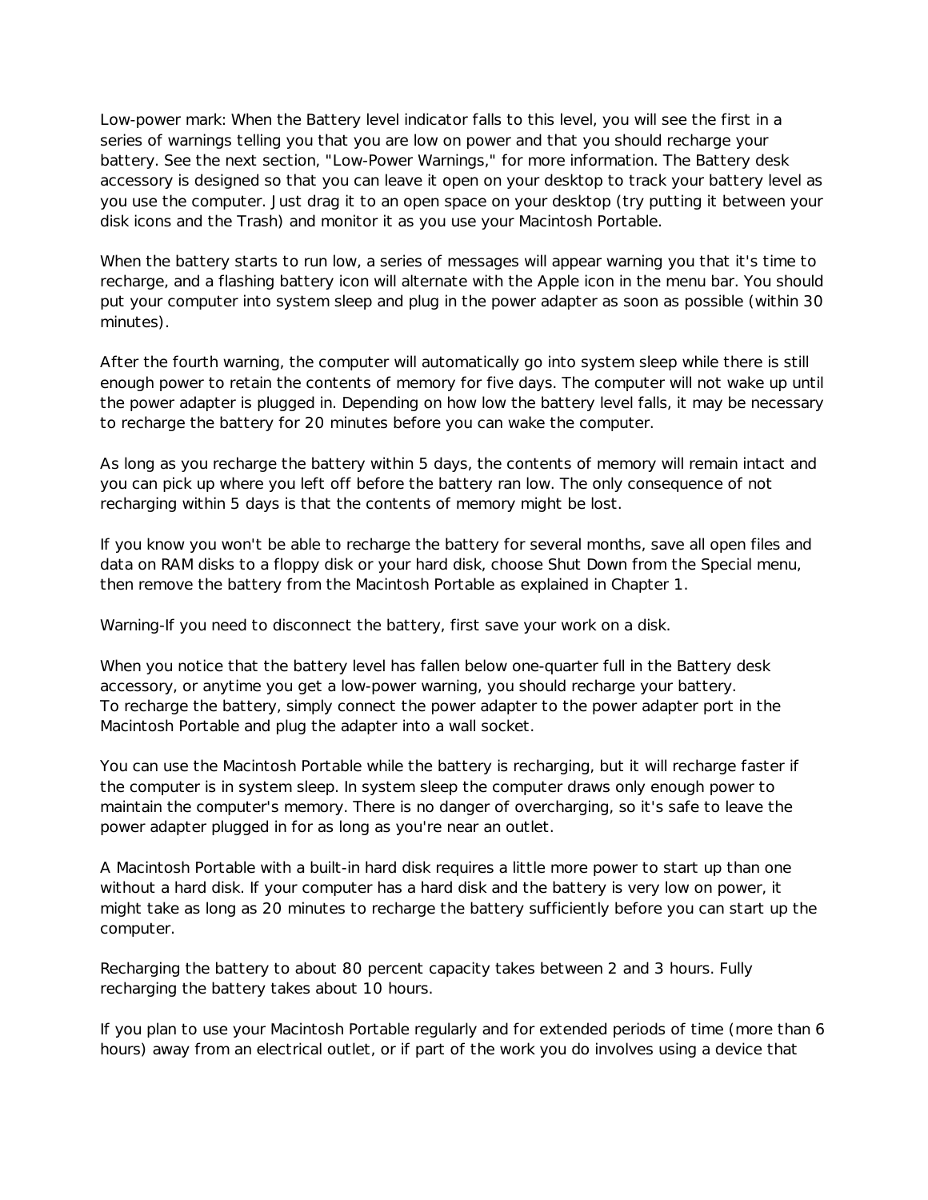Low-power mark: When the Battery level indicator falls to this level, you will see the first in a series of warnings telling you that you are low on power and that you should recharge your battery. See the next section, "Low-Power Warnings," for more information. The Battery desk accessory is designed so that you can leave it open on your desktop to track your battery level as you use the computer. Just drag it to an open space on your desktop (try putting it between your disk icons and the Trash) and monitor it as you use your Macintosh Portable.

When the battery starts to run low, a series of messages will appear warning you that it's time to recharge, and a flashing battery icon will alternate with the Apple icon in the menu bar. You should put your computer into system sleep and plug in the power adapter as soon as possible (within 30 minutes).

After the fourth warning, the computer will automatically go into system sleep while there is still enough power to retain the contents of memory for five days. The computer will not wake up until the power adapter is plugged in. Depending on how low the battery level falls, it may be necessary to recharge the battery for 20 minutes before you can wake the computer.

As long as you recharge the battery within 5 days, the contents of memory will remain intact and you can pick up where you left off before the battery ran low. The only consequence of not recharging within 5 days is that the contents of memory might be lost.

If you know you won't be able to recharge the battery for several months, save all open files and data on RAM disks to a floppy disk or your hard disk, choose Shut Down from the Special menu, then remove the battery from the Macintosh Portable as explained in Chapter 1.

Warning-If you need to disconnect the battery, first save your work on a disk.

When you notice that the battery level has fallen below one-quarter full in the Battery desk accessory, or anytime you get a low-power warning, you should recharge your battery.
To recharge the battery, simply connect the power adapter to the power adapter port in the Macintosh Portable and plug the adapter into a wall socket.

You can use the Macintosh Portable while the battery is recharging, but it will recharge faster if the computer is in system sleep. In system sleep the computer draws only enough power to maintain the computer's memory. There is no danger of overcharging, so it's safe to leave the power adapter plugged in for as long as you're near an outlet.

A Macintosh Portable with a built-in hard disk requires a little more power to start up than one without a hard disk. If your computer has a hard disk and the battery is very low on power, it might take as long as 20 minutes to recharge the battery sufficiently before you can start up the computer.

Recharging the battery to about 80 percent capacity takes between 2 and 3 hours. Fully recharging the battery takes about 10 hours.

If you plan to use your Macintosh Portable regularly and for extended periods of time (more than 6 hours) away from an electrical outlet, or if part of the work you do involves using a device that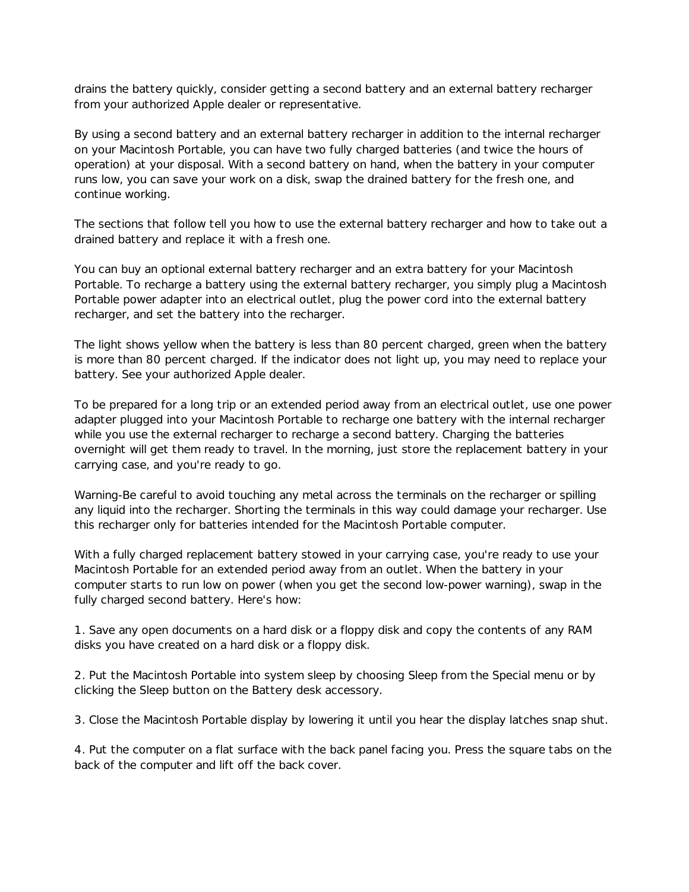drains the battery quickly, consider getting a second battery and an external battery recharger from your authorized Apple dealer or representative.

By using a second battery and an external battery recharger in addition to the internal recharger on your Macintosh Portable, you can have two fully charged batteries (and twice the hours of operation) at your disposal. With a second battery on hand, when the battery in your computer runs low, you can save your work on a disk, swap the drained battery for the fresh one, and continue working.

The sections that follow tell you how to use the external battery recharger and how to take out a drained battery and replace it with a fresh one.

You can buy an optional external battery recharger and an extra battery for your Macintosh Portable. To recharge a battery using the external battery recharger, you simply plug a Macintosh Portable power adapter into an electrical outlet, plug the power cord into the external battery recharger, and set the battery into the recharger.

The light shows yellow when the battery is less than 80 percent charged, green when the battery is more than 80 percent charged. If the indicator does not light up, you may need to replace your battery. See your authorized Apple dealer.

To be prepared for a long trip or an extended period away from an electrical outlet, use one power adapter plugged into your Macintosh Portable to recharge one battery with the internal recharger while you use the external recharger to recharge a second battery. Charging the batteries overnight will get them ready to travel. In the morning, just store the replacement battery in your carrying case, and you're ready to go.

Warning-Be careful to avoid touching any metal across the terminals on the recharger or spilling any liquid into the recharger. Shorting the terminals in this way could damage your recharger. Use this recharger only for batteries intended for the Macintosh Portable computer.

With a fully charged replacement battery stowed in your carrying case, you're ready to use your Macintosh Portable for an extended period away from an outlet. When the battery in your computer starts to run low on power (when you get the second low-power warning), swap in the fully charged second battery. Here's how:

1. Save any open documents on a hard disk or a floppy disk and copy the contents of any RAM disks you have created on a hard disk or a floppy disk.

2. Put the Macintosh Portable into system sleep by choosing Sleep from the Special menu or by clicking the Sleep button on the Battery desk accessory.

3. Close the Macintosh Portable display by lowering it until you hear the display latches snap shut.

4. Put the computer on a flat surface with the back panel facing you. Press the square tabs on the back of the computer and lift off the back cover.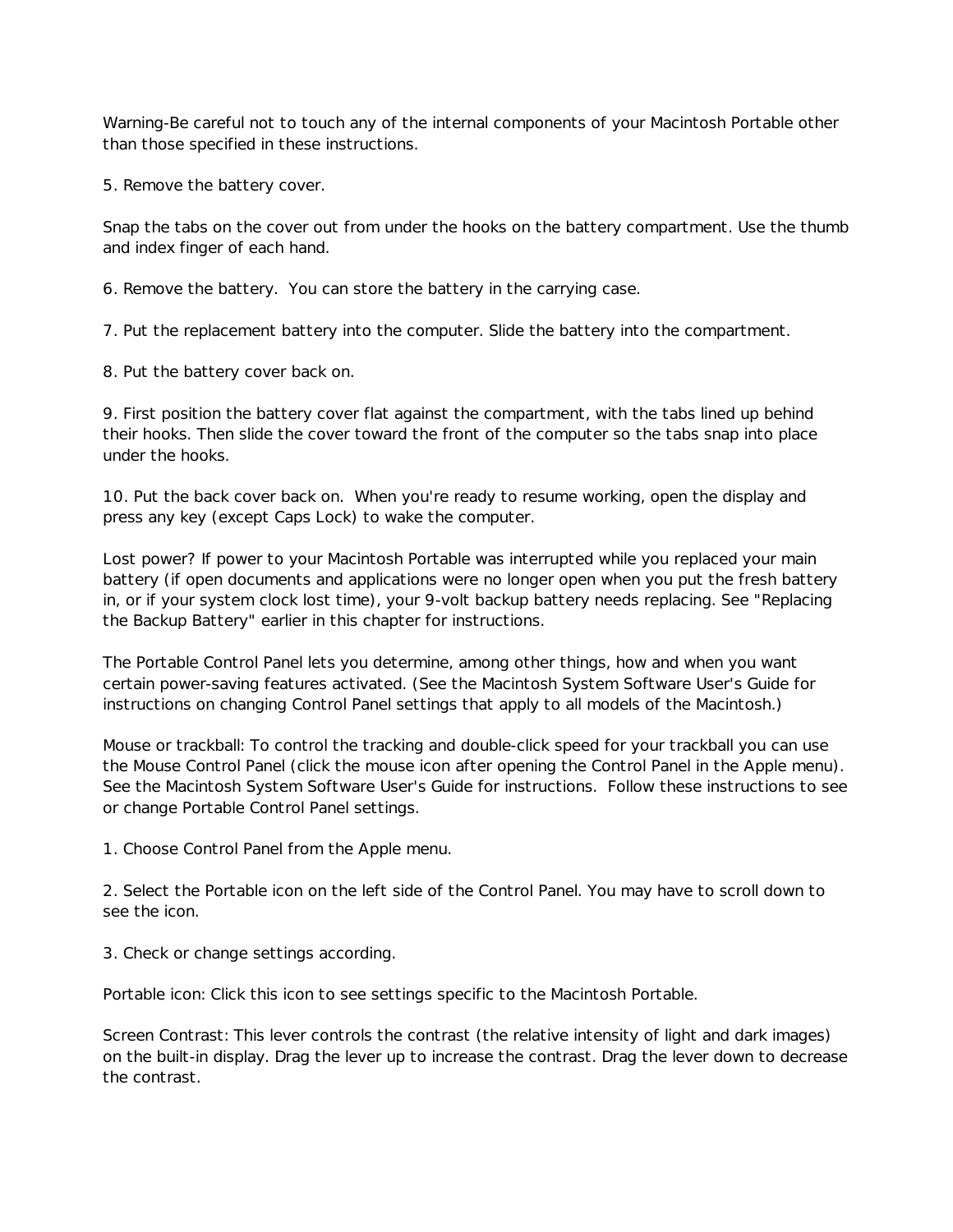Warning-Be careful not to touch any of the internal components of your Macintosh Portable other than those specified in these instructions.

5. Remove the battery cover.

Snap the tabs on the cover out from under the hooks on the battery compartment. Use the thumb and index finger of each hand.

6. Remove the battery.  You can store the battery in the carrying case.

7. Put the replacement battery into the computer. Slide the battery into the compartment.

8. Put the battery cover back on.

9. First position the battery cover flat against the compartment, with the tabs lined up behind their hooks. Then slide the cover toward the front of the computer so the tabs snap into place under the hooks.

10. Put the back cover back on.  When you're ready to resume working, open the display and press any key (except Caps Lock) to wake the computer.

Lost power? If power to your Macintosh Portable was interrupted while you replaced your main battery (if open documents and applications were no longer open when you put the fresh battery in, or if your system clock lost time), your 9-volt backup battery needs replacing. See "Replacing the Backup Battery" earlier in this chapter for instructions.

The Portable Control Panel lets you determine, among other things, how and when you want certain power-saving features activated. (See the Macintosh System Software User's Guide for instructions on changing Control Panel settings that apply to all models of the Macintosh.)

Mouse or trackball: To control the tracking and double-click speed for your trackball you can use the Mouse Control Panel (click the mouse icon after opening the Control Panel in the Apple menu). See the Macintosh System Software User's Guide for instructions.  Follow these instructions to see or change Portable Control Panel settings.

1. Choose Control Panel from the Apple menu.

2. Select the Portable icon on the left side of the Control Panel. You may have to scroll down to see the icon.

3. Check or change settings according.

Portable icon: Click this icon to see settings specific to the Macintosh Portable.

Screen Contrast: This lever controls the contrast (the relative intensity of light and dark images) on the built-in display. Drag the lever up to increase the contrast. Drag the lever down to decrease the contrast.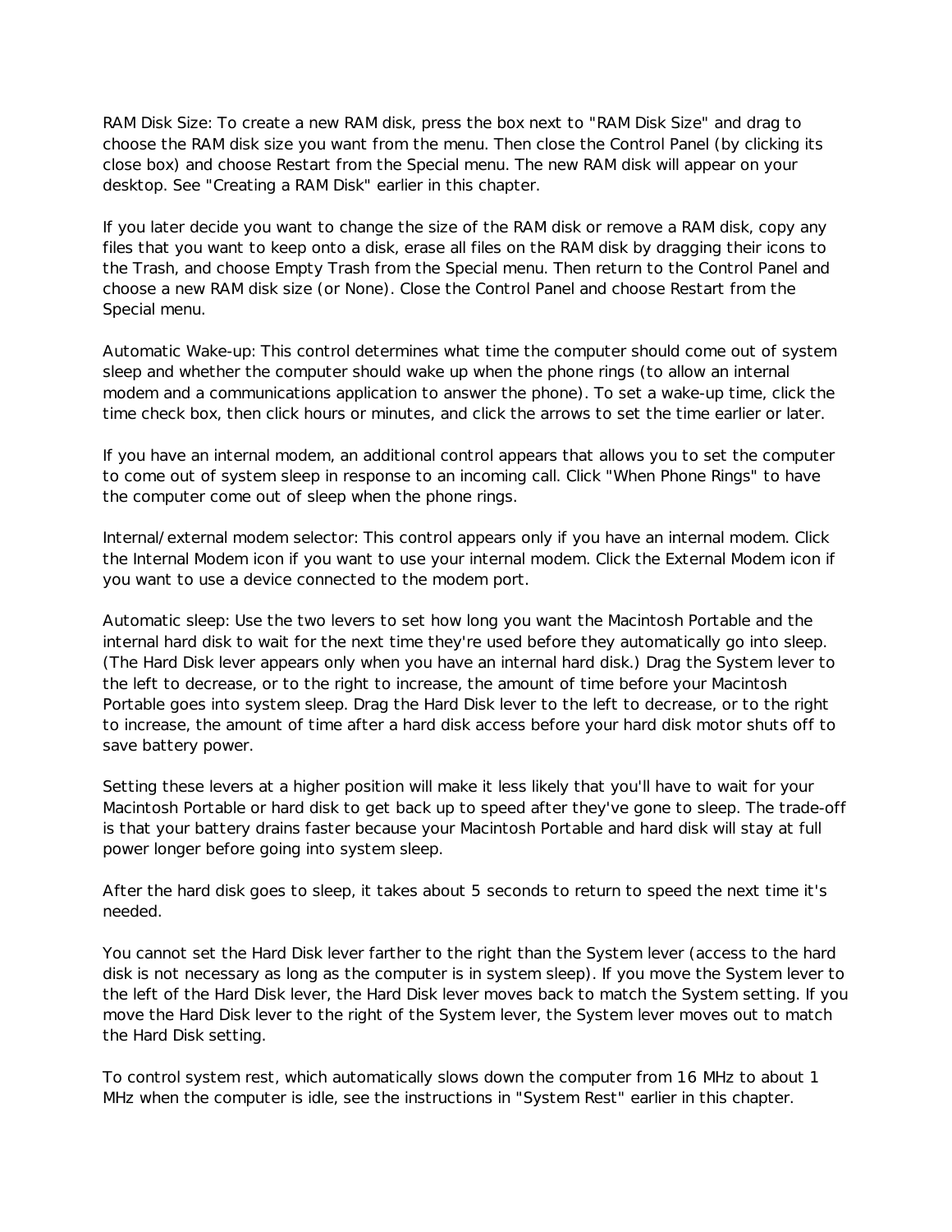RAM Disk Size: To create a new RAM disk, press the box next to "RAM Disk Size" and drag to choose the RAM disk size you want from the menu. Then close the Control Panel (by clicking its close box) and choose Restart from the Special menu. The new RAM disk will appear on your desktop. See "Creating a RAM Disk" earlier in this chapter.

If you later decide you want to change the size of the RAM disk or remove a RAM disk, copy any files that you want to keep onto a disk, erase all files on the RAM disk by dragging their icons to the Trash, and choose Empty Trash from the Special menu. Then return to the Control Panel and choose a new RAM disk size (or None). Close the Control Panel and choose Restart from the Special menu.

Automatic Wake-up: This control determines what time the computer should come out of system sleep and whether the computer should wake up when the phone rings (to allow an internal modem and a communications application to answer the phone). To set a wake-up time, click the time check box, then click hours or minutes, and click the arrows to set the time earlier or later.

If you have an internal modem, an additional control appears that allows you to set the computer to come out of system sleep in response to an incoming call. Click "When Phone Rings" to have the computer come out of sleep when the phone rings.

Internal/external modem selector: This control appears only if you have an internal modem. Click the Internal Modem icon if you want to use your internal modem. Click the External Modem icon if you want to use a device connected to the modem port.

Automatic sleep: Use the two levers to set how long you want the Macintosh Portable and the internal hard disk to wait for the next time they're used before they automatically go into sleep. (The Hard Disk lever appears only when you have an internal hard disk.) Drag the System lever to the left to decrease, or to the right to increase, the amount of time before your Macintosh Portable goes into system sleep. Drag the Hard Disk lever to the left to decrease, or to the right to increase, the amount of time after a hard disk access before your hard disk motor shuts off to save battery power.

Setting these levers at a higher position will make it less likely that you'll have to wait for your Macintosh Portable or hard disk to get back up to speed after they've gone to sleep. The trade-off is that your battery drains faster because your Macintosh Portable and hard disk will stay at full power longer before going into system sleep.

After the hard disk goes to sleep, it takes about 5 seconds to return to speed the next time it's needed.

You cannot set the Hard Disk lever farther to the right than the System lever (access to the hard disk is not necessary as long as the computer is in system sleep). If you move the System lever to the left of the Hard Disk lever, the Hard Disk lever moves back to match the System setting. If you move the Hard Disk lever to the right of the System lever, the System lever moves out to match the Hard Disk setting.

To control system rest, which automatically slows down the computer from 16 MHz to about 1 MHz when the computer is idle, see the instructions in "System Rest" earlier in this chapter.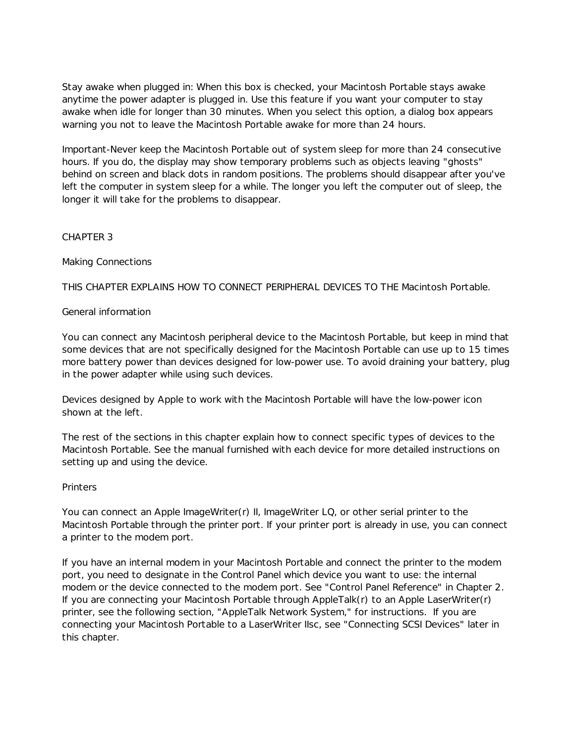Stay awake when plugged in: When this box is checked, your Macintosh Portable stays awake anytime the power adapter is plugged in. Use this feature if you want your computer to stay awake when idle for longer than 30 minutes. When you select this option, a dialog box appears warning you not to leave the Macintosh Portable awake for more than 24 hours.

Important-Never keep the Macintosh Portable out of system sleep for more than 24 consecutive hours. If you do, the display may show temporary problems such as objects leaving "ghosts" behind on screen and black dots in random positions. The problems should disappear after you've left the computer in system sleep for a while. The longer you left the computer out of sleep, the longer it will take for the problems to disappear.

# CHAPTER 3

# Making Connections

THIS CHAPTER EXPLAINS HOW TO CONNECT PERIPHERAL DEVICES TO THE Macintosh Portable.

## General information

You can connect any Macintosh peripheral device to the Macintosh Portable, but keep in mind that some devices that are not specifically designed for the Macintosh Portable can use up to 15 times more battery power than devices designed for low-power use. To avoid draining your battery, plug in the power adapter while using such devices.

Devices designed by Apple to work with the Macintosh Portable will have the low-power icon shown at the left.

The rest of the sections in this chapter explain how to connect specific types of devices to the Macintosh Portable. See the manual furnished with each device for more detailed instructions on setting up and using the device.

## Printers

You can connect an Apple ImageWriter(r) II, ImageWriter LQ, or other serial printer to the Macintosh Portable through the printer port. If your printer port is already in use, you can connect a printer to the modem port.

If you have an internal modem in your Macintosh Portable and connect the printer to the modem port, you need to designate in the Control Panel which device you want to use: the internal modem or the device connected to the modem port. See "Control Panel Reference" in Chapter 2. If you are connecting your Macintosh Portable through AppleTalk(r) to an Apple LaserWriter(r) printer, see the following section, "AppleTalk Network System," for instructions. If you are connecting your Macintosh Portable to a LaserWriter IIsc, see "Connecting SCSI Devices" later in this chapter.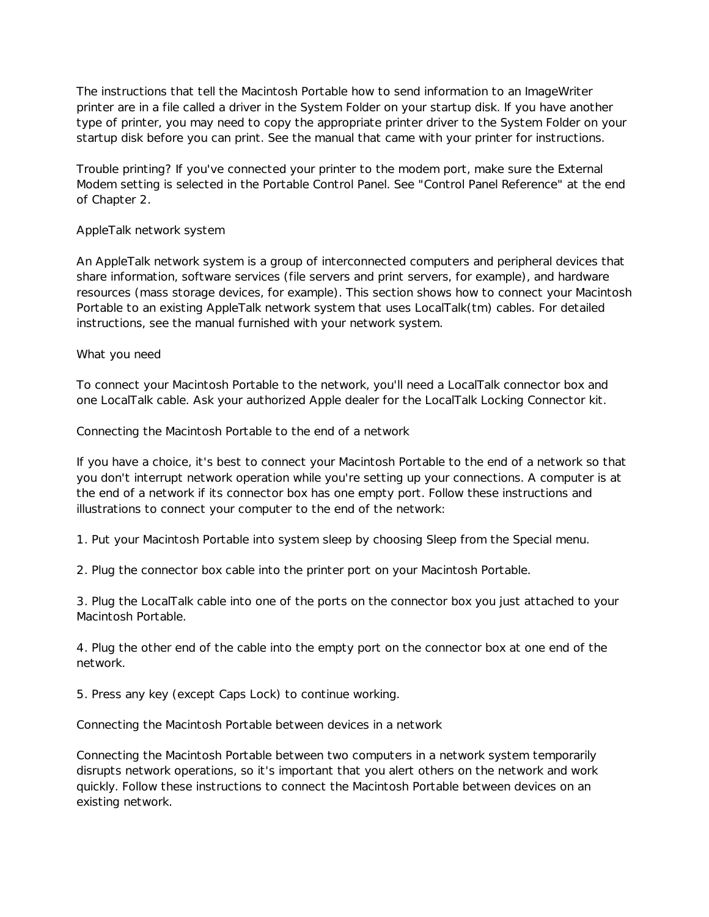The instructions that tell the Macintosh Portable how to send information to an ImageWriter printer are in a file called a driver in the System Folder on your startup disk. If you have another type of printer, you may need to copy the appropriate printer driver to the System Folder on your startup disk before you can print. See the manual that came with your printer for instructions.

Trouble printing? If you've connected your printer to the modem port, make sure the External Modem setting is selected in the Portable Control Panel. See "Control Panel Reference" at the end of Chapter 2.

## AppleTalk network system

An AppleTalk network system is a group of interconnected computers and peripheral devices that share information, software services (file servers and print servers, for example), and hardware resources (mass storage devices, for example). This section shows how to connect your Macintosh Portable to an existing AppleTalk network system that uses LocalTalk(tm) cables. For detailed instructions, see the manual furnished with your network system.

### What you need

To connect your Macintosh Portable to the network, you'll need a LocalTalk connector box and one LocalTalk cable. Ask your authorized Apple dealer for the LocalTalk Locking Connector kit.

### Connecting the Macintosh Portable to the end of a network

If you have a choice, it's best to connect your Macintosh Portable to the end of a network so that you don't interrupt network operation while you're setting up your connections. A computer is at the end of a network if its connector box has one empty port. Follow these instructions and illustrations to connect your computer to the end of the network:

1. Put your Macintosh Portable into system sleep by choosing Sleep from the Special menu.

2. Plug the connector box cable into the printer port on your Macintosh Portable.

3. Plug the LocalTalk cable into one of the ports on the connector box you just attached to your Macintosh Portable.

4. Plug the other end of the cable into the empty port on the connector box at one end of the network.

5. Press any key (except Caps Lock) to continue working.

### Connecting the Macintosh Portable between devices in a network

Connecting the Macintosh Portable between two computers in a network system temporarily disrupts network operations, so it's important that you alert others on the network and work quickly. Follow these instructions to connect the Macintosh Portable between devices on an existing network.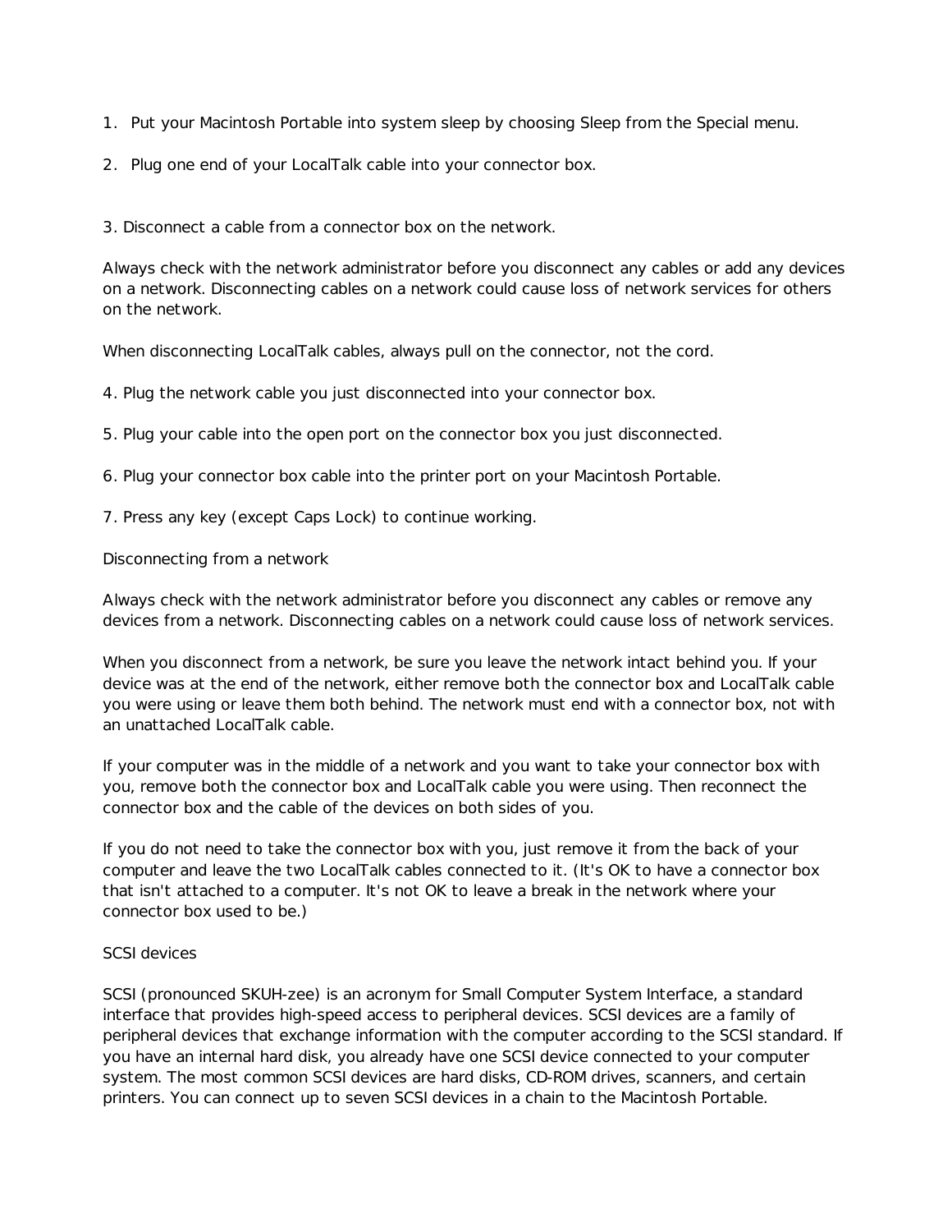1. Put your Macintosh Portable into system sleep by choosing Sleep from the Special menu.

2. Plug one end of your LocalTalk cable into your connector box.

3. Disconnect a cable from a connector box on the network.

Always check with the network administrator before you disconnect any cables or add any devices on a network. Disconnecting cables on a network could cause loss of network services for others on the network.

When disconnecting LocalTalk cables, always pull on the connector, not the cord.

4. Plug the network cable you just disconnected into your connector box.

5. Plug your cable into the open port on the connector box you just disconnected.

6. Plug your connector box cable into the printer port on your Macintosh Portable.

7. Press any key (except Caps Lock) to continue working.

## Disconnecting from a network

Always check with the network administrator before you disconnect any cables or remove any devices from a network. Disconnecting cables on a network could cause loss of network services.

When you disconnect from a network, be sure you leave the network intact behind you. If your device was at the end of the network, either remove both the connector box and LocalTalk cable you were using or leave them both behind. The network must end with a connector box, not with an unattached LocalTalk cable.

If your computer was in the middle of a network and you want to take your connector box with you, remove both the connector box and LocalTalk cable you were using. Then reconnect the connector box and the cable of the devices on both sides of you.

If you do not need to take the connector box with you, just remove it from the back of your computer and leave the two LocalTalk cables connected to it. (It's OK to have a connector box that isn't attached to a computer. It's not OK to leave a break in the network where your connector box used to be.)

## SCSI devices

SCSI (pronounced SKUH-zee) is an acronym for Small Computer System Interface, a standard interface that provides high-speed access to peripheral devices. SCSI devices are a family of peripheral devices that exchange information with the computer according to the SCSI standard. If you have an internal hard disk, you already have one SCSI device connected to your computer system. The most common SCSI devices are hard disks, CD-ROM drives, scanners, and certain printers. You can connect up to seven SCSI devices in a chain to the Macintosh Portable.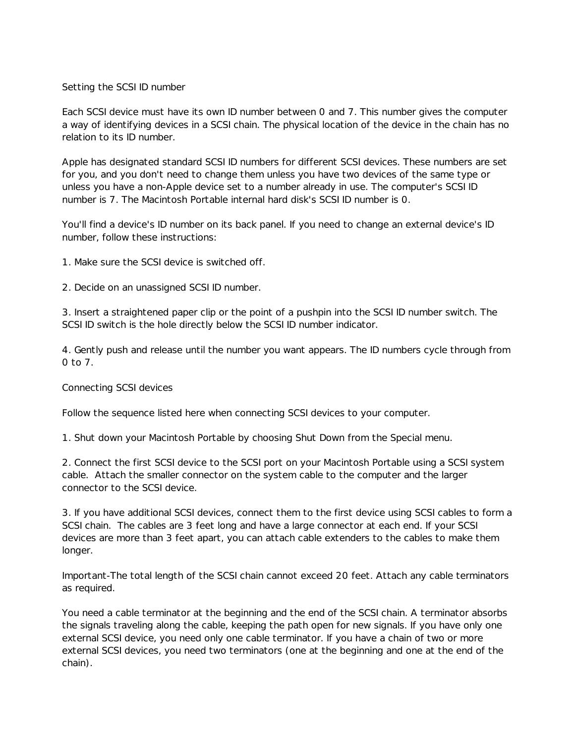## Setting the SCSI ID number

Each SCSI device must have its own ID number between 0 and 7. This number gives the computer a way of identifying devices in a SCSI chain. The physical location of the device in the chain has no relation to its ID number.

Apple has designated standard SCSI ID numbers for different SCSI devices. These numbers are set for you, and you don't need to change them unless you have two devices of the same type or unless you have a non-Apple device set to a number already in use. The computer's SCSI ID number is 7. The Macintosh Portable internal hard disk's SCSI ID number is 0.

You'll find a device's ID number on its back panel. If you need to change an external device's ID number, follow these instructions:

1. Make sure the SCSI device is switched off.

2. Decide on an unassigned SCSI ID number.

3. Insert a straightened paper clip or the point of a pushpin into the SCSI ID number switch. The SCSI ID switch is the hole directly below the SCSI ID number indicator.

4. Gently push and release until the number you want appears. The ID numbers cycle through from 0 to 7.

## Connecting SCSI devices

Follow the sequence listed here when connecting SCSI devices to your computer.

1. Shut down your Macintosh Portable by choosing Shut Down from the Special menu.

2. Connect the first SCSI device to the SCSI port on your Macintosh Portable using a SCSI system cable. Attach the smaller connector on the system cable to the computer and the larger connector to the SCSI device.

3. If you have additional SCSI devices, connect them to the first device using SCSI cables to form a SCSI chain. The cables are 3 feet long and have a large connector at each end. If your SCSI devices are more than 3 feet apart, you can attach cable extenders to the cables to make them longer.

Important-The total length of the SCSI chain cannot exceed 20 feet. Attach any cable terminators as required.

You need a cable terminator at the beginning and the end of the SCSI chain. A terminator absorbs the signals traveling along the cable, keeping the path open for new signals. If you have only one external SCSI device, you need only one cable terminator. If you have a chain of two or more external SCSI devices, you need two terminators (one at the beginning and one at the end of the chain).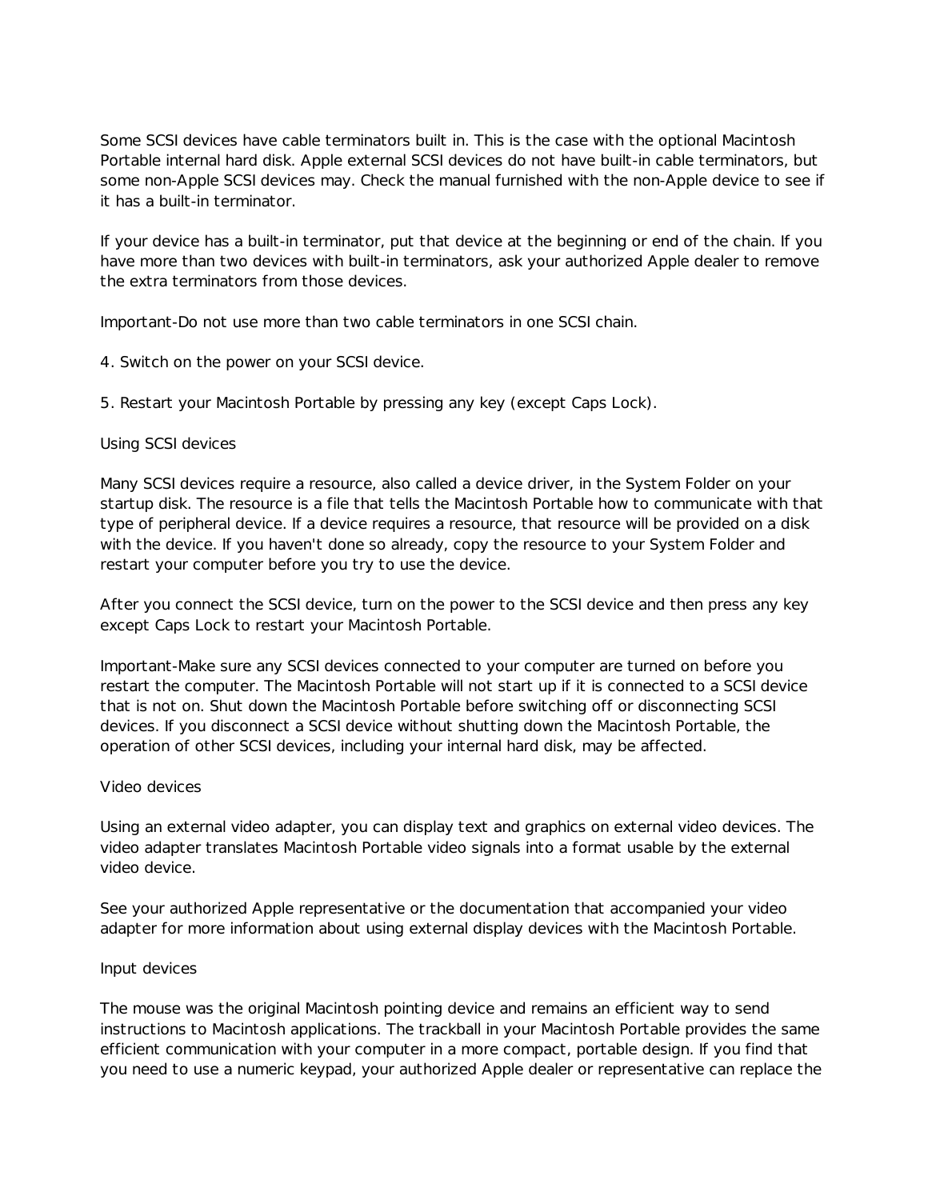Some SCSI devices have cable terminators built in. This is the case with the optional Macintosh Portable internal hard disk. Apple external SCSI devices do not have built-in cable terminators, but some non-Apple SCSI devices may. Check the manual furnished with the non-Apple device to see if it has a built-in terminator.

If your device has a built-in terminator, put that device at the beginning or end of the chain. If you have more than two devices with built-in terminators, ask your authorized Apple dealer to remove the extra terminators from those devices.

Important-Do not use more than two cable terminators in one SCSI chain.

4. Switch on the power on your SCSI device.

5. Restart your Macintosh Portable by pressing any key (except Caps Lock).

## Using SCSI devices

Many SCSI devices require a resource, also called a device driver, in the System Folder on your startup disk. The resource is a file that tells the Macintosh Portable how to communicate with that type of peripheral device. If a device requires a resource, that resource will be provided on a disk with the device. If you haven't done so already, copy the resource to your System Folder and restart your computer before you try to use the device.

After you connect the SCSI device, turn on the power to the SCSI device and then press any key except Caps Lock to restart your Macintosh Portable.

Important-Make sure any SCSI devices connected to your computer are turned on before you restart the computer. The Macintosh Portable will not start up if it is connected to a SCSI device that is not on. Shut down the Macintosh Portable before switching off or disconnecting SCSI devices. If you disconnect a SCSI device without shutting down the Macintosh Portable, the operation of other SCSI devices, including your internal hard disk, may be affected.

## Video devices

Using an external video adapter, you can display text and graphics on external video devices. The video adapter translates Macintosh Portable video signals into a format usable by the external video device.

See your authorized Apple representative or the documentation that accompanied your video adapter for more information about using external display devices with the Macintosh Portable.

## Input devices

The mouse was the original Macintosh pointing device and remains an efficient way to send instructions to Macintosh applications. The trackball in your Macintosh Portable provides the same efficient communication with your computer in a more compact, portable design. If you find that you need to use a numeric keypad, your authorized Apple dealer or representative can replace the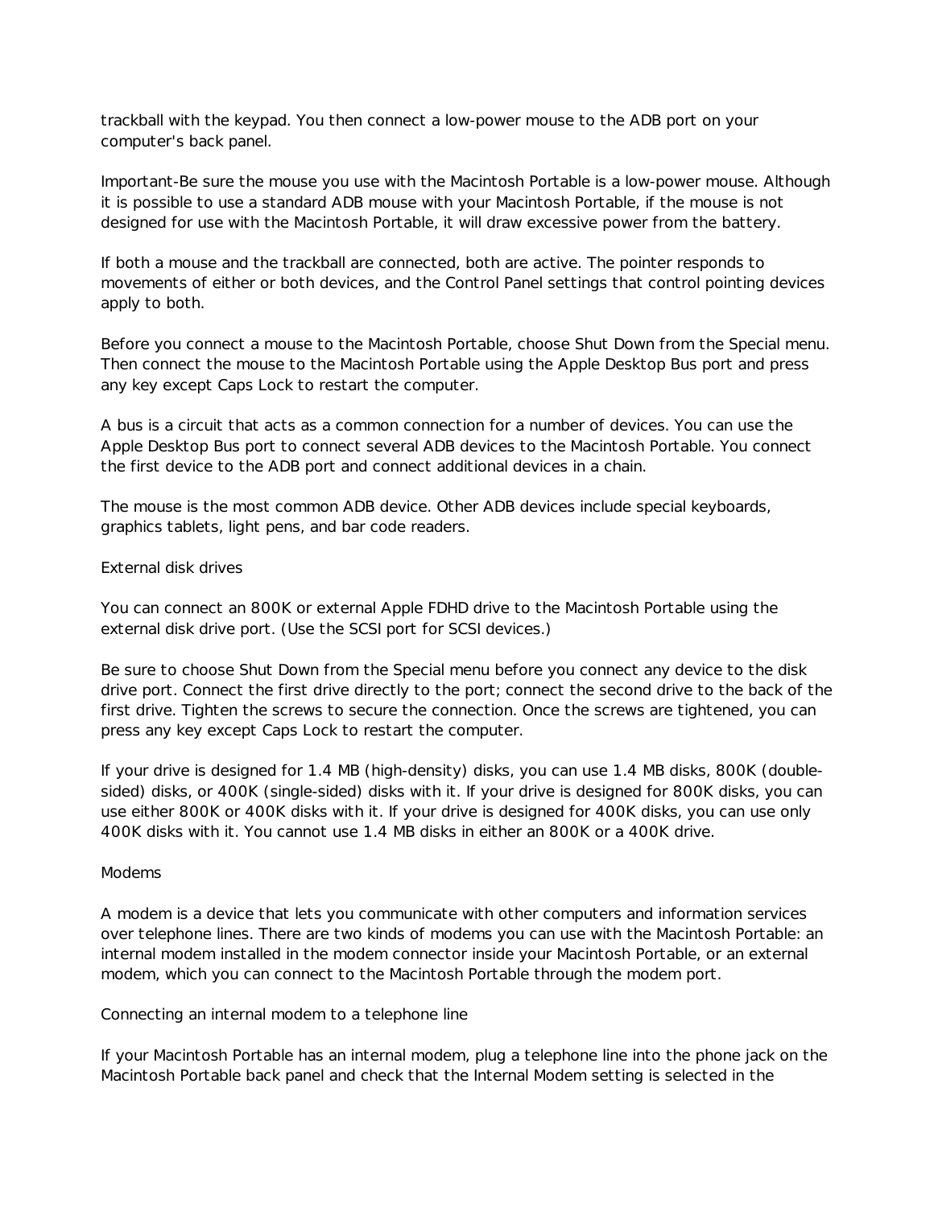trackball with the keypad. You then connect a low-power mouse to the ADB port on your computer's back panel.

Important-Be sure the mouse you use with the Macintosh Portable is a low-power mouse. Although it is possible to use a standard ADB mouse with your Macintosh Portable, if the mouse is not designed for use with the Macintosh Portable, it will draw excessive power from the battery.

If both a mouse and the trackball are connected, both are active. The pointer responds to movements of either or both devices, and the Control Panel settings that control pointing devices apply to both.

Before you connect a mouse to the Macintosh Portable, choose Shut Down from the Special menu. Then connect the mouse to the Macintosh Portable using the Apple Desktop Bus port and press any key except Caps Lock to restart the computer.

A bus is a circuit that acts as a common connection for a number of devices. You can use the Apple Desktop Bus port to connect several ADB devices to the Macintosh Portable. You connect the first device to the ADB port and connect additional devices in a chain.

The mouse is the most common ADB device. Other ADB devices include special keyboards, graphics tablets, light pens, and bar code readers.

## External disk drives

You can connect an 800K or external Apple FDHD drive to the Macintosh Portable using the external disk drive port. (Use the SCSI port for SCSI devices.)

Be sure to choose Shut Down from the Special menu before you connect any device to the disk drive port. Connect the first drive directly to the port; connect the second drive to the back of the first drive. Tighten the screws to secure the connection. Once the screws are tightened, you can press any key except Caps Lock to restart the computer.

If your drive is designed for 1.4 MB (high-density) disks, you can use 1.4 MB disks, 800K (double-sided) disks, or 400K (single-sided) disks with it. If your drive is designed for 800K disks, you can use either 800K or 400K disks with it. If your drive is designed for 400K disks, you can use only 400K disks with it. You cannot use 1.4 MB disks in either an 800K or a 400K drive.

## Modems

A modem is a device that lets you communicate with other computers and information services over telephone lines. There are two kinds of modems you can use with the Macintosh Portable: an internal modem installed in the modem connector inside your Macintosh Portable, or an external modem, which you can connect to the Macintosh Portable through the modem port.

### Connecting an internal modem to a telephone line

If your Macintosh Portable has an internal modem, plug a telephone line into the phone jack on the Macintosh Portable back panel and check that the Internal Modem setting is selected in the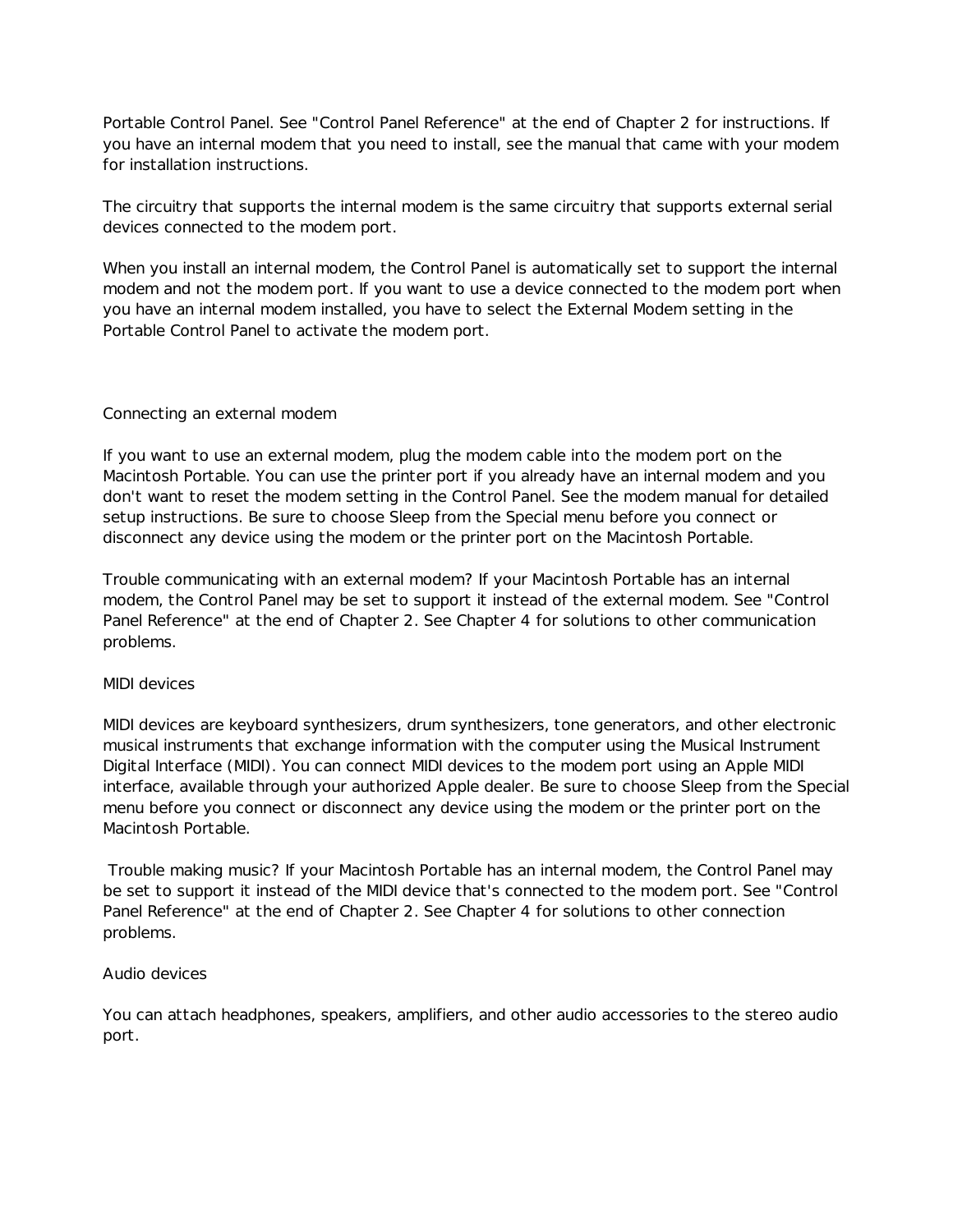Portable Control Panel. See "Control Panel Reference" at the end of Chapter 2 for instructions. If you have an internal modem that you need to install, see the manual that came with your modem for installation instructions.

The circuitry that supports the internal modem is the same circuitry that supports external serial devices connected to the modem port.

When you install an internal modem, the Control Panel is automatically set to support the internal modem and not the modem port. If you want to use a device connected to the modem port when you have an internal modem installed, you have to select the External Modem setting in the Portable Control Panel to activate the modem port.

## Connecting an external modem

If you want to use an external modem, plug the modem cable into the modem port on the Macintosh Portable. You can use the printer port if you already have an internal modem and you don't want to reset the modem setting in the Control Panel. See the modem manual for detailed setup instructions. Be sure to choose Sleep from the Special menu before you connect or disconnect any device using the modem or the printer port on the Macintosh Portable.

Trouble communicating with an external modem? If your Macintosh Portable has an internal modem, the Control Panel may be set to support it instead of the external modem. See "Control Panel Reference" at the end of Chapter 2. See Chapter 4 for solutions to other communication problems.

## MIDI devices

MIDI devices are keyboard synthesizers, drum synthesizers, tone generators, and other electronic musical instruments that exchange information with the computer using the Musical Instrument Digital Interface (MIDI). You can connect MIDI devices to the modem port using an Apple MIDI interface, available through your authorized Apple dealer. Be sure to choose Sleep from the Special menu before you connect or disconnect any device using the modem or the printer port on the Macintosh Portable.

Trouble making music? If your Macintosh Portable has an internal modem, the Control Panel may be set to support it instead of the MIDI device that's connected to the modem port. See "Control Panel Reference" at the end of Chapter 2. See Chapter 4 for solutions to other connection problems.

## Audio devices

You can attach headphones, speakers, amplifiers, and other audio accessories to the stereo audio port.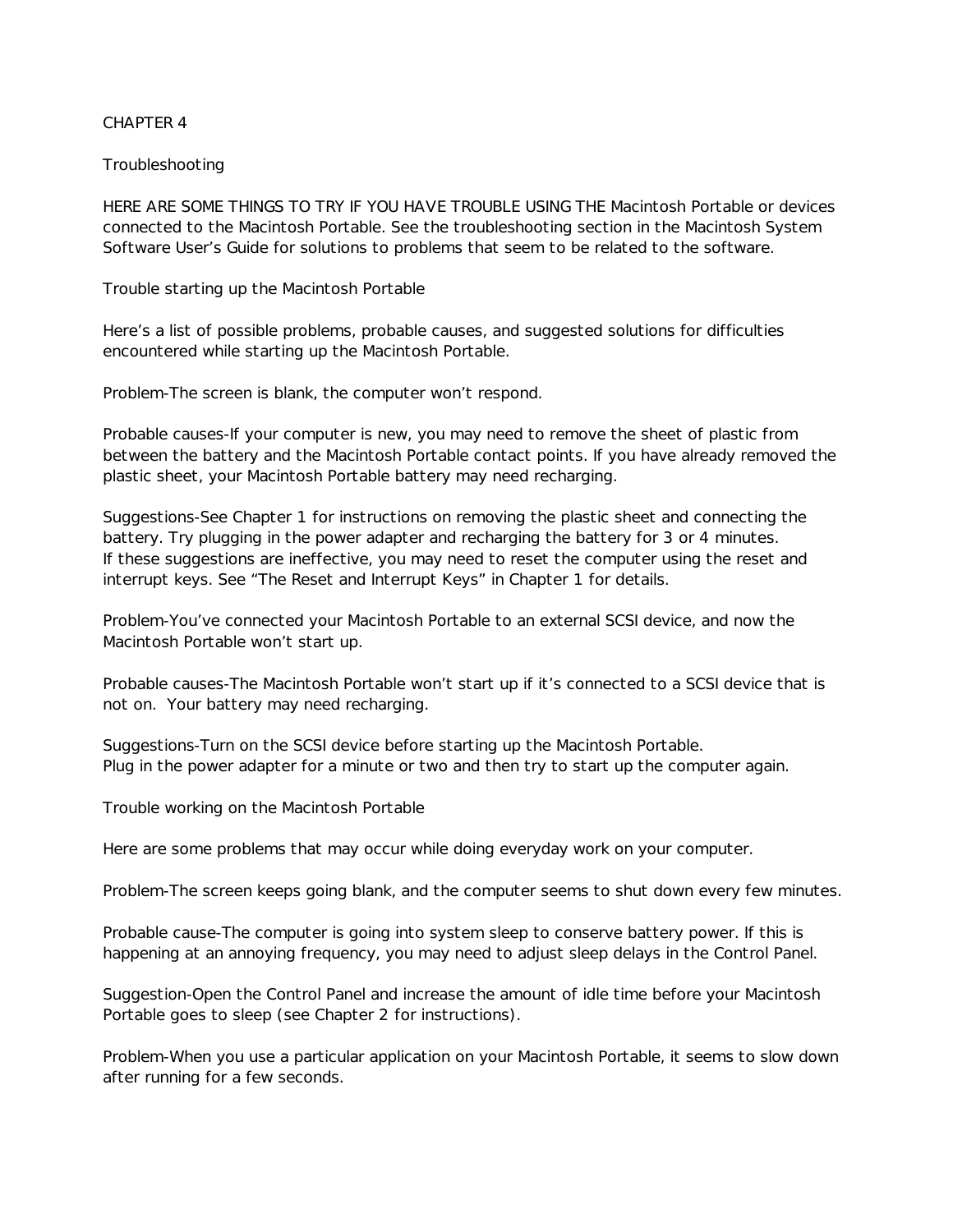# CHAPTER 4

# Troubleshooting

HERE ARE SOME THINGS TO TRY IF YOU HAVE TROUBLE USING THE Macintosh Portable or devices connected to the Macintosh Portable. See the troubleshooting section in the Macintosh System Software User's Guide for solutions to problems that seem to be related to the software.

## Trouble starting up the Macintosh Portable

Here's a list of possible problems, probable causes, and suggested solutions for difficulties encountered while starting up the Macintosh Portable.

Problem-The screen is blank, the computer won't respond.

Probable causes-If your computer is new, you may need to remove the sheet of plastic from between the battery and the Macintosh Portable contact points. If you have already removed the plastic sheet, your Macintosh Portable battery may need recharging.

Suggestions-See Chapter 1 for instructions on removing the plastic sheet and connecting the battery. Try plugging in the power adapter and recharging the battery for 3 or 4 minutes.
If these suggestions are ineffective, you may need to reset the computer using the reset and interrupt keys. See "The Reset and Interrupt Keys" in Chapter 1 for details.

Problem-You've connected your Macintosh Portable to an external SCSI device, and now the Macintosh Portable won't start up.

Probable causes-The Macintosh Portable won't start up if it's connected to a SCSI device that is not on. Your battery may need recharging.

Suggestions-Turn on the SCSI device before starting up the Macintosh Portable.
Plug in the power adapter for a minute or two and then try to start up the computer again.

## Trouble working on the Macintosh Portable

Here are some problems that may occur while doing everyday work on your computer.

Problem-The screen keeps going blank, and the computer seems to shut down every few minutes.

Probable cause-The computer is going into system sleep to conserve battery power. If this is happening at an annoying frequency, you may need to adjust sleep delays in the Control Panel.

Suggestion-Open the Control Panel and increase the amount of idle time before your Macintosh Portable goes to sleep (see Chapter 2 for instructions).

Problem-When you use a particular application on your Macintosh Portable, it seems to slow down after running for a few seconds.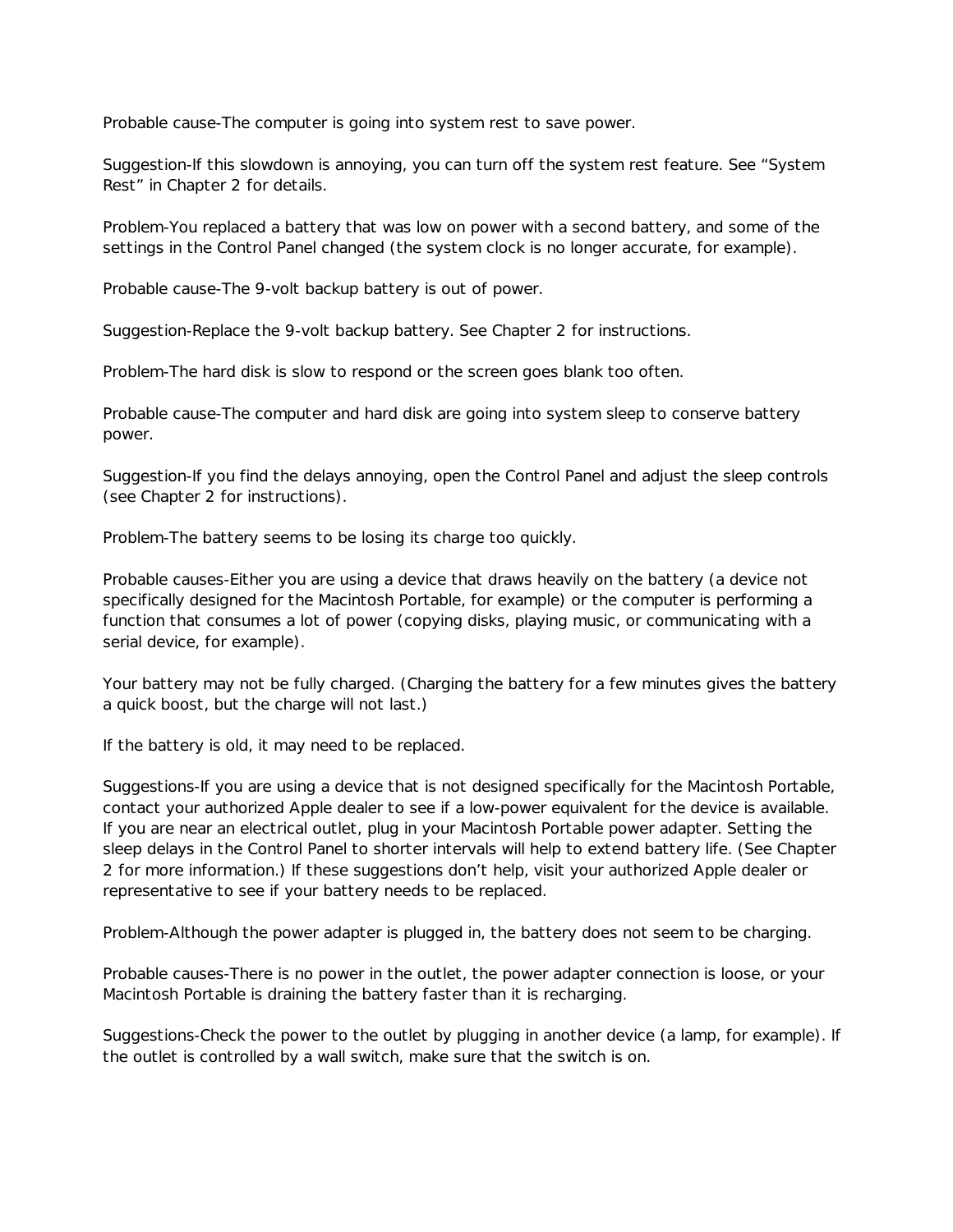Probable cause-The computer is going into system rest to save power.

Suggestion-If this slowdown is annoying, you can turn off the system rest feature. See "System Rest" in Chapter 2 for details.

Problem-You replaced a battery that was low on power with a second battery, and some of the settings in the Control Panel changed (the system clock is no longer accurate, for example).

Probable cause-The 9-volt backup battery is out of power.

Suggestion-Replace the 9-volt backup battery. See Chapter 2 for instructions.

Problem-The hard disk is slow to respond or the screen goes blank too often.

Probable cause-The computer and hard disk are going into system sleep to conserve battery power.

Suggestion-If you find the delays annoying, open the Control Panel and adjust the sleep controls (see Chapter 2 for instructions).

Problem-The battery seems to be losing its charge too quickly.

Probable causes-Either you are using a device that draws heavily on the battery (a device not specifically designed for the Macintosh Portable, for example) or the computer is performing a function that consumes a lot of power (copying disks, playing music, or communicating with a serial device, for example).

Your battery may not be fully charged. (Charging the battery for a few minutes gives the battery a quick boost, but the charge will not last.)

If the battery is old, it may need to be replaced.

Suggestions-If you are using a device that is not designed specifically for the Macintosh Portable, contact your authorized Apple dealer to see if a low-power equivalent for the device is available. If you are near an electrical outlet, plug in your Macintosh Portable power adapter. Setting the sleep delays in the Control Panel to shorter intervals will help to extend battery life. (See Chapter 2 for more information.) If these suggestions don't help, visit your authorized Apple dealer or representative to see if your battery needs to be replaced.

Problem-Although the power adapter is plugged in, the battery does not seem to be charging.

Probable causes-There is no power in the outlet, the power adapter connection is loose, or your Macintosh Portable is draining the battery faster than it is recharging.

Suggestions-Check the power to the outlet by plugging in another device (a lamp, for example). If the outlet is controlled by a wall switch, make sure that the switch is on.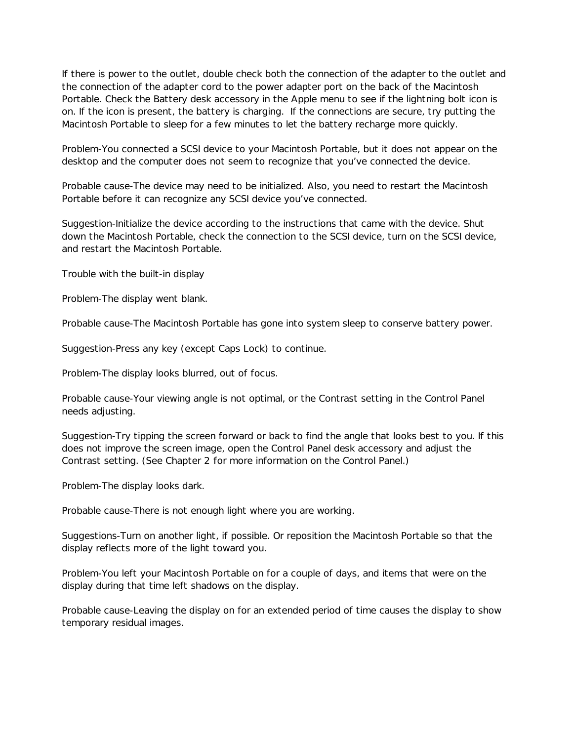If there is power to the outlet, double check both the connection of the adapter to the outlet and the connection of the adapter cord to the power adapter port on the back of the Macintosh Portable. Check the Battery desk accessory in the Apple menu to see if the lightning bolt icon is on. If the icon is present, the battery is charging. If the connections are secure, try putting the Macintosh Portable to sleep for a few minutes to let the battery recharge more quickly.

Problem-You connected a SCSI device to your Macintosh Portable, but it does not appear on the desktop and the computer does not seem to recognize that you've connected the device.

Probable cause-The device may need to be initialized. Also, you need to restart the Macintosh Portable before it can recognize any SCSI device you've connected.

Suggestion-Initialize the device according to the instructions that came with the device. Shut down the Macintosh Portable, check the connection to the SCSI device, turn on the SCSI device, and restart the Macintosh Portable.

Trouble with the built-in display

Problem-The display went blank.

Probable cause-The Macintosh Portable has gone into system sleep to conserve battery power.

Suggestion-Press any key (except Caps Lock) to continue.

Problem-The display looks blurred, out of focus.

Probable cause-Your viewing angle is not optimal, or the Contrast setting in the Control Panel needs adjusting.

Suggestion-Try tipping the screen forward or back to find the angle that looks best to you. If this does not improve the screen image, open the Control Panel desk accessory and adjust the Contrast setting. (See Chapter 2 for more information on the Control Panel.)

Problem-The display looks dark.

Probable cause-There is not enough light where you are working.

Suggestions-Turn on another light, if possible. Or reposition the Macintosh Portable so that the display reflects more of the light toward you.

Problem-You left your Macintosh Portable on for a couple of days, and items that were on the display during that time left shadows on the display.

Probable cause-Leaving the display on for an extended period of time causes the display to show temporary residual images.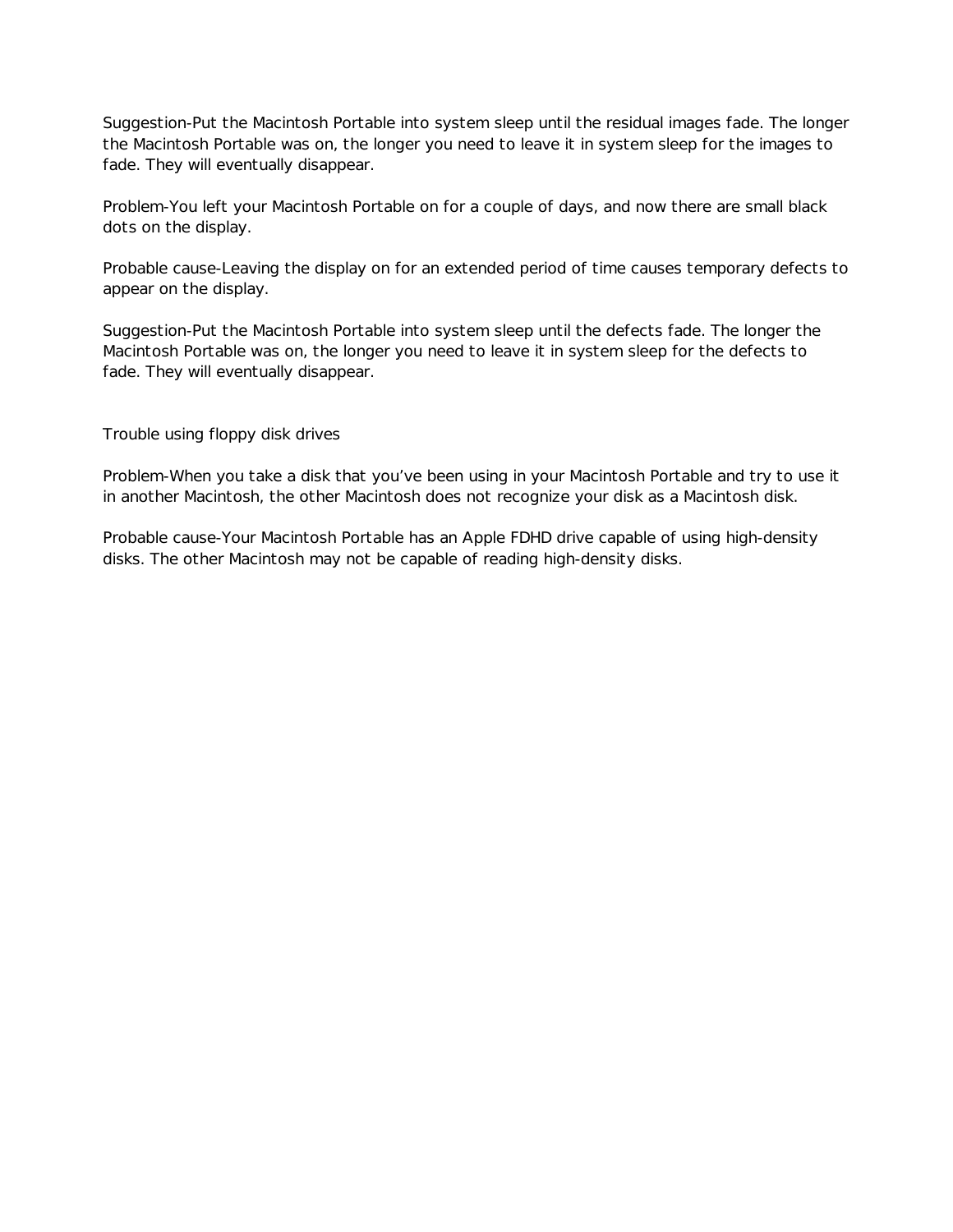Suggestion-Put the Macintosh Portable into system sleep until the residual images fade. The longer the Macintosh Portable was on, the longer you need to leave it in system sleep for the images to fade. They will eventually disappear.

Problem-You left your Macintosh Portable on for a couple of days, and now there are small black dots on the display.

Probable cause-Leaving the display on for an extended period of time causes temporary defects to appear on the display.

Suggestion-Put the Macintosh Portable into system sleep until the defects fade. The longer the Macintosh Portable was on, the longer you need to leave it in system sleep for the defects to fade. They will eventually disappear.

## Trouble using floppy disk drives

Problem-When you take a disk that you've been using in your Macintosh Portable and try to use it in another Macintosh, the other Macintosh does not recognize your disk as a Macintosh disk.

Probable cause-Your Macintosh Portable has an Apple FDHD drive capable of using high-density disks. The other Macintosh may not be capable of reading high-density disks.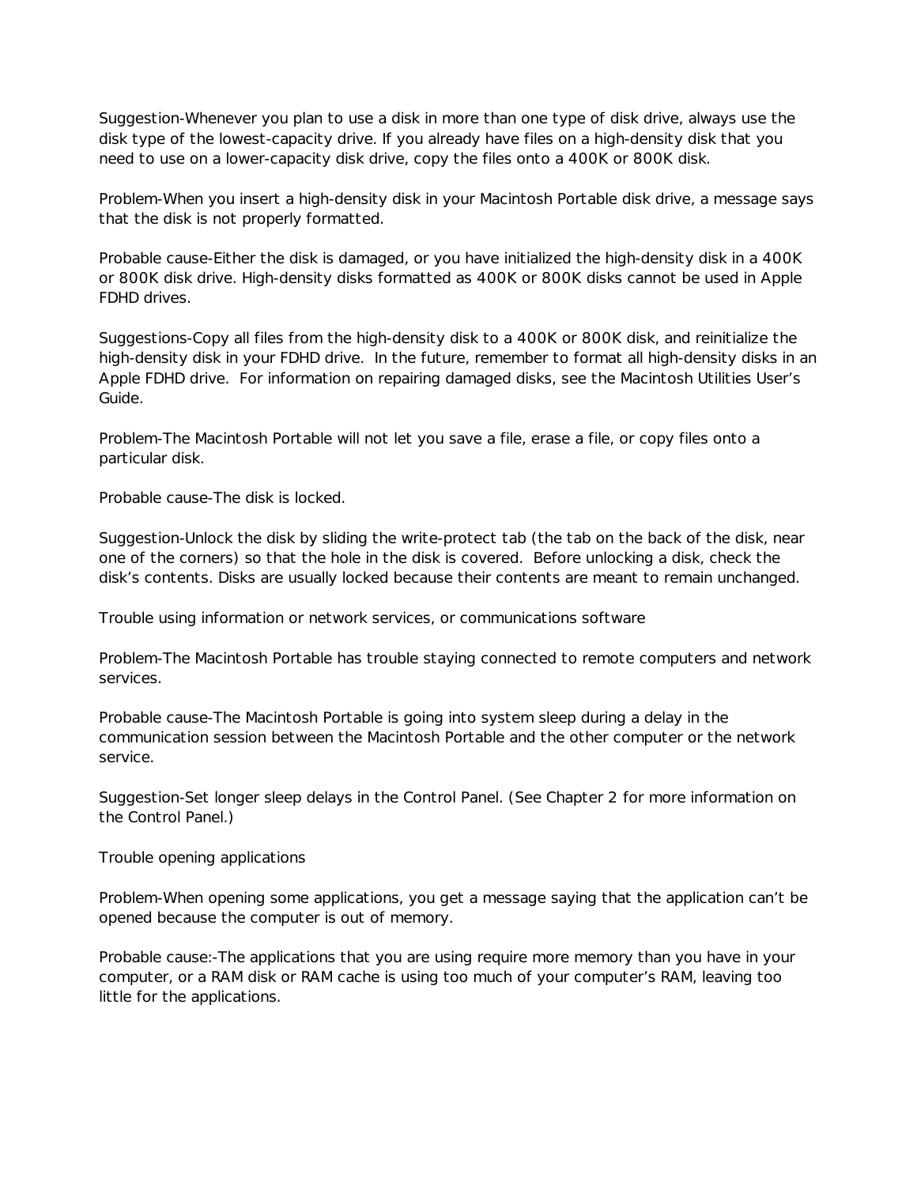Suggestion-Whenever you plan to use a disk in more than one type of disk drive, always use the disk type of the lowest-capacity drive. If you already have files on a high-density disk that you need to use on a lower-capacity disk drive, copy the files onto a 400K or 800K disk.

Problem-When you insert a high-density disk in your Macintosh Portable disk drive, a message says that the disk is not properly formatted.

Probable cause-Either the disk is damaged, or you have initialized the high-density disk in a 400K or 800K disk drive. High-density disks formatted as 400K or 800K disks cannot be used in Apple FDHD drives.

Suggestions-Copy all files from the high-density disk to a 400K or 800K disk, and reinitialize the high-density disk in your FDHD drive. In the future, remember to format all high-density disks in an Apple FDHD drive. For information on repairing damaged disks, see the Macintosh Utilities User's Guide.

Problem-The Macintosh Portable will not let you save a file, erase a file, or copy files onto a particular disk.

Probable cause-The disk is locked.

Suggestion-Unlock the disk by sliding the write-protect tab (the tab on the back of the disk, near one of the corners) so that the hole in the disk is covered. Before unlocking a disk, check the disk's contents. Disks are usually locked because their contents are meant to remain unchanged.

## Trouble using information or network services, or communications software

Problem-The Macintosh Portable has trouble staying connected to remote computers and network services.

Probable cause-The Macintosh Portable is going into system sleep during a delay in the communication session between the Macintosh Portable and the other computer or the network service.

Suggestion-Set longer sleep delays in the Control Panel. (See Chapter 2 for more information on the Control Panel.)

## Trouble opening applications

Problem-When opening some applications, you get a message saying that the application can't be opened because the computer is out of memory.

Probable cause:-The applications that you are using require more memory than you have in your computer, or a RAM disk or RAM cache is using too much of your computer's RAM, leaving too little for the applications.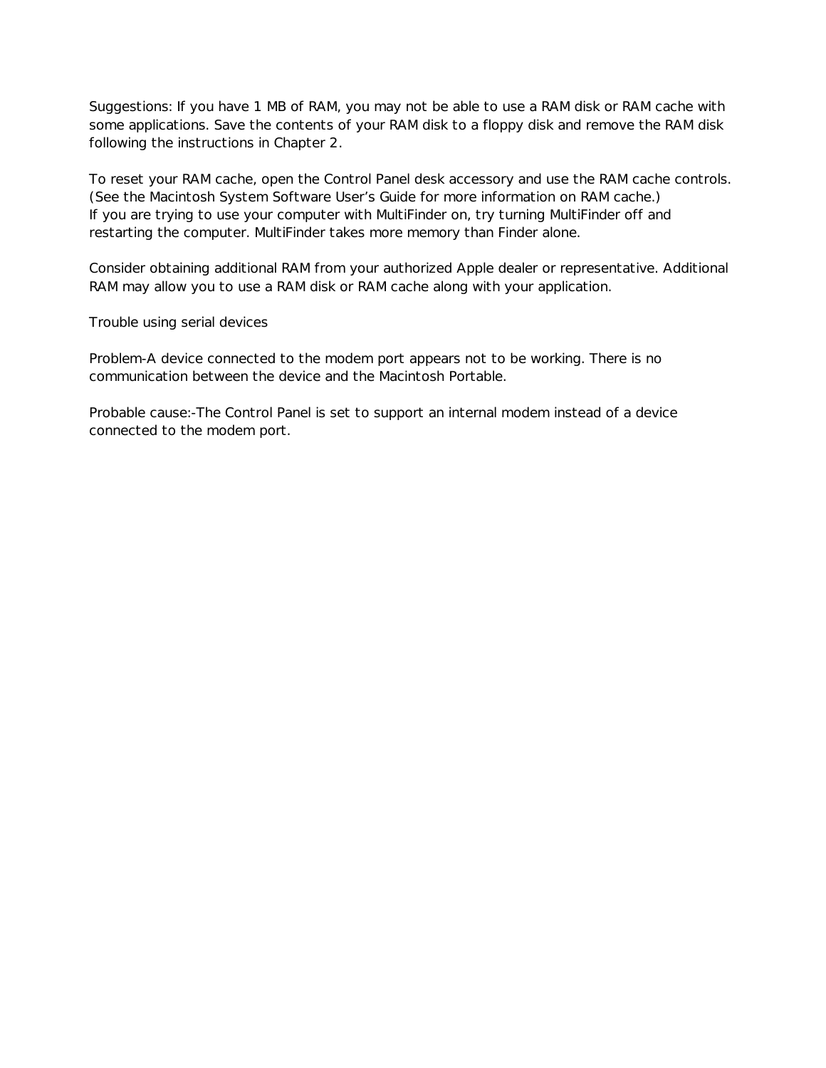Suggestions: If you have 1 MB of RAM, you may not be able to use a RAM disk or RAM cache with some applications. Save the contents of your RAM disk to a floppy disk and remove the RAM disk following the instructions in Chapter 2.

To reset your RAM cache, open the Control Panel desk accessory and use the RAM cache controls. (See the Macintosh System Software User's Guide for more information on RAM cache.) If you are trying to use your computer with MultiFinder on, try turning MultiFinder off and restarting the computer. MultiFinder takes more memory than Finder alone.

Consider obtaining additional RAM from your authorized Apple dealer or representative. Additional RAM may allow you to use a RAM disk or RAM cache along with your application.

## Trouble using serial devices

Problem-A device connected to the modem port appears not to be working. There is no communication between the device and the Macintosh Portable.

Probable cause:-The Control Panel is set to support an internal modem instead of a device connected to the modem port.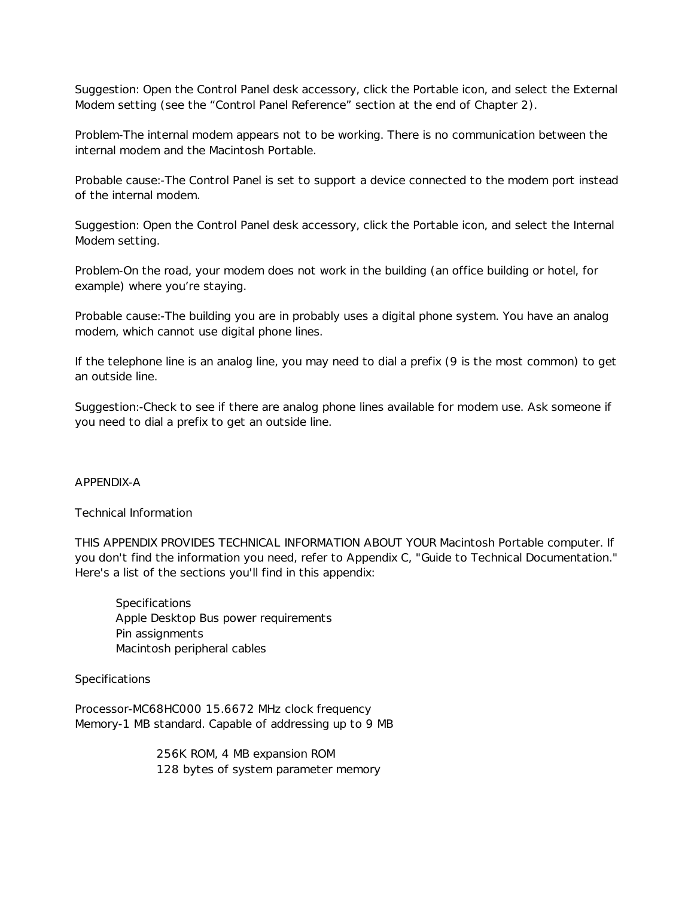Suggestion: Open the Control Panel desk accessory, click the Portable icon, and select the External Modem setting (see the “Control Panel Reference” section at the end of Chapter 2).

Problem-The internal modem appears not to be working. There is no communication between the internal modem and the Macintosh Portable.

Probable cause:-The Control Panel is set to support a device connected to the modem port instead of the internal modem.

Suggestion: Open the Control Panel desk accessory, click the Portable icon, and select the Internal Modem setting.

Problem-On the road, your modem does not work in the building (an office building or hotel, for example) where you’re staying.

Probable cause:-The building you are in probably uses a digital phone system. You have an analog modem, which cannot use digital phone lines.

If the telephone line is an analog line, you may need to dial a prefix (9 is the most common) to get an outside line.

Suggestion:-Check to see if there are analog phone lines available for modem use. Ask someone if you need to dial a prefix to get an outside line.

# APPENDIX-A

## Technical Information

THIS APPENDIX PROVIDES TECHNICAL INFORMATION ABOUT YOUR Macintosh Portable computer. If you don't find the information you need, refer to Appendix C, "Guide to Technical Documentation." Here's a list of the sections you'll find in this appendix:

- Specifications
- Apple Desktop Bus power requirements
- Pin assignments
- Macintosh peripheral cables

### Specifications

Processor-MC68HC000 15.6672 MHz clock frequency
Memory-1 MB standard. Capable of addressing up to 9 MB

256K ROM, 4 MB expansion ROM
128 bytes of system parameter memory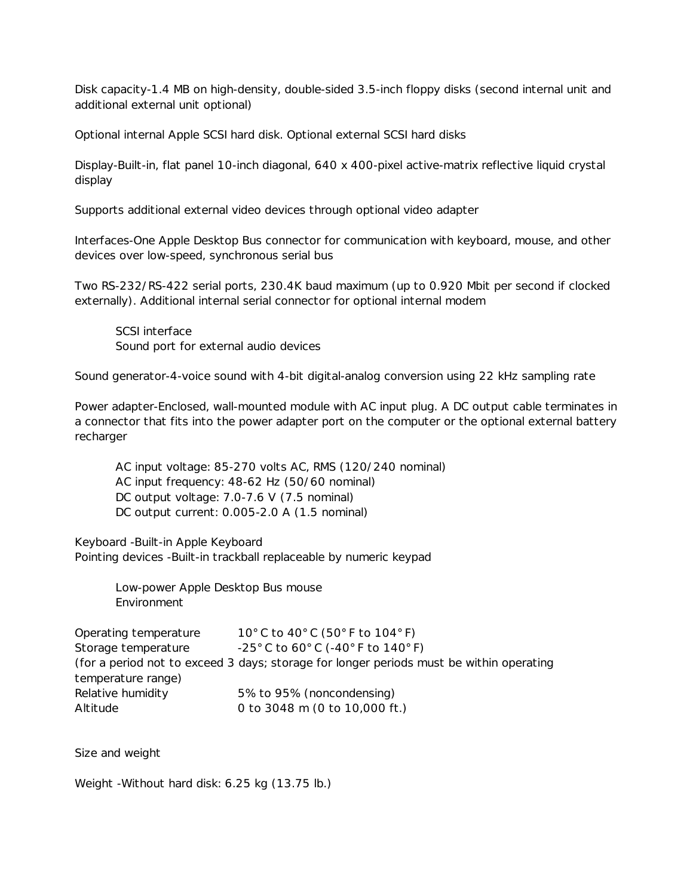Disk capacity-1.4 MB on high-density, double-sided 3.5-inch floppy disks (second internal unit and additional external unit optional)

Optional internal Apple SCSI hard disk. Optional external SCSI hard disks

Display-Built-in, flat panel 10-inch diagonal, 640 x 400-pixel active-matrix reflective liquid crystal display

Supports additional external video devices through optional video adapter

Interfaces-One Apple Desktop Bus connector for communication with keyboard, mouse, and other devices over low-speed, synchronous serial bus

Two RS-232/RS-422 serial ports, 230.4K baud maximum (up to 0.920 Mbit per second if clocked externally). Additional internal serial connector for optional internal modem

SCSI interface
Sound port for external audio devices

Sound generator-4-voice sound with 4-bit digital-analog conversion using 22 kHz sampling rate

Power adapter-Enclosed, wall-mounted module with AC input plug. A DC output cable terminates in a connector that fits into the power adapter port on the computer or the optional external battery recharger

AC input voltage: 85-270 volts AC, RMS (120/240 nominal)
AC input frequency: 48-62 Hz (50/60 nominal)
DC output voltage: 7.0-7.6 V (7.5 nominal)
DC output current: 0.005-2.0 A (1.5 nominal)

Keyboard -Built-in Apple Keyboard
Pointing devices -Built-in trackball replaceable by numeric keypad

Low-power Apple Desktop Bus mouse
Environment

| | |
|---|---|
| Operating temperature | 10° C to 40° C (50° F to 104° F) |
| Storage temperature | -25° C to 60° C (-40° F to 140° F) |

(for a period not to exceed 3 days; storage for longer periods must be within operating temperature range)

| | |
|---|---|
| Relative humidity | 5% to 95% (noncondensing) |
| Altitude | 0 to 3048 m (0 to 10,000 ft.) |

Size and weight

Weight -Without hard disk: 6.25 kg (13.75 lb.)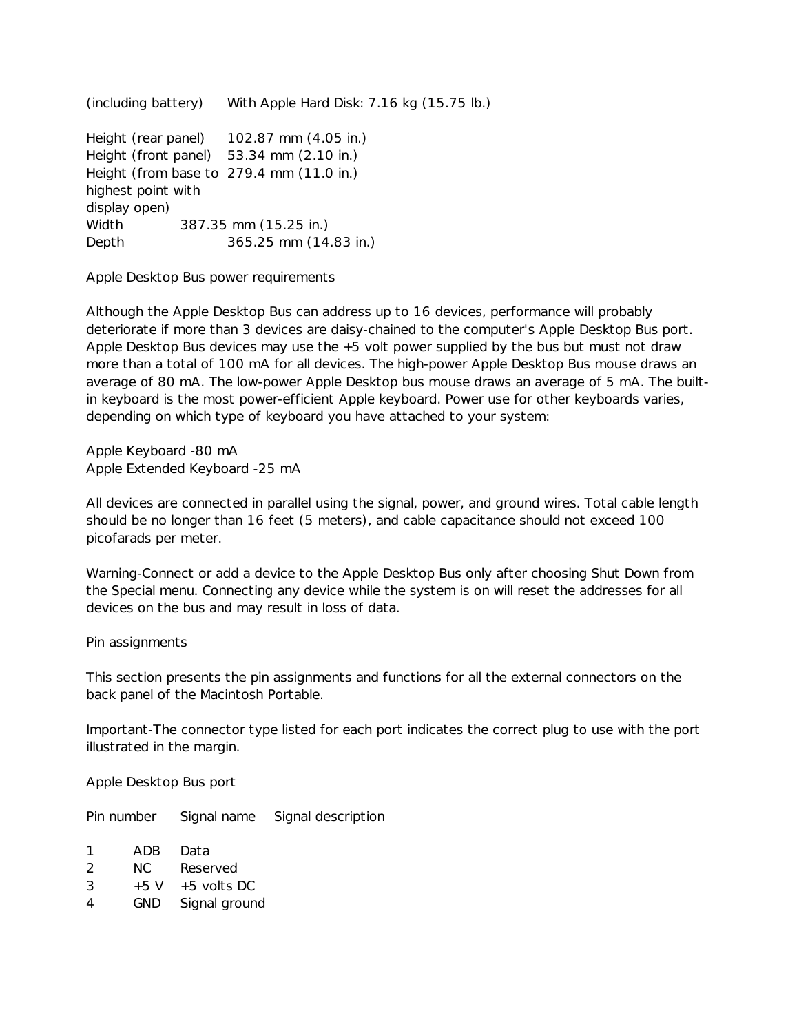| | |
|---|---|
| (including battery) | With Apple Hard Disk: 7.16 kg (15.75 lb.) |
| Height (rear panel) | 102.87 mm (4.05 in.) |
| Height (front panel) | 53.34 mm (2.10 in.) |
| Height (from base to highest point with display open) | 279.4 mm (11.0 in.) |
| Width | 387.35 mm (15.25 in.) |
| Depth | 365.25 mm (14.83 in.) |

## Apple Desktop Bus power requirements

Although the Apple Desktop Bus can address up to 16 devices, performance will probably deteriorate if more than 3 devices are daisy-chained to the computer's Apple Desktop Bus port. Apple Desktop Bus devices may use the +5 volt power supplied by the bus but must not draw more than a total of 100 mA for all devices. The high-power Apple Desktop Bus mouse draws an average of 80 mA. The low-power Apple Desktop bus mouse draws an average of 5 mA. The built-in keyboard is the most power-efficient Apple keyboard. Power use for other keyboards varies, depending on which type of keyboard you have attached to your system:

Apple Keyboard -80 mA
Apple Extended Keyboard -25 mA

All devices are connected in parallel using the signal, power, and ground wires. Total cable length should be no longer than 16 feet (5 meters), and cable capacitance should not exceed 100 picofarads per meter.

Warning-Connect or add a device to the Apple Desktop Bus only after choosing Shut Down from the Special menu. Connecting any device while the system is on will reset the addresses for all devices on the bus and may result in loss of data.

## Pin assignments

This section presents the pin assignments and functions for all the external connectors on the back panel of the Macintosh Portable.

Important-The connector type listed for each port indicates the correct plug to use with the port illustrated in the margin.

### Apple Desktop Bus port

| Pin number | Signal name | Signal description |
|---|---|---|
| 1 | ADB | Data |
| 2 | NC | Reserved |
| 3 | +5 V | +5 volts DC |
| 4 | GND | Signal ground |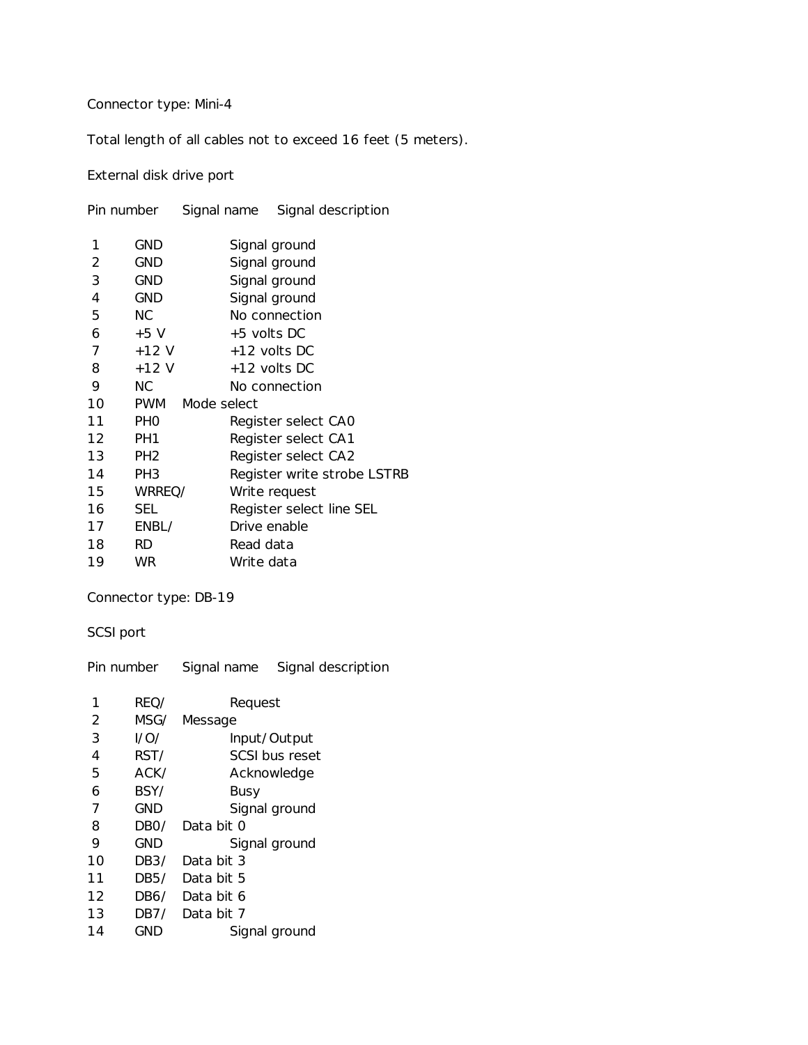Connector type: Mini-4

Total length of all cables not to exceed 16 feet (5 meters).

External disk drive port

| Pin number | Signal name | Signal description |
|---|---|---|
| 1 | GND | Signal ground |
| 2 | GND | Signal ground |
| 3 | GND | Signal ground |
| 4 | GND | Signal ground |
| 5 | NC | No connection |
| 6 | +5 V | +5 volts DC |
| 7 | +12 V | +12 volts DC |
| 8 | +12 V | +12 volts DC |
| 9 | NC | No connection |
| 10 | PWM | Mode select |
| 11 | PH0 | Register select CA0 |
| 12 | PH1 | Register select CA1 |
| 13 | PH2 | Register select CA2 |
| 14 | PH3 | Register write strobe LSTRB |
| 15 | WRREQ/ | Write request |
| 16 | SEL | Register select line SEL |
| 17 | ENBL/ | Drive enable |
| 18 | RD | Read data |
| 19 | WR | Write data |

Connector type: DB-19

SCSI port

| Pin number | Signal name | Signal description |
|---|---|---|
| 1 | REQ/ | Request |
| 2 | MSG/ | Message |
| 3 | I/O/ | Input/Output |
| 4 | RST/ | SCSI bus reset |
| 5 | ACK/ | Acknowledge |
| 6 | BSY/ | Busy |
| 7 | GND | Signal ground |
| 8 | DB0/ | Data bit 0 |
| 9 | GND | Signal ground |
| 10 | DB3/ | Data bit 3 |
| 11 | DB5/ | Data bit 5 |
| 12 | DB6/ | Data bit 6 |
| 13 | DB7/ | Data bit 7 |
| 14 | GND | Signal ground |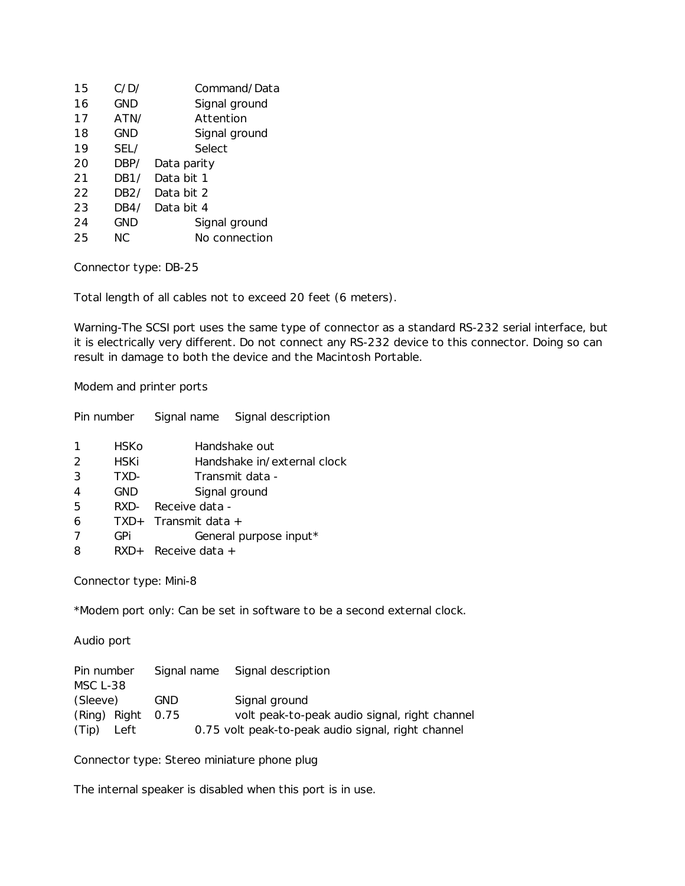| | | |
|---|---|---|
| 15 | C/D/ | Command/Data |
| 16 | GND | Signal ground |
| 17 | ATN/ | Attention |
| 18 | GND | Signal ground |
| 19 | SEL/ | Select |
| 20 | DBP/ | Data parity |
| 21 | DB1/ | Data bit 1 |
| 22 | DB2/ | Data bit 2 |
| 23 | DB4/ | Data bit 4 |
| 24 | GND | Signal ground |
| 25 | NC | No connection |

Connector type: DB-25

Total length of all cables not to exceed 20 feet (6 meters).

Warning-The SCSI port uses the same type of connector as a standard RS-232 serial interface, but it is electrically very different. Do not connect any RS-232 device to this connector. Doing so can result in damage to both the device and the Macintosh Portable.

Modem and printer ports

| Pin number | Signal name | Signal description |
|---|---|---|
| 1 | HSKo | Handshake out |
| 2 | HSKi | Handshake in/external clock |
| 3 | TXD- | Transmit data - |
| 4 | GND | Signal ground |
| 5 | RXD- | Receive data - |
| 6 | TXD+ | Transmit data + |
| 7 | GPi | General purpose input* |
| 8 | RXD+ | Receive data + |

Connector type: Mini-8

*Modem port only: Can be set in software to be a second external clock.

Audio port

| Pin number MSC L-38 | Signal name | Signal description |
|---|---|---|
| (Sleeve) | GND | Signal ground |
| (Ring) | Right | 0.75 volt peak-to-peak audio signal, right channel |
| (Tip) | Left | 0.75 volt peak-to-peak audio signal, right channel |

Connector type: Stereo miniature phone plug

The internal speaker is disabled when this port is in use.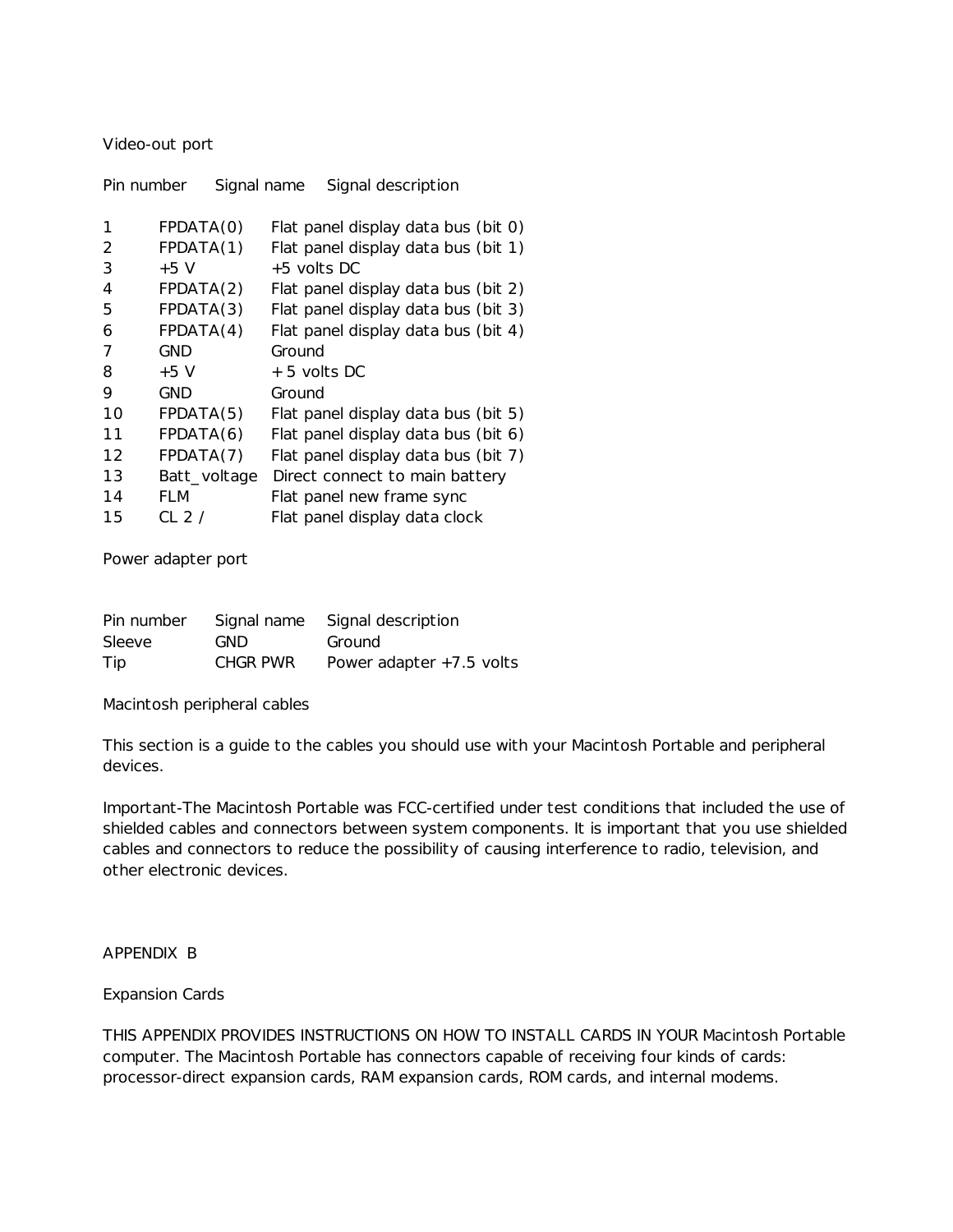Video-out port

| Pin number | Signal name | Signal description |
|---|---|---|
| 1 | FPDATA(0) | Flat panel display data bus (bit 0) |
| 2 | FPDATA(1) | Flat panel display data bus (bit 1) |
| 3 | +5 V | +5 volts DC |
| 4 | FPDATA(2) | Flat panel display data bus (bit 2) |
| 5 | FPDATA(3) | Flat panel display data bus (bit 3) |
| 6 | FPDATA(4) | Flat panel display data bus (bit 4) |
| 7 | GND | Ground |
| 8 | +5 V | + 5 volts DC |
| 9 | GND | Ground |
| 10 | FPDATA(5) | Flat panel display data bus (bit 5) |
| 11 | FPDATA(6) | Flat panel display data bus (bit 6) |
| 12 | FPDATA(7) | Flat panel display data bus (bit 7) |
| 13 | Batt_voltage | Direct connect to main battery |
| 14 | FLM | Flat panel new frame sync |
| 15 | CL 2 / | Flat panel display data clock |

Power adapter port

| Pin number | Signal name | Signal description |
|---|---|---|
| Sleeve | GND | Ground |
| Tip | CHGR PWR | Power adapter +7.5 volts |

Macintosh peripheral cables

This section is a guide to the cables you should use with your Macintosh Portable and peripheral devices.

Important-The Macintosh Portable was FCC-certified under test conditions that included the use of shielded cables and connectors between system components. It is important that you use shielded cables and connectors to reduce the possibility of causing interference to radio, television, and other electronic devices.

# APPENDIX B

## Expansion Cards

THIS APPENDIX PROVIDES INSTRUCTIONS ON HOW TO INSTALL CARDS IN YOUR Macintosh Portable computer. The Macintosh Portable has connectors capable of receiving four kinds of cards: processor-direct expansion cards, RAM expansion cards, ROM cards, and internal modems.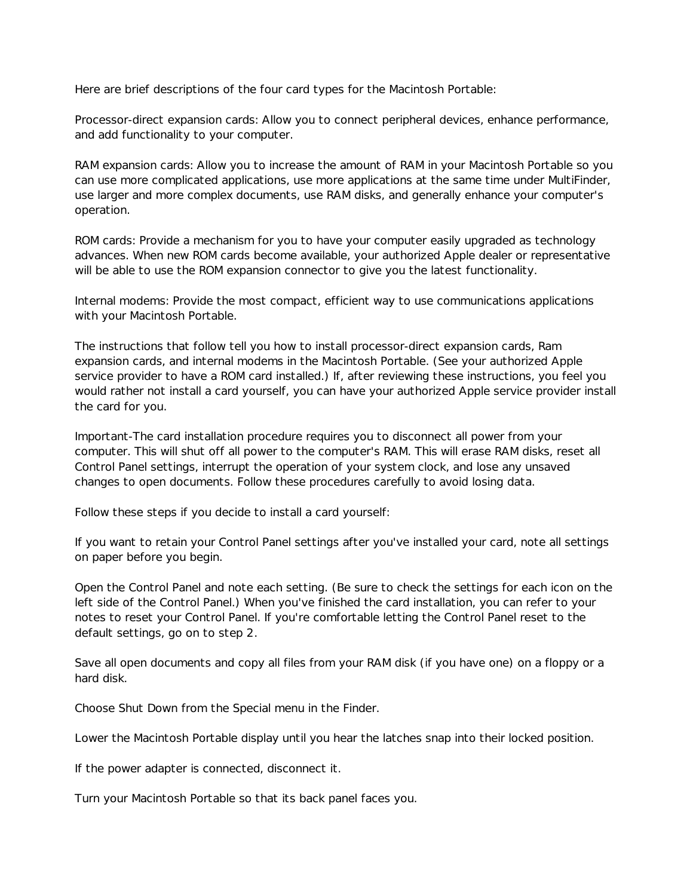Here are brief descriptions of the four card types for the Macintosh Portable:

Processor-direct expansion cards: Allow you to connect peripheral devices, enhance performance, and add functionality to your computer.

RAM expansion cards: Allow you to increase the amount of RAM in your Macintosh Portable so you can use more complicated applications, use more applications at the same time under MultiFinder, use larger and more complex documents, use RAM disks, and generally enhance your computer's operation.

ROM cards: Provide a mechanism for you to have your computer easily upgraded as technology advances. When new ROM cards become available, your authorized Apple dealer or representative will be able to use the ROM expansion connector to give you the latest functionality.

Internal modems: Provide the most compact, efficient way to use communications applications with your Macintosh Portable.

The instructions that follow tell you how to install processor-direct expansion cards, Ram expansion cards, and internal modems in the Macintosh Portable. (See your authorized Apple service provider to have a ROM card installed.) If, after reviewing these instructions, you feel you would rather not install a card yourself, you can have your authorized Apple service provider install the card for you.

Important-The card installation procedure requires you to disconnect all power from your computer. This will shut off all power to the computer's RAM. This will erase RAM disks, reset all Control Panel settings, interrupt the operation of your system clock, and lose any unsaved changes to open documents. Follow these procedures carefully to avoid losing data.

Follow these steps if you decide to install a card yourself:

If you want to retain your Control Panel settings after you've installed your card, note all settings on paper before you begin.

Open the Control Panel and note each setting. (Be sure to check the settings for each icon on the left side of the Control Panel.) When you've finished the card installation, you can refer to your notes to reset your Control Panel. If you're comfortable letting the Control Panel reset to the default settings, go on to step 2.

Save all open documents and copy all files from your RAM disk (if you have one) on a floppy or a hard disk.

Choose Shut Down from the Special menu in the Finder.

Lower the Macintosh Portable display until you hear the latches snap into their locked position.

If the power adapter is connected, disconnect it.

Turn your Macintosh Portable so that its back panel faces you.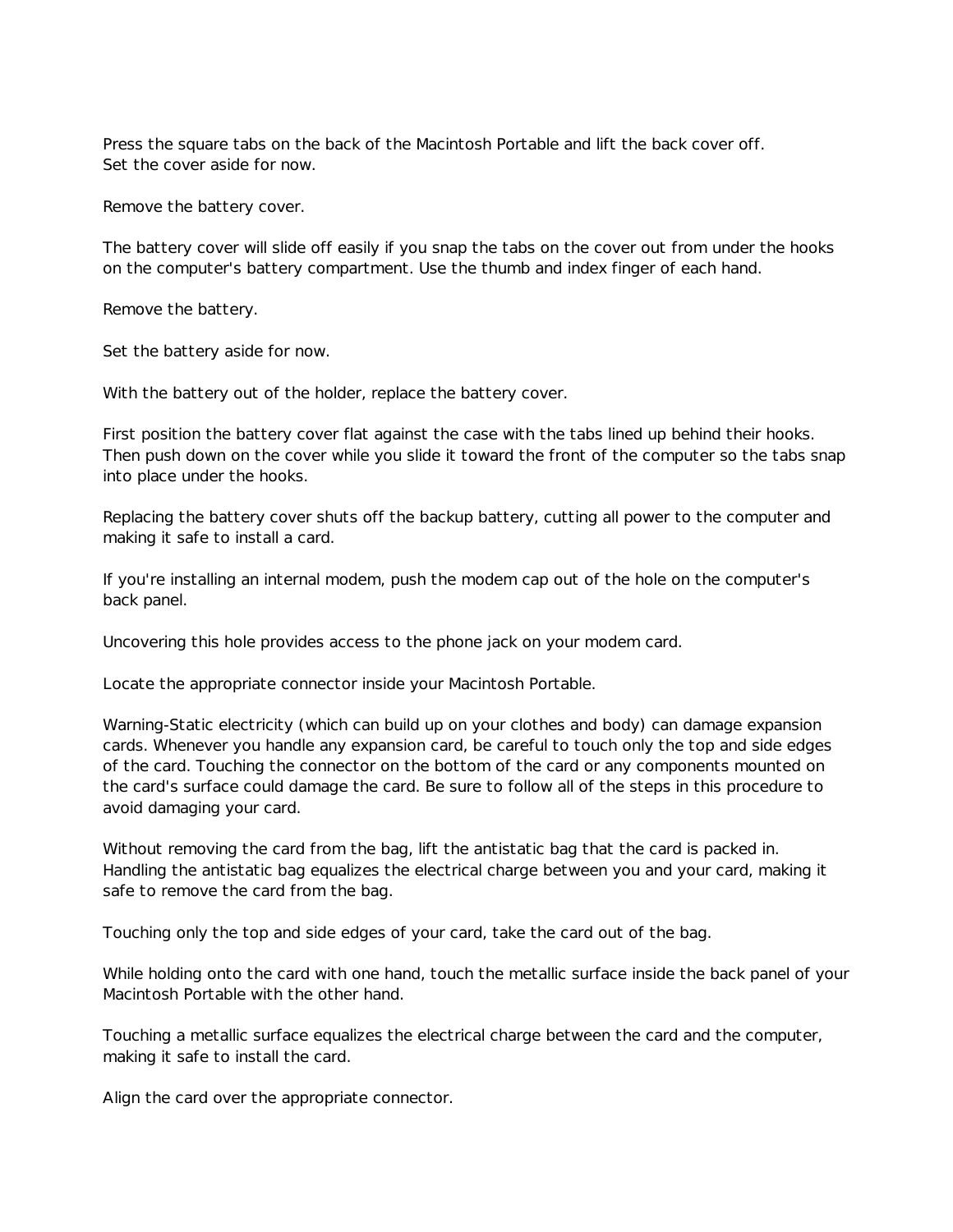Press the square tabs on the back of the Macintosh Portable and lift the back cover off. Set the cover aside for now.

Remove the battery cover.

The battery cover will slide off easily if you snap the tabs on the cover out from under the hooks on the computer's battery compartment. Use the thumb and index finger of each hand.

Remove the battery.

Set the battery aside for now.

With the battery out of the holder, replace the battery cover.

First position the battery cover flat against the case with the tabs lined up behind their hooks. Then push down on the cover while you slide it toward the front of the computer so the tabs snap into place under the hooks.

Replacing the battery cover shuts off the backup battery, cutting all power to the computer and making it safe to install a card.

If you're installing an internal modem, push the modem cap out of the hole on the computer's back panel.

Uncovering this hole provides access to the phone jack on your modem card.

Locate the appropriate connector inside your Macintosh Portable.

Warning-Static electricity (which can build up on your clothes and body) can damage expansion cards. Whenever you handle any expansion card, be careful to touch only the top and side edges of the card. Touching the connector on the bottom of the card or any components mounted on the card's surface could damage the card. Be sure to follow all of the steps in this procedure to avoid damaging your card.

Without removing the card from the bag, lift the antistatic bag that the card is packed in. Handling the antistatic bag equalizes the electrical charge between you and your card, making it safe to remove the card from the bag.

Touching only the top and side edges of your card, take the card out of the bag.

While holding onto the card with one hand, touch the metallic surface inside the back panel of your Macintosh Portable with the other hand.

Touching a metallic surface equalizes the electrical charge between the card and the computer, making it safe to install the card.

Align the card over the appropriate connector.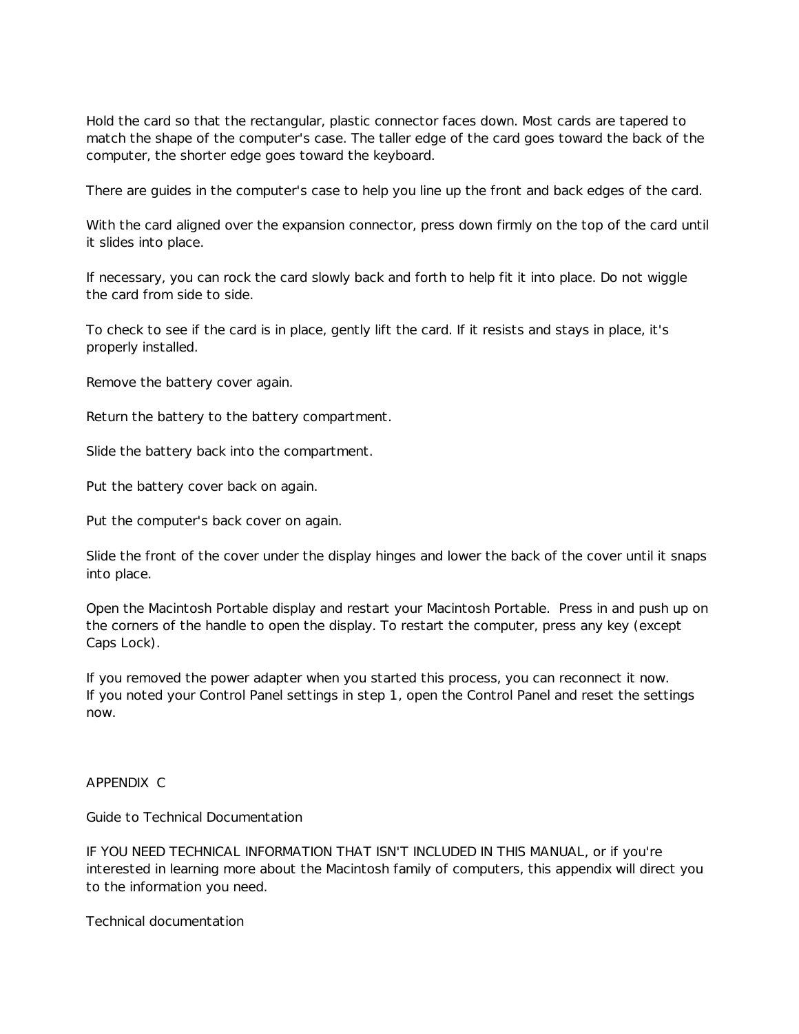Hold the card so that the rectangular, plastic connector faces down. Most cards are tapered to match the shape of the computer's case. The taller edge of the card goes toward the back of the computer, the shorter edge goes toward the keyboard.

There are guides in the computer's case to help you line up the front and back edges of the card.

With the card aligned over the expansion connector, press down firmly on the top of the card until it slides into place.

If necessary, you can rock the card slowly back and forth to help fit it into place. Do not wiggle the card from side to side.

To check to see if the card is in place, gently lift the card. If it resists and stays in place, it's properly installed.

Remove the battery cover again.

Return the battery to the battery compartment.

Slide the battery back into the compartment.

Put the battery cover back on again.

Put the computer's back cover on again.

Slide the front of the cover under the display hinges and lower the back of the cover until it snaps into place.

Open the Macintosh Portable display and restart your Macintosh Portable. Press in and push up on the corners of the handle to open the display. To restart the computer, press any key (except Caps Lock).

If you removed the power adapter when you started this process, you can reconnect it now.
If you noted your Control Panel settings in step 1, open the Control Panel and reset the settings now.

# APPENDIX C

## Guide to Technical Documentation

IF YOU NEED TECHNICAL INFORMATION THAT ISN'T INCLUDED IN THIS MANUAL, or if you're interested in learning more about the Macintosh family of computers, this appendix will direct you to the information you need.

### Technical documentation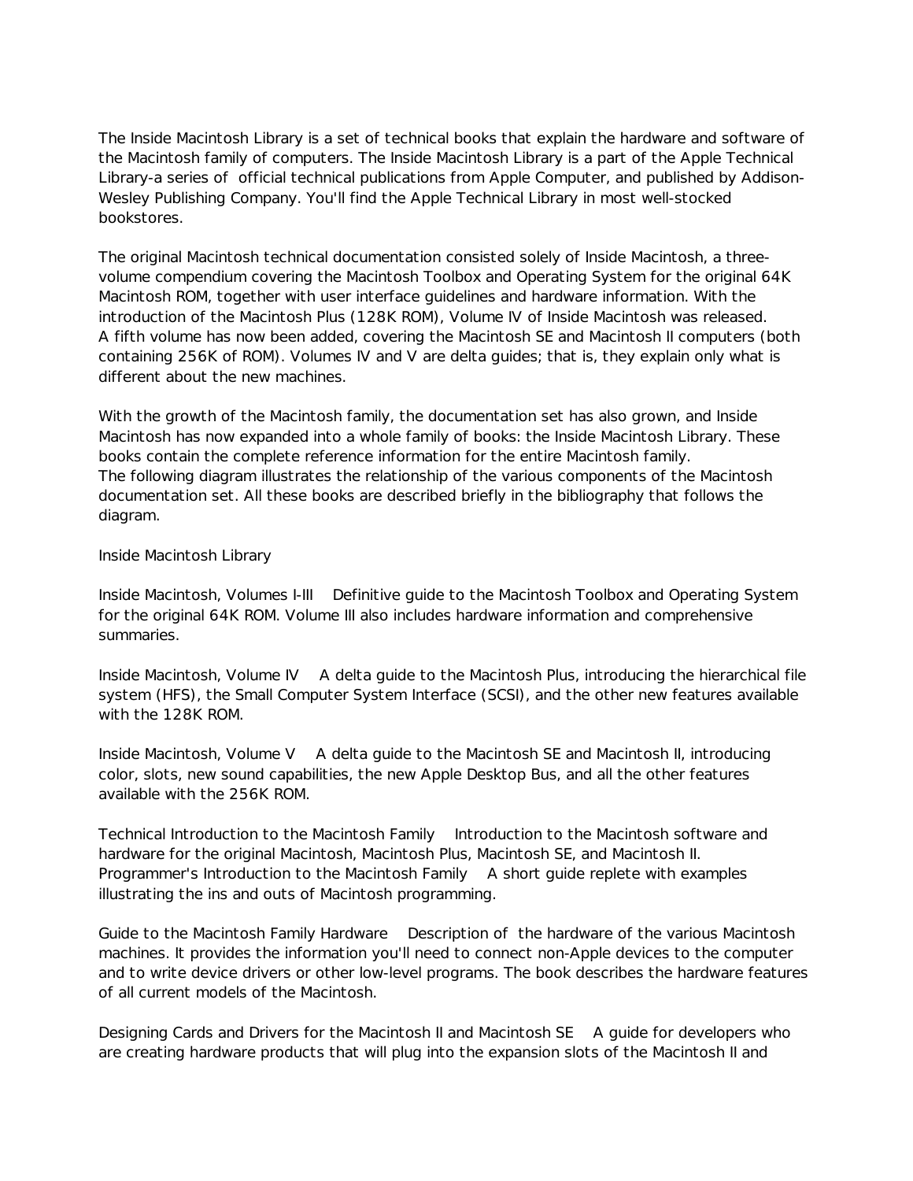The Inside Macintosh Library is a set of technical books that explain the hardware and software of the Macintosh family of computers. The Inside Macintosh Library is a part of the Apple Technical Library-a series of official technical publications from Apple Computer, and published by Addison-Wesley Publishing Company. You'll find the Apple Technical Library in most well-stocked bookstores.

The original Macintosh technical documentation consisted solely of Inside Macintosh, a three-volume compendium covering the Macintosh Toolbox and Operating System for the original 64K Macintosh ROM, together with user interface guidelines and hardware information. With the introduction of the Macintosh Plus (128K ROM), Volume IV of Inside Macintosh was released. A fifth volume has now been added, covering the Macintosh SE and Macintosh II computers (both containing 256K of ROM). Volumes IV and V are delta guides; that is, they explain only what is different about the new machines.

With the growth of the Macintosh family, the documentation set has also grown, and Inside Macintosh has now expanded into a whole family of books: the Inside Macintosh Library. These books contain the complete reference information for the entire Macintosh family.
The following diagram illustrates the relationship of the various components of the Macintosh documentation set. All these books are described briefly in the bibliography that follows the diagram.

Inside Macintosh Library

Inside Macintosh, Volumes I-III    Definitive guide to the Macintosh Toolbox and Operating System for the original 64K ROM. Volume III also includes hardware information and comprehensive summaries.

Inside Macintosh, Volume IV    A delta guide to the Macintosh Plus, introducing the hierarchical file system (HFS), the Small Computer System Interface (SCSI), and the other new features available with the 128K ROM.

Inside Macintosh, Volume V    A delta guide to the Macintosh SE and Macintosh II, introducing color, slots, new sound capabilities, the new Apple Desktop Bus, and all the other features available with the 256K ROM.

Technical Introduction to the Macintosh Family    Introduction to the Macintosh software and hardware for the original Macintosh, Macintosh Plus, Macintosh SE, and Macintosh II.
Programmer's Introduction to the Macintosh Family    A short guide replete with examples illustrating the ins and outs of Macintosh programming.

Guide to the Macintosh Family Hardware    Description of the hardware of the various Macintosh machines. It provides the information you'll need to connect non-Apple devices to the computer and to write device drivers or other low-level programs. The book describes the hardware features of all current models of the Macintosh.

Designing Cards and Drivers for the Macintosh II and Macintosh SE    A guide for developers who are creating hardware products that will plug into the expansion slots of the Macintosh II and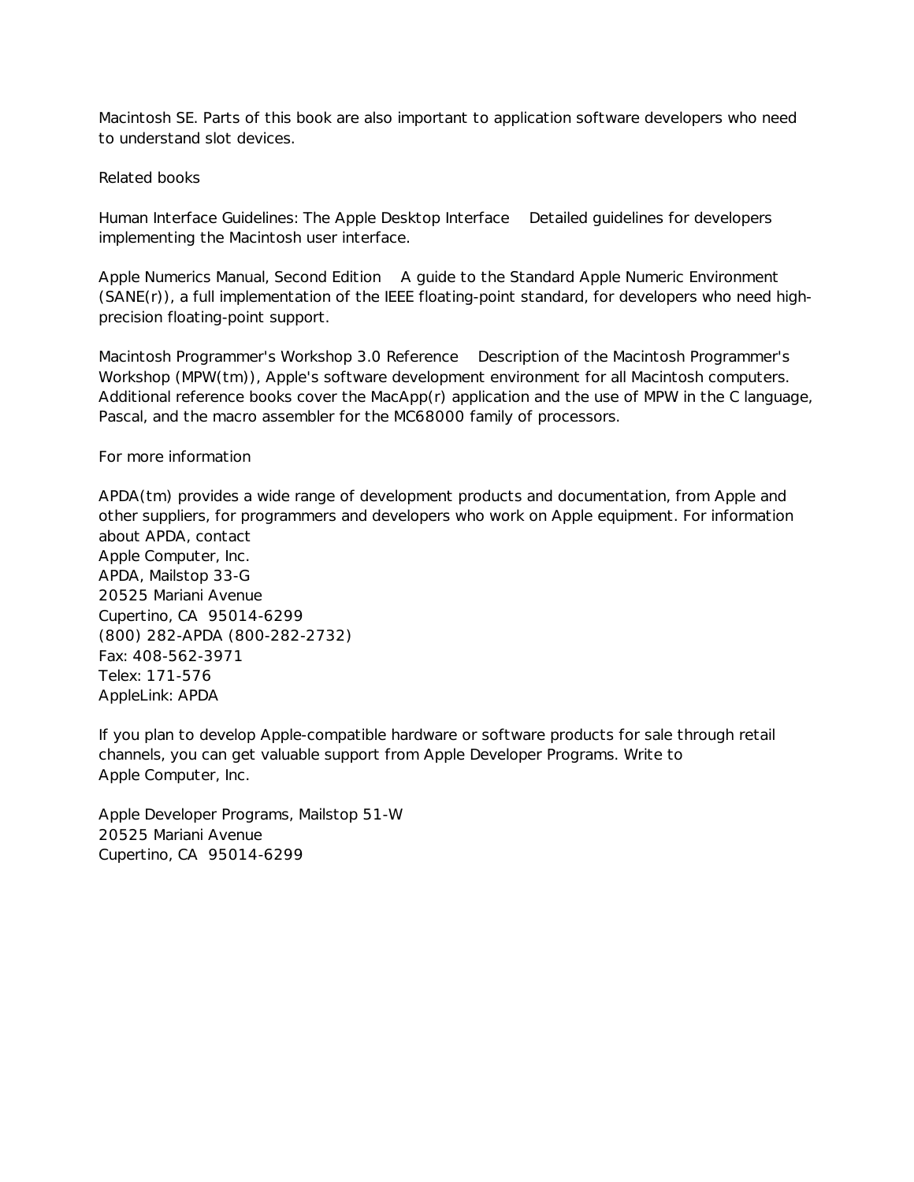Macintosh SE. Parts of this book are also important to application software developers who need to understand slot devices.

## Related books

**Human Interface Guidelines: The Apple Desktop Interface**    Detailed guidelines for developers implementing the Macintosh user interface.

**Apple Numerics Manual, Second Edition**    A guide to the Standard Apple Numeric Environment (SANE(r)), a full implementation of the IEEE floating-point standard, for developers who need high-precision floating-point support.

**Macintosh Programmer's Workshop 3.0 Reference**    Description of the Macintosh Programmer's Workshop (MPW(tm)), Apple's software development environment for all Macintosh computers. Additional reference books cover the MacApp(r) application and the use of MPW in the C language, Pascal, and the macro assembler for the MC68000 family of processors.

## For more information

APDA(tm) provides a wide range of development products and documentation, from Apple and other suppliers, for programmers and developers who work on Apple equipment. For information about APDA, contact

Apple Computer, Inc.
APDA, Mailstop 33-G
20525 Mariani Avenue
Cupertino, CA  95014-6299
(800) 282-APDA (800-282-2732)
Fax: 408-562-3971
Telex: 171-576
AppleLink: APDA

If you plan to develop Apple-compatible hardware or software products for sale through retail channels, you can get valuable support from Apple Developer Programs. Write to

Apple Computer, Inc.

Apple Developer Programs, Mailstop 51-W
20525 Mariani Avenue
Cupertino, CA  95014-6299